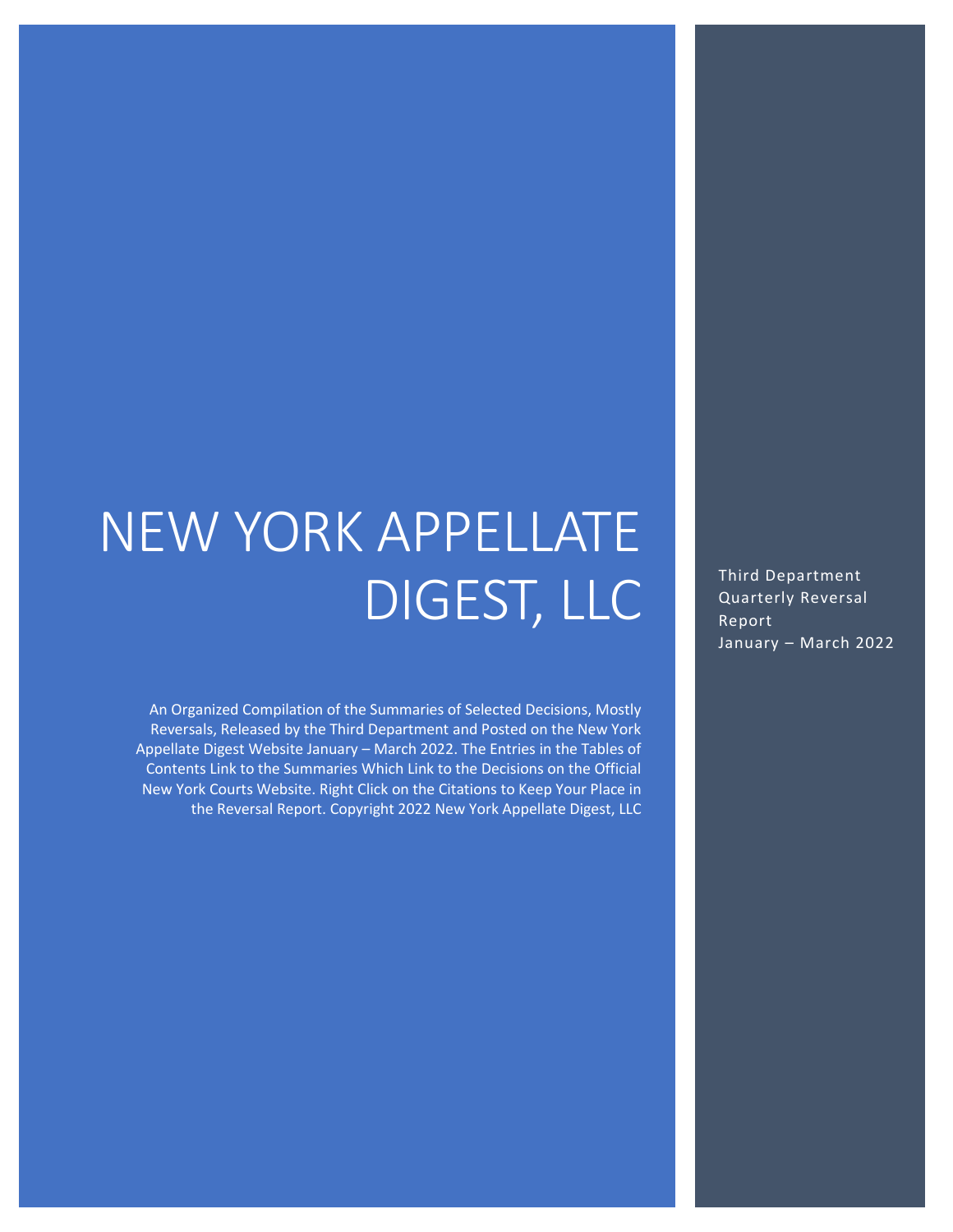# NEW YORK APPELLATE DIGEST, LLC

Third Department Quarterly Reversal Report
January – March 2022

An Organized Compilation of the Summaries of Selected Decisions, Mostly Reversals, Released by the Third Department and Posted on the New York Appellate Digest Website January – March 2022. The Entries in the Tables of Contents Link to the Summaries Which Link to the Decisions on the Official New York Courts Website. Right Click on the Citations to Keep Your Place in the Reversal Report. Copyright 2022 New York Appellate Digest, LLC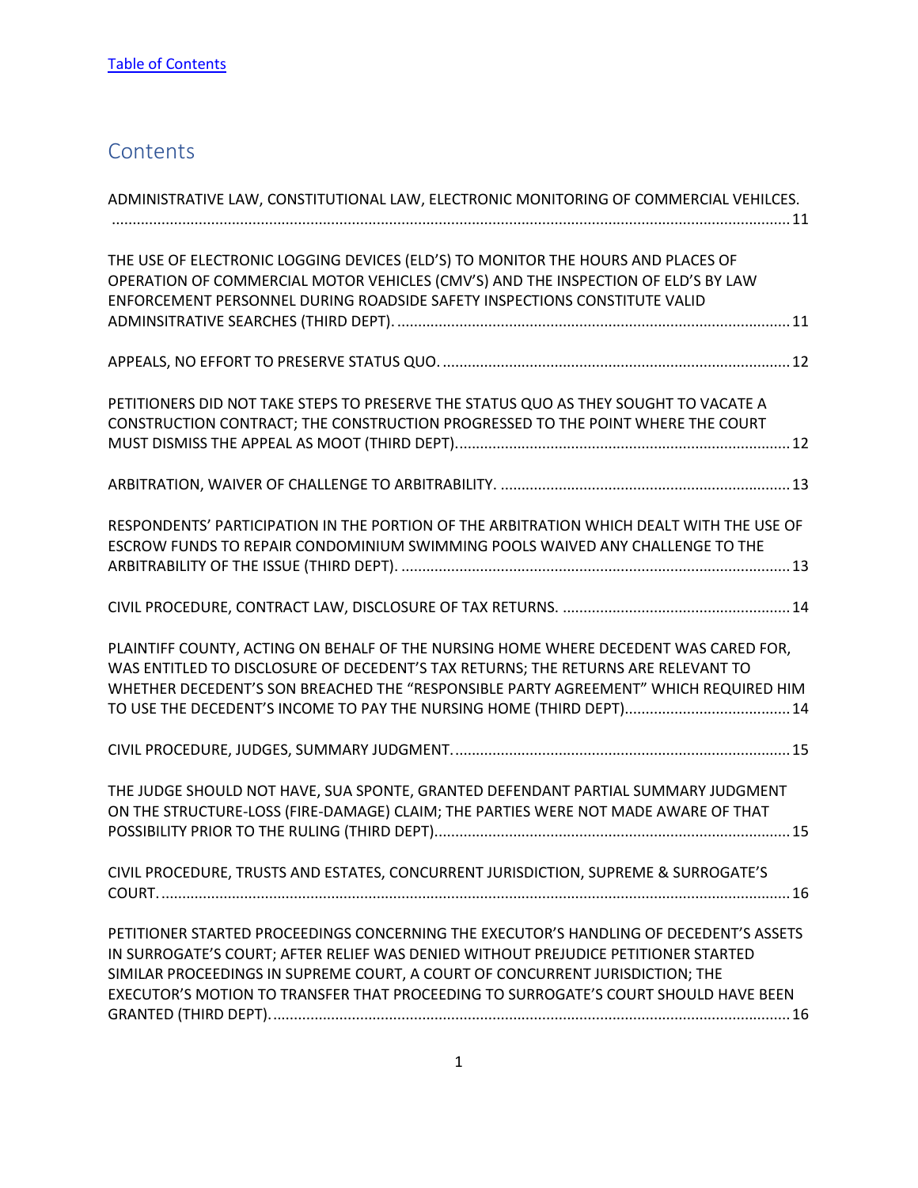[Table of Contents](#)

## Contents

ADMINISTRATIVE LAW, CONSTITUTIONAL LAW, ELECTRONIC MONITORING OF COMMERCIAL VEHILCES. ........................................................................................................................................................ 11

THE USE OF ELECTRONIC LOGGING DEVICES (ELD'S) TO MONITOR THE HOURS AND PLACES OF OPERATION OF COMMERCIAL MOTOR VEHICLES (CMV'S) AND THE INSPECTION OF ELD'S BY LAW ENFORCEMENT PERSONNEL DURING ROADSIDE SAFETY INSPECTIONS CONSTITUTE VALID ADMINSITRATIVE SEARCHES (THIRD DEPT). ............................................................................................ 11

APPEALS, NO EFFORT TO PRESERVE STATUS QUO. ................................................................................ 12

PETITIONERS DID NOT TAKE STEPS TO PRESERVE THE STATUS QUO AS THEY SOUGHT TO VACATE A CONSTRUCTION CONTRACT; THE CONSTRUCTION PROGRESSED TO THE POINT WHERE THE COURT MUST DISMISS THE APPEAL AS MOOT (THIRD DEPT). .............................................................................. 12

ARBITRATION, WAIVER OF CHALLENGE TO ARBITRABILITY. ..................................................................... 13

RESPONDENTS' PARTICIPATION IN THE PORTION OF THE ARBITRATION WHICH DEALT WITH THE USE OF ESCROW FUNDS TO REPAIR CONDOMINIUM SWIMMING POOLS WAIVED ANY CHALLENGE TO THE ARBITRABILITY OF THE ISSUE (THIRD DEPT). ........................................................................................... 13

CIVIL PROCEDURE, CONTRACT LAW, DISCLOSURE OF TAX RETURNS. ...................................................... 14

PLAINTIFF COUNTY, ACTING ON BEHALF OF THE NURSING HOME WHERE DECEDENT WAS CARED FOR, WAS ENTITLED TO DISCLOSURE OF DECEDENT'S TAX RETURNS; THE RETURNS ARE RELEVANT TO WHETHER DECEDENT'S SON BREACHED THE "RESPONSIBLE PARTY AGREEMENT" WHICH REQUIRED HIM TO USE THE DECEDENT'S INCOME TO PAY THE NURSING HOME (THIRD DEPT). ....................................... 14

CIVIL PROCEDURE, JUDGES, SUMMARY JUDGMENT. ................................................................................ 15

THE JUDGE SHOULD NOT HAVE, SUA SPONTE, GRANTED DEFENDANT PARTIAL SUMMARY JUDGMENT ON THE STRUCTURE-LOSS (FIRE-DAMAGE) CLAIM; THE PARTIES WERE NOT MADE AWARE OF THAT POSSIBILITY PRIOR TO THE RULING (THIRD DEPT). ................................................................................... 15

CIVIL PROCEDURE, TRUSTS AND ESTATES, CONCURRENT JURISDICTION, SUPREME & SURROGATE'S COURT. ........................................................................................................................................................ 16

PETITIONER STARTED PROCEEDINGS CONCERNING THE EXECUTOR'S HANDLING OF DECEDENT'S ASSETS IN SURROGATE'S COURT; AFTER RELIEF WAS DENIED WITHOUT PREJUDICE PETITIONER STARTED SIMILAR PROCEEDINGS IN SUPREME COURT, A COURT OF CONCURRENT JURISDICTION; THE EXECUTOR'S MOTION TO TRANSFER THAT PROCEEDING TO SURROGATE'S COURT SHOULD HAVE BEEN GRANTED (THIRD DEPT). ........................................................................................................................... 16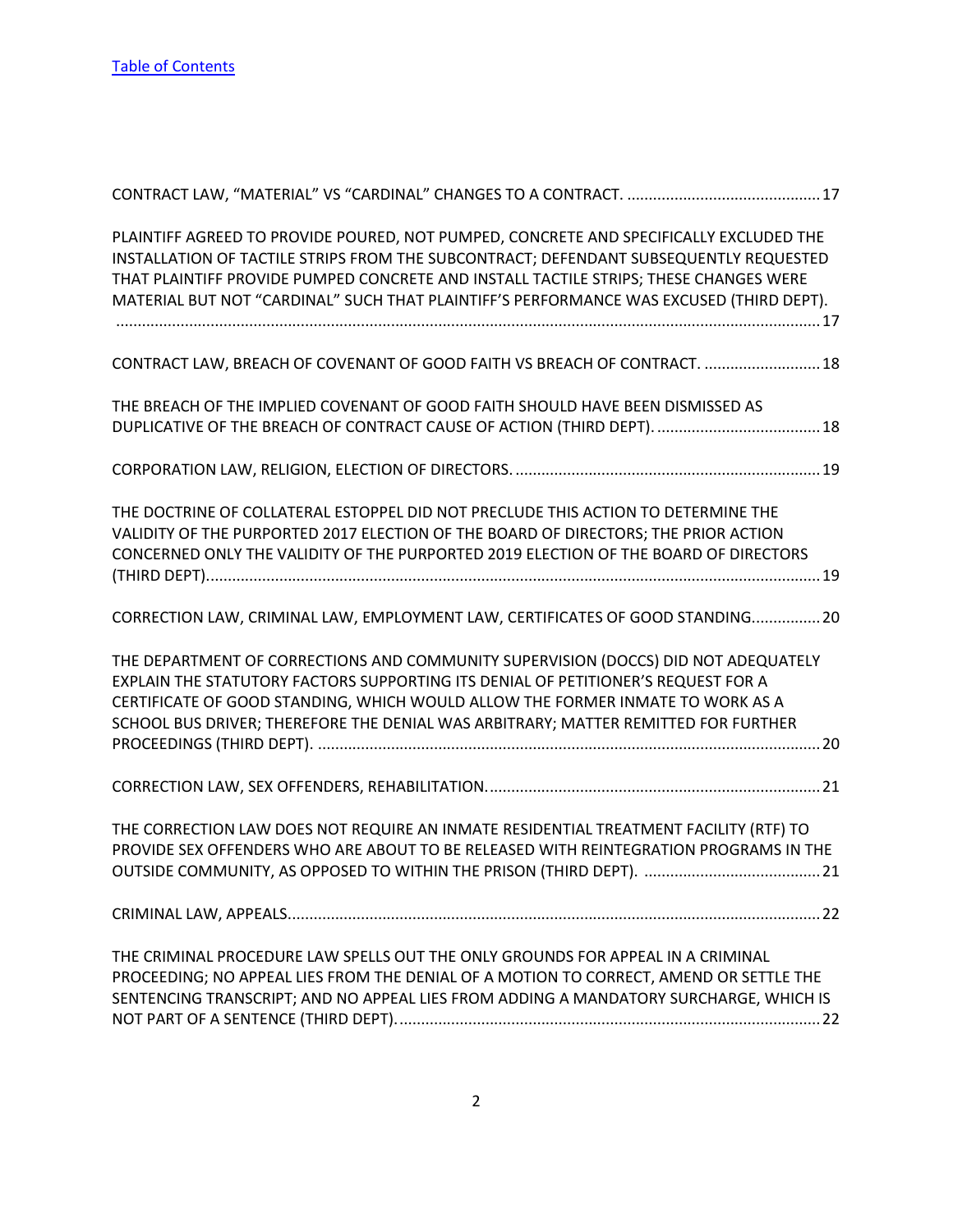[Table of Contents](#)

CONTRACT LAW, "MATERIAL" VS "CARDINAL" CHANGES TO A CONTRACT. .......................................... 17

PLAINTIFF AGREED TO PROVIDE POURED, NOT PUMPED, CONCRETE AND SPECIFICALLY EXCLUDED THE INSTALLATION OF TACTILE STRIPS FROM THE SUBCONTRACT; DEFENDANT SUBSEQUENTLY REQUESTED THAT PLAINTIFF PROVIDE PUMPED CONCRETE AND INSTALL TACTILE STRIPS; THESE CHANGES WERE MATERIAL BUT NOT "CARDINAL" SUCH THAT PLAINTIFF'S PERFORMANCE WAS EXCUSED (THIRD DEPT). ........................................................................................................................................... 17

CONTRACT LAW, BREACH OF COVENANT OF GOOD FAITH VS BREACH OF CONTRACT. ........................... 18

THE BREACH OF THE IMPLIED COVENANT OF GOOD FAITH SHOULD HAVE BEEN DISMISSED AS DUPLICATIVE OF THE BREACH OF CONTRACT CAUSE OF ACTION (THIRD DEPT). ...................................... 18

CORPORATION LAW, RELIGION, ELECTION OF DIRECTORS. ...................................................................... 19

THE DOCTRINE OF COLLATERAL ESTOPPEL DID NOT PRECLUDE THIS ACTION TO DETERMINE THE VALIDITY OF THE PURPORTED 2017 ELECTION OF THE BOARD OF DIRECTORS; THE PRIOR ACTION CONCERNED ONLY THE VALIDITY OF THE PURPORTED 2019 ELECTION OF THE BOARD OF DIRECTORS (THIRD DEPT). ........................................................................................................................................... 19

CORRECTION LAW, CRIMINAL LAW, EMPLOYMENT LAW, CERTIFICATES OF GOOD STANDING................ 20

THE DEPARTMENT OF CORRECTIONS AND COMMUNITY SUPERVISION (DOCCS) DID NOT ADEQUATELY EXPLAIN THE STATUTORY FACTORS SUPPORTING ITS DENIAL OF PETITIONER'S REQUEST FOR A CERTIFICATE OF GOOD STANDING, WHICH WOULD ALLOW THE FORMER INMATE TO WORK AS A SCHOOL BUS DRIVER; THEREFORE THE DENIAL WAS ARBITRARY; MATTER REMITTED FOR FURTHER PROCEEDINGS (THIRD DEPT). .................................................................................................................... 20

CORRECTION LAW, SEX OFFENDERS, REHABILITATION. ........................................................................... 21

THE CORRECTION LAW DOES NOT REQUIRE AN INMATE RESIDENTIAL TREATMENT FACILITY (RTF) TO PROVIDE SEX OFFENDERS WHO ARE ABOUT TO BE RELEASED WITH REINTEGRATION PROGRAMS IN THE OUTSIDE COMMUNITY, AS OPPOSED TO WITHIN THE PRISON (THIRD DEPT). ......................................... 21

CRIMINAL LAW, APPEALS. ......................................................................................................................... 22

THE CRIMINAL PROCEDURE LAW SPELLS OUT THE ONLY GROUNDS FOR APPEAL IN A CRIMINAL PROCEEDING; NO APPEAL LIES FROM THE DENIAL OF A MOTION TO CORRECT, AMEND OR SETTLE THE SENTENCING TRANSCRIPT; AND NO APPEAL LIES FROM ADDING A MANDATORY SURCHARGE, WHICH IS NOT PART OF A SENTENCE (THIRD DEPT). ................................................................................................. 22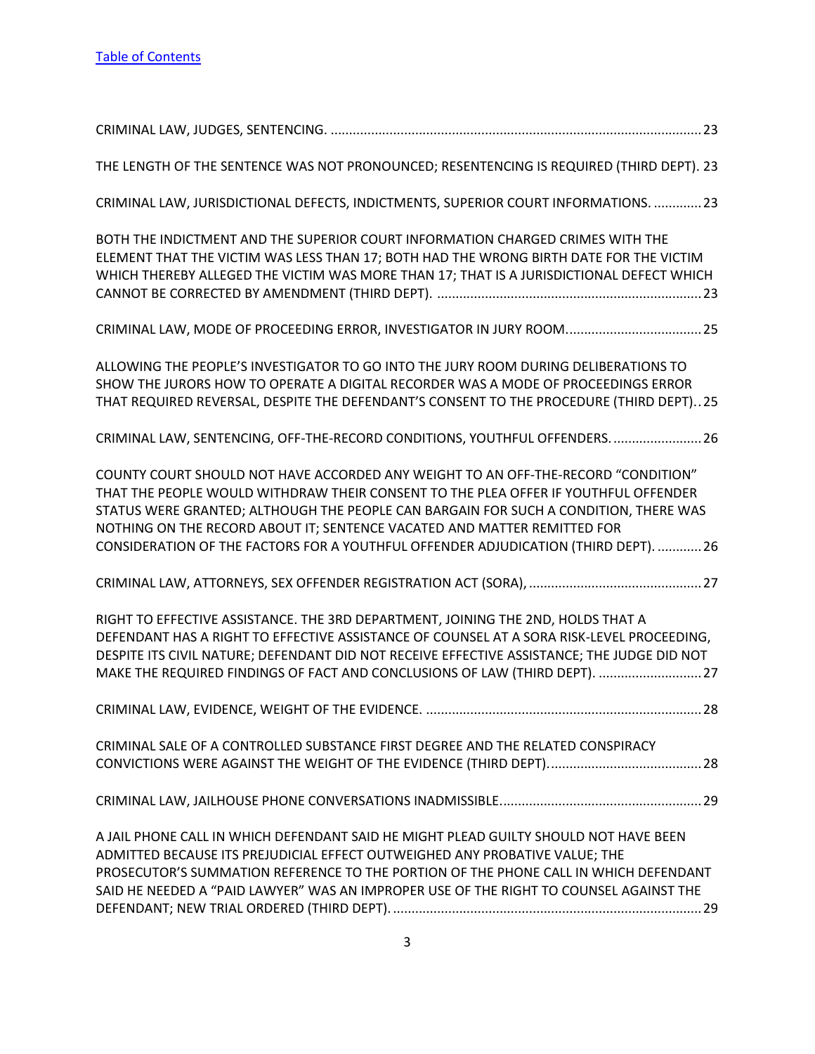[Table of Contents](#)

CRIMINAL LAW, JUDGES, SENTENCING. .................................................................................................. 23

THE LENGTH OF THE SENTENCE WAS NOT PRONOUNCED; RESENTENCING IS REQUIRED (THIRD DEPT). 23

CRIMINAL LAW, JURISDICTIONAL DEFECTS, INDICTMENTS, SUPERIOR COURT INFORMATIONS. ............. 23

BOTH THE INDICTMENT AND THE SUPERIOR COURT INFORMATION CHARGED CRIMES WITH THE ELEMENT THAT THE VICTIM WAS LESS THAN 17; BOTH HAD THE WRONG BIRTH DATE FOR THE VICTIM WHICH THEREBY ALLEGED THE VICTIM WAS MORE THAN 17; THAT IS A JURISDICTIONAL DEFECT WHICH CANNOT BE CORRECTED BY AMENDMENT (THIRD DEPT). ......................................................................... 23

CRIMINAL LAW, MODE OF PROCEEDING ERROR, INVESTIGATOR IN JURY ROOM..................................... 25

ALLOWING THE PEOPLE'S INVESTIGATOR TO GO INTO THE JURY ROOM DURING DELIBERATIONS TO SHOW THE JURORS HOW TO OPERATE A DIGITAL RECORDER WAS A MODE OF PROCEEDINGS ERROR THAT REQUIRED REVERSAL, DESPITE THE DEFENDANT'S CONSENT TO THE PROCEDURE (THIRD DEPT).. 25

CRIMINAL LAW, SENTENCING, OFF-THE-RECORD CONDITIONS, YOUTHFUL OFFENDERS. ........................ 26

COUNTY COURT SHOULD NOT HAVE ACCORDED ANY WEIGHT TO AN OFF-THE-RECORD "CONDITION" THAT THE PEOPLE WOULD WITHDRAW THEIR CONSENT TO THE PLEA OFFER IF YOUTHFUL OFFENDER STATUS WERE GRANTED; ALTHOUGH THE PEOPLE CAN BARGAIN FOR SUCH A CONDITION, THERE WAS NOTHING ON THE RECORD ABOUT IT; SENTENCE VACATED AND MATTER REMITTED FOR CONSIDERATION OF THE FACTORS FOR A YOUTHFUL OFFENDER ADJUDICATION (THIRD DEPT). ............ 26

CRIMINAL LAW, ATTORNEYS, SEX OFFENDER REGISTRATION ACT (SORA), ............................................... 27

RIGHT TO EFFECTIVE ASSISTANCE. THE 3RD DEPARTMENT, JOINING THE 2ND, HOLDS THAT A DEFENDANT HAS A RIGHT TO EFFECTIVE ASSISTANCE OF COUNSEL AT A SORA RISK-LEVEL PROCEEDING, DESPITE ITS CIVIL NATURE; DEFENDANT DID NOT RECEIVE EFFECTIVE ASSISTANCE; THE JUDGE DID NOT MAKE THE REQUIRED FINDINGS OF FACT AND CONCLUSIONS OF LAW (THIRD DEPT). ............................ 27

CRIMINAL LAW, EVIDENCE, WEIGHT OF THE EVIDENCE. ........................................................................... 28

CRIMINAL SALE OF A CONTROLLED SUBSTANCE FIRST DEGREE AND THE RELATED CONSPIRACY CONVICTIONS WERE AGAINST THE WEIGHT OF THE EVIDENCE (THIRD DEPT)........................................... 28

CRIMINAL LAW, JAILHOUSE PHONE CONVERSATIONS INADMISSIBLE....................................................... 29

A JAIL PHONE CALL IN WHICH DEFENDANT SAID HE MIGHT PLEAD GUILTY SHOULD NOT HAVE BEEN ADMITTED BECAUSE ITS PREJUDICIAL EFFECT OUTWEIGHED ANY PROBATIVE VALUE; THE PROSECUTOR'S SUMMATION REFERENCE TO THE PORTION OF THE PHONE CALL IN WHICH DEFENDANT SAID HE NEEDED A "PAID LAWYER" WAS AN IMPROPER USE OF THE RIGHT TO COUNSEL AGAINST THE DEFENDANT; NEW TRIAL ORDERED (THIRD DEPT). ..................................................................................... 29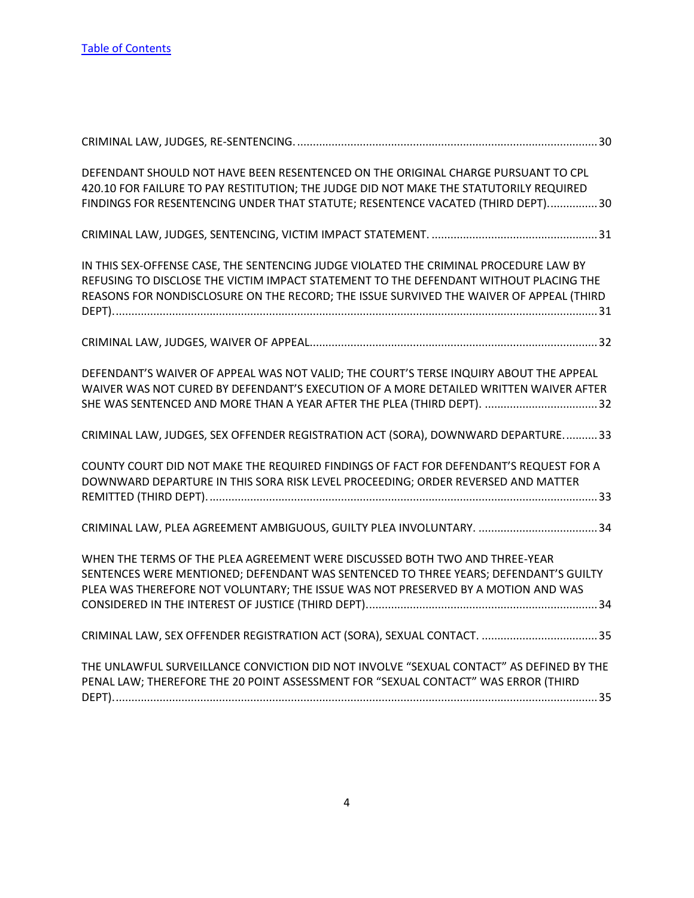[Table of Contents](#)

CRIMINAL LAW, JUDGES, RE-SENTENCING. ....... 30

DEFENDANT SHOULD NOT HAVE BEEN RESENTENCED ON THE ORIGINAL CHARGE PURSUANT TO CPL 420.10 FOR FAILURE TO PAY RESTITUTION; THE JUDGE DID NOT MAKE THE STATUTORILY REQUIRED FINDINGS FOR RESENTENCING UNDER THAT STATUTE; RESENTENCE VACATED (THIRD DEPT). ....... 30

CRIMINAL LAW, JUDGES, SENTENCING, VICTIM IMPACT STATEMENT. ....... 31

IN THIS SEX-OFFENSE CASE, THE SENTENCING JUDGE VIOLATED THE CRIMINAL PROCEDURE LAW BY REFUSING TO DISCLOSE THE VICTIM IMPACT STATEMENT TO THE DEFENDANT WITHOUT PLACING THE REASONS FOR NONDISCLOSURE ON THE RECORD; THE ISSUE SURVIVED THE WAIVER OF APPEAL (THIRD DEPT). ....... 31

CRIMINAL LAW, JUDGES, WAIVER OF APPEAL. ....... 32

DEFENDANT'S WAIVER OF APPEAL WAS NOT VALID; THE COURT'S TERSE INQUIRY ABOUT THE APPEAL WAIVER WAS NOT CURED BY DEFENDANT'S EXECUTION OF A MORE DETAILED WRITTEN WAIVER AFTER SHE WAS SENTENCED AND MORE THAN A YEAR AFTER THE PLEA (THIRD DEPT). ....... 32

CRIMINAL LAW, JUDGES, SEX OFFENDER REGISTRATION ACT (SORA), DOWNWARD DEPARTURE. ....... 33

COUNTY COURT DID NOT MAKE THE REQUIRED FINDINGS OF FACT FOR DEFENDANT'S REQUEST FOR A DOWNWARD DEPARTURE IN THIS SORA RISK LEVEL PROCEEDING; ORDER REVERSED AND MATTER REMITTED (THIRD DEPT). ....... 33

CRIMINAL LAW, PLEA AGREEMENT AMBIGUOUS, GUILTY PLEA INVOLUNTARY. ....... 34

WHEN THE TERMS OF THE PLEA AGREEMENT WERE DISCUSSED BOTH TWO AND THREE-YEAR SENTENCES WERE MENTIONED; DEFENDANT WAS SENTENCED TO THREE YEARS; DEFENDANT'S GUILTY PLEA WAS THEREFORE NOT VOLUNTARY; THE ISSUE WAS NOT PRESERVED BY A MOTION AND WAS CONSIDERED IN THE INTEREST OF JUSTICE (THIRD DEPT). ....... 34

CRIMINAL LAW, SEX OFFENDER REGISTRATION ACT (SORA), SEXUAL CONTACT. ....... 35

THE UNLAWFUL SURVEILLANCE CONVICTION DID NOT INVOLVE "SEXUAL CONTACT" AS DEFINED BY THE PENAL LAW; THEREFORE THE 20 POINT ASSESSMENT FOR "SEXUAL CONTACT" WAS ERROR (THIRD DEPT). ....... 35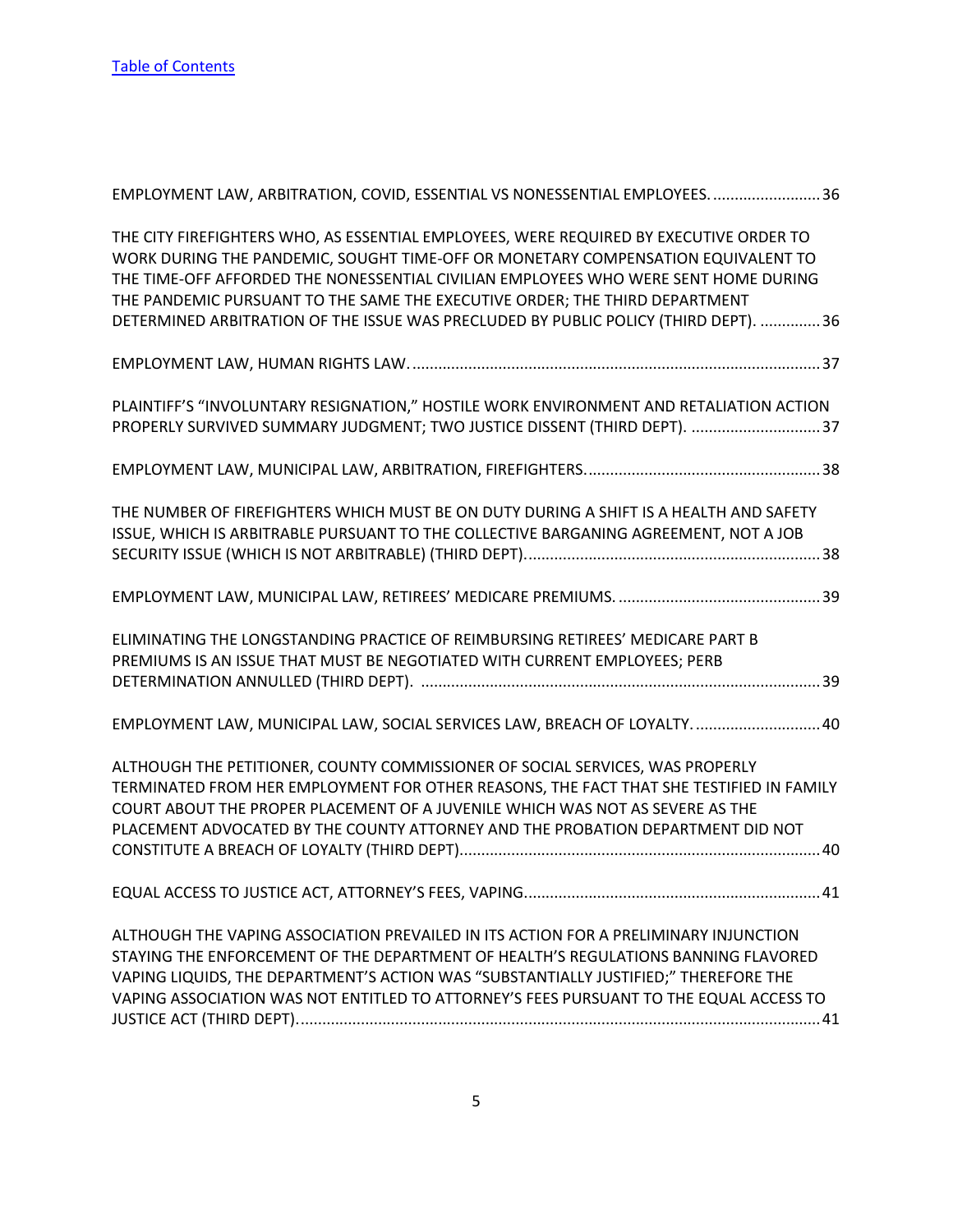[Table of Contents](#)

EMPLOYMENT LAW, ARBITRATION, COVID, ESSENTIAL VS NONESSENTIAL EMPLOYEES. .........................36

THE CITY FIREFIGHTERS WHO, AS ESSENTIAL EMPLOYEES, WERE REQUIRED BY EXECUTIVE ORDER TO WORK DURING THE PANDEMIC, SOUGHT TIME-OFF OR MONETARY COMPENSATION EQUIVALENT TO THE TIME-OFF AFFORDED THE NONESSENTIAL CIVILIAN EMPLOYEES WHO WERE SENT HOME DURING THE PANDEMIC PURSUANT TO THE SAME THE EXECUTIVE ORDER; THE THIRD DEPARTMENT DETERMINED ARBITRATION OF THE ISSUE WAS PRECLUDED BY PUBLIC POLICY (THIRD DEPT). ..............36

EMPLOYMENT LAW, HUMAN RIGHTS LAW...............................................................................................37

PLAINTIFF'S "INVOLUNTARY RESIGNATION," HOSTILE WORK ENVIRONMENT AND RETALIATION ACTION PROPERLY SURVIVED SUMMARY JUDGMENT; TWO JUSTICE DISSENT (THIRD DEPT). ..............................37

EMPLOYMENT LAW, MUNICIPAL LAW, ARBITRATION, FIREFIGHTERS......................................................38

THE NUMBER OF FIREFIGHTERS WHICH MUST BE ON DUTY DURING A SHIFT IS A HEALTH AND SAFETY ISSUE, WHICH IS ARBITRABLE PURSUANT TO THE COLLECTIVE BARGANING AGREEMENT, NOT A JOB SECURITY ISSUE (WHICH IS NOT ARBITRABLE) (THIRD DEPT)....................................................................38

EMPLOYMENT LAW, MUNICIPAL LAW, RETIREES' MEDICARE PREMIUMS. ...............................................39

ELIMINATING THE LONGSTANDING PRACTICE OF REIMBURSING RETIREES' MEDICARE PART B PREMIUMS IS AN ISSUE THAT MUST BE NEGOTIATED WITH CURRENT EMPLOYEES; PERB DETERMINATION ANNULLED (THIRD DEPT). ............................................................................................39

EMPLOYMENT LAW, MUNICIPAL LAW, SOCIAL SERVICES LAW, BREACH OF LOYALTY. .............................40

ALTHOUGH THE PETITIONER, COUNTY COMMISSIONER OF SOCIAL SERVICES, WAS PROPERLY TERMINATED FROM HER EMPLOYMENT FOR OTHER REASONS, THE FACT THAT SHE TESTIFIED IN FAMILY COURT ABOUT THE PROPER PLACEMENT OF A JUVENILE WHICH WAS NOT AS SEVERE AS THE PLACEMENT ADVOCATED BY THE COUNTY ATTORNEY AND THE PROBATION DEPARTMENT DID NOT CONSTITUTE A BREACH OF LOYALTY (THIRD DEPT)...................................................................................40

EQUAL ACCESS TO JUSTICE ACT, ATTORNEY'S FEES, VAPING.....................................................................41

ALTHOUGH THE VAPING ASSOCIATION PREVAILED IN ITS ACTION FOR A PRELIMINARY INJUNCTION STAYING THE ENFORCEMENT OF THE DEPARTMENT OF HEALTH'S REGULATIONS BANNING FLAVORED VAPING LIQUIDS, THE DEPARTMENT'S ACTION WAS "SUBSTANTIALLY JUSTIFIED;" THEREFORE THE VAPING ASSOCIATION WAS NOT ENTITLED TO ATTORNEY'S FEES PURSUANT TO THE EQUAL ACCESS TO JUSTICE ACT (THIRD DEPT)...........................................................................................................................41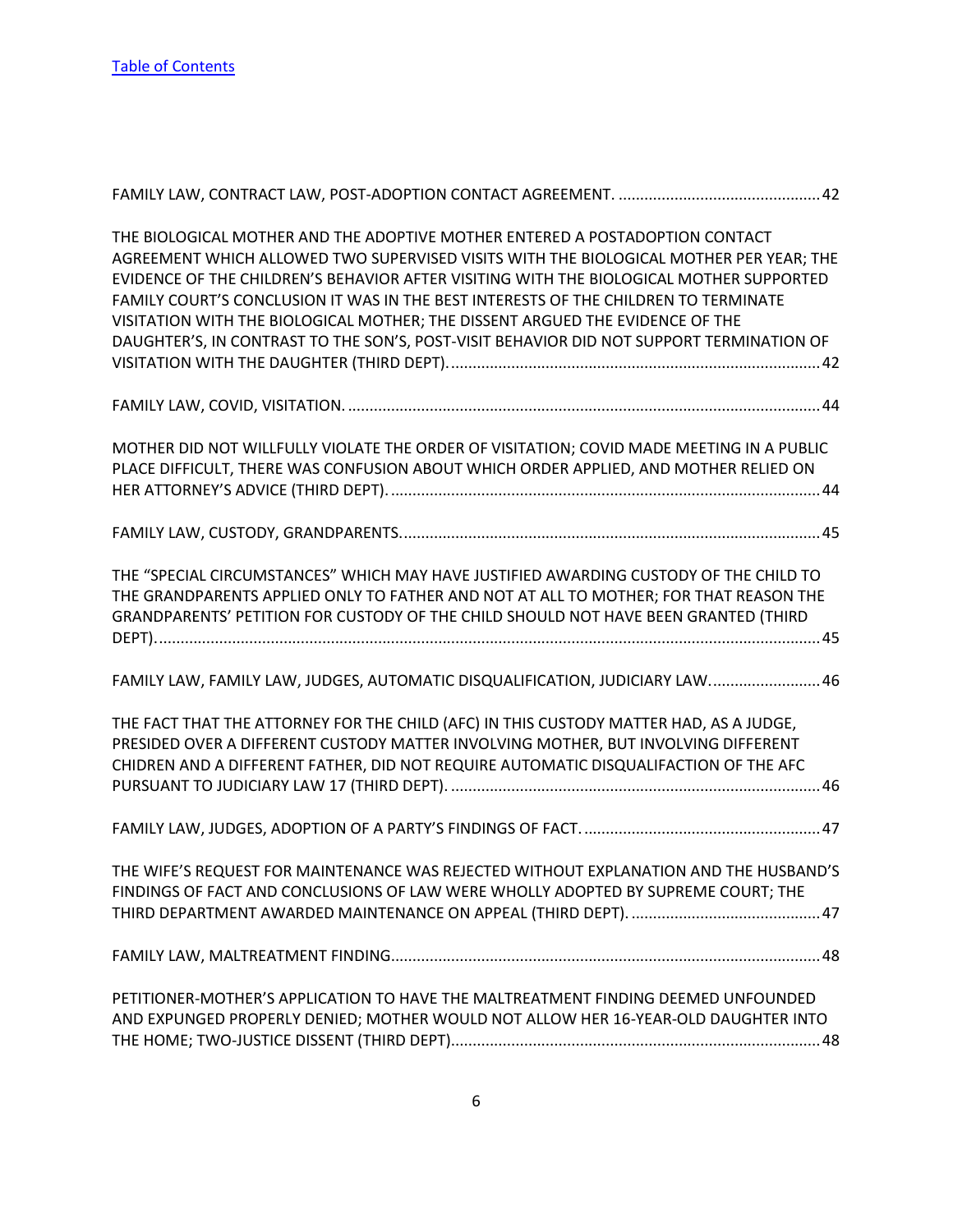[Table of Contents]

FAMILY LAW, CONTRACT LAW, POST-ADOPTION CONTACT AGREEMENT. ............................................. 42

THE BIOLOGICAL MOTHER AND THE ADOPTIVE MOTHER ENTERED A POSTADOPTION CONTACT AGREEMENT WHICH ALLOWED TWO SUPERVISED VISITS WITH THE BIOLOGICAL MOTHER PER YEAR; THE EVIDENCE OF THE CHILDREN'S BEHAVIOR AFTER VISITING WITH THE BIOLOGICAL MOTHER SUPPORTED FAMILY COURT'S CONCLUSION IT WAS IN THE BEST INTERESTS OF THE CHILDREN TO TERMINATE VISITATION WITH THE BIOLOGICAL MOTHER; THE DISSENT ARGUED THE EVIDENCE OF THE DAUGHTER'S, IN CONTRAST TO THE SON'S, POST-VISIT BEHAVIOR DID NOT SUPPORT TERMINATION OF VISITATION WITH THE DAUGHTER (THIRD DEPT). ..................................................................................... 42

FAMILY LAW, COVID, VISITATION. ........................................................................................................... 44

MOTHER DID NOT WILLFULLY VIOLATE THE ORDER OF VISITATION; COVID MADE MEETING IN A PUBLIC PLACE DIFFICULT, THERE WAS CONFUSION ABOUT WHICH ORDER APPLIED, AND MOTHER RELIED ON HER ATTORNEY'S ADVICE (THIRD DEPT). .................................................................................................. 44

FAMILY LAW, CUSTODY, GRANDPARENTS. ............................................................................................... 45

THE "SPECIAL CIRCUMSTANCES" WHICH MAY HAVE JUSTIFIED AWARDING CUSTODY OF THE CHILD TO THE GRANDPARENTS APPLIED ONLY TO FATHER AND NOT AT ALL TO MOTHER; FOR THAT REASON THE GRANDPARENTS' PETITION FOR CUSTODY OF THE CHILD SHOULD NOT HAVE BEEN GRANTED (THIRD DEPT). ........................................................................................................................................... 45

FAMILY LAW, FAMILY LAW, JUDGES, AUTOMATIC DISQUALIFICATION, JUDICIARY LAW. ........................ 46

THE FACT THAT THE ATTORNEY FOR THE CHILD (AFC) IN THIS CUSTODY MATTER HAD, AS A JUDGE, PRESIDED OVER A DIFFERENT CUSTODY MATTER INVOLVING MOTHER, BUT INVOLVING DIFFERENT CHIDREN AND A DIFFERENT FATHER, DID NOT REQUIRE AUTOMATIC DISQUALIFACTION OF THE AFC PURSUANT TO JUDICIARY LAW 17 (THIRD DEPT). ..................................................................................... 46

FAMILY LAW, JUDGES, ADOPTION OF A PARTY'S FINDINGS OF FACT. ..................................................... 47

THE WIFE'S REQUEST FOR MAINTENANCE WAS REJECTED WITHOUT EXPLANATION AND THE HUSBAND'S FINDINGS OF FACT AND CONCLUSIONS OF LAW WERE WHOLLY ADOPTED BY SUPREME COURT; THE THIRD DEPARTMENT AWARDED MAINTENANCE ON APPEAL (THIRD DEPT). ........................................... 47

FAMILY LAW, MALTREATMENT FINDING .................................................................................................. 48

PETITIONER-MOTHER'S APPLICATION TO HAVE THE MALTREATMENT FINDING DEEMED UNFOUNDED AND EXPUNGED PROPERLY DENIED; MOTHER WOULD NOT ALLOW HER 16-YEAR-OLD DAUGHTER INTO THE HOME; TWO-JUSTICE DISSENT (THIRD DEPT). .................................................................................... 48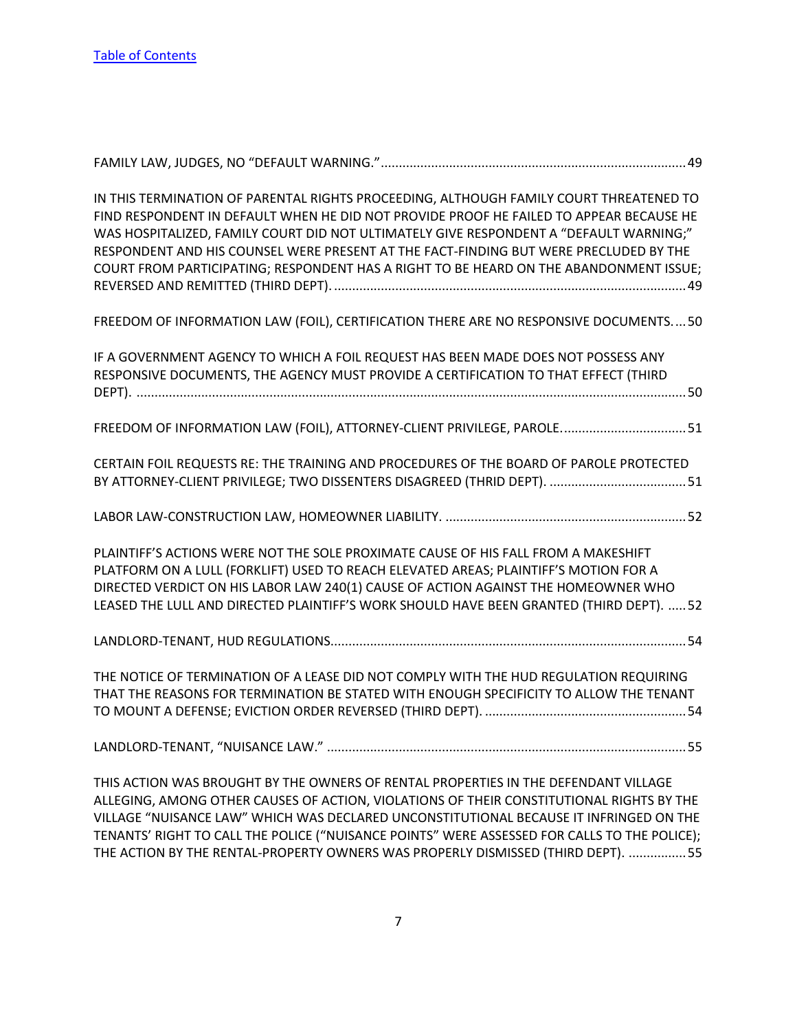[Table of Contents](#)

FAMILY LAW, JUDGES, NO "DEFAULT WARNING." .......................................................................................... 49

IN THIS TERMINATION OF PARENTAL RIGHTS PROCEEDING, ALTHOUGH FAMILY COURT THREATENED TO FIND RESPONDENT IN DEFAULT WHEN HE DID NOT PROVIDE PROOF HE FAILED TO APPEAR BECAUSE HE WAS HOSPITALIZED, FAMILY COURT DID NOT ULTIMATELY GIVE RESPONDENT A "DEFAULT WARNING;" RESPONDENT AND HIS COUNSEL WERE PRESENT AT THE FACT-FINDING BUT WERE PRECLUDED BY THE COURT FROM PARTICIPATING; RESPONDENT HAS A RIGHT TO BE HEARD ON THE ABANDONMENT ISSUE; REVERSED AND REMITTED (THIRD DEPT). .................................................................................................. 49

FREEDOM OF INFORMATION LAW (FOIL), CERTIFICATION THERE ARE NO RESPONSIVE DOCUMENTS. ... 50

IF A GOVERNMENT AGENCY TO WHICH A FOIL REQUEST HAS BEEN MADE DOES NOT POSSESS ANY RESPONSIVE DOCUMENTS, THE AGENCY MUST PROVIDE A CERTIFICATION TO THAT EFFECT (THIRD DEPT). ........................................................................................................................................... 50

FREEDOM OF INFORMATION LAW (FOIL), ATTORNEY-CLIENT PRIVILEGE, PAROLE. .................................. 51

CERTAIN FOIL REQUESTS RE: THE TRAINING AND PROCEDURES OF THE BOARD OF PAROLE PROTECTED BY ATTORNEY-CLIENT PRIVILEGE; TWO DISSENTERS DISAGREED (THRID DEPT). ...................................... 51

LABOR LAW-CONSTRUCTION LAW, HOMEOWNER LIABILITY. .................................................................. 52

PLAINTIFF'S ACTIONS WERE NOT THE SOLE PROXIMATE CAUSE OF HIS FALL FROM A MAKESHIFT PLATFORM ON A LULL (FORKLIFT) USED TO REACH ELEVATED AREAS; PLAINTIFF'S MOTION FOR A DIRECTED VERDICT ON HIS LABOR LAW 240(1) CAUSE OF ACTION AGAINST THE HOMEOWNER WHO LEASED THE LULL AND DIRECTED PLAINTIFF'S WORK SHOULD HAVE BEEN GRANTED (THIRD DEPT). ..... 52

LANDLORD-TENANT, HUD REGULATIONS. .................................................................................................. 54

THE NOTICE OF TERMINATION OF A LEASE DID NOT COMPLY WITH THE HUD REGULATION REQUIRING THAT THE REASONS FOR TERMINATION BE STATED WITH ENOUGH SPECIFICITY TO ALLOW THE TENANT TO MOUNT A DEFENSE; EVICTION ORDER REVERSED (THIRD DEPT). ........................................................ 54

LANDLORD-TENANT, "NUISANCE LAW." .................................................................................................... 55

THIS ACTION WAS BROUGHT BY THE OWNERS OF RENTAL PROPERTIES IN THE DEFENDANT VILLAGE ALLEGING, AMONG OTHER CAUSES OF ACTION, VIOLATIONS OF THEIR CONSTITUTIONAL RIGHTS BY THE VILLAGE "NUISANCE LAW" WHICH WAS DECLARED UNCONSTITUTIONAL BECAUSE IT INFRINGED ON THE TENANTS' RIGHT TO CALL THE POLICE ("NUISANCE POINTS" WERE ASSESSED FOR CALLS TO THE POLICE); THE ACTION BY THE RENTAL-PROPERTY OWNERS WAS PROPERLY DISMISSED (THIRD DEPT). ................ 55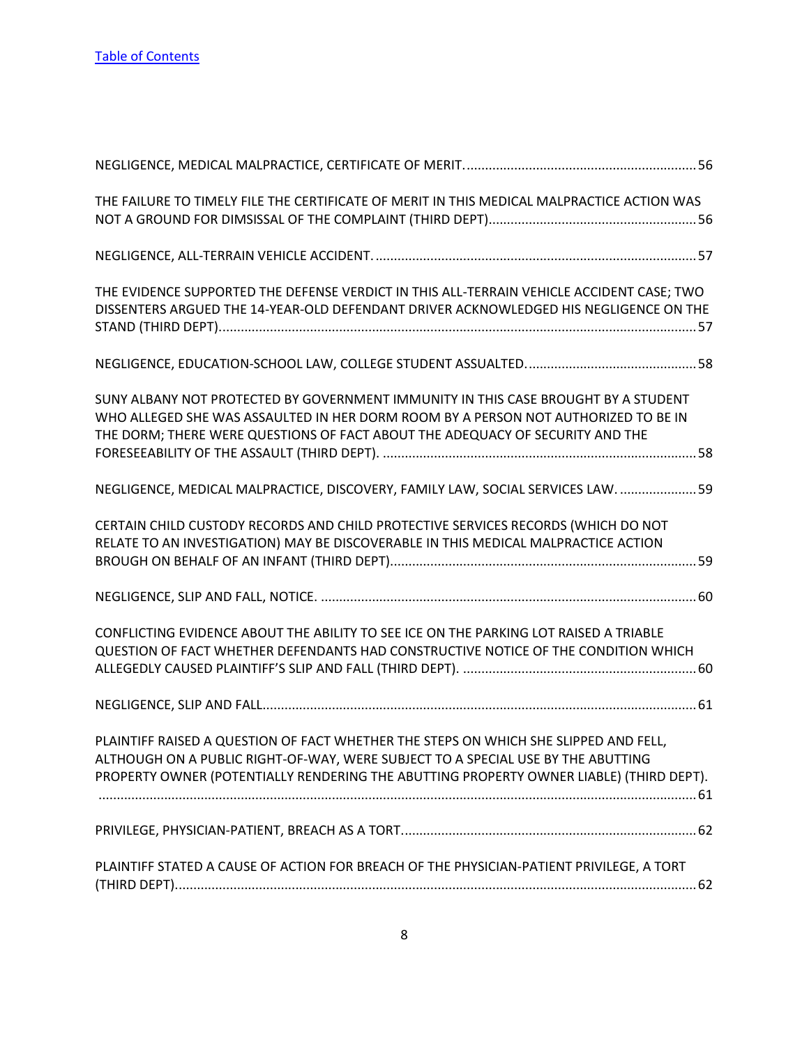[Table of Contents](#)

NEGLIGENCE, MEDICAL MALPRACTICE, CERTIFICATE OF MERIT. 56

THE FAILURE TO TIMELY FILE THE CERTIFICATE OF MERIT IN THIS MEDICAL MALPRACTICE ACTION WAS NOT A GROUND FOR DIMSISSAL OF THE COMPLAINT (THIRD DEPT). 56

NEGLIGENCE, ALL-TERRAIN VEHICLE ACCIDENT. 57

THE EVIDENCE SUPPORTED THE DEFENSE VERDICT IN THIS ALL-TERRAIN VEHICLE ACCIDENT CASE; TWO DISSENTERS ARGUED THE 14-YEAR-OLD DEFENDANT DRIVER ACKNOWLEDGED HIS NEGLIGENCE ON THE STAND (THIRD DEPT). 57

NEGLIGENCE, EDUCATION-SCHOOL LAW, COLLEGE STUDENT ASSUALTED. 58

SUNY ALBANY NOT PROTECTED BY GOVERNMENT IMMUNITY IN THIS CASE BROUGHT BY A STUDENT WHO ALLEGED SHE WAS ASSAULTED IN HER DORM ROOM BY A PERSON NOT AUTHORIZED TO BE IN THE DORM; THERE WERE QUESTIONS OF FACT ABOUT THE ADEQUACY OF SECURITY AND THE FORESEEABILITY OF THE ASSAULT (THIRD DEPT). 58

NEGLIGENCE, MEDICAL MALPRACTICE, DISCOVERY, FAMILY LAW, SOCIAL SERVICES LAW. 59

CERTAIN CHILD CUSTODY RECORDS AND CHILD PROTECTIVE SERVICES RECORDS (WHICH DO NOT RELATE TO AN INVESTIGATION) MAY BE DISCOVERABLE IN THIS MEDICAL MALPRACTICE ACTION BROUGH ON BEHALF OF AN INFANT (THIRD DEPT). 59

NEGLIGENCE, SLIP AND FALL, NOTICE. 60

CONFLICTING EVIDENCE ABOUT THE ABILITY TO SEE ICE ON THE PARKING LOT RAISED A TRIABLE QUESTION OF FACT WHETHER DEFENDANTS HAD CONSTRUCTIVE NOTICE OF THE CONDITION WHICH ALLEGEDLY CAUSED PLAINTIFF'S SLIP AND FALL (THIRD DEPT). 60

NEGLIGENCE, SLIP AND FALL. 61

PLAINTIFF RAISED A QUESTION OF FACT WHETHER THE STEPS ON WHICH SHE SLIPPED AND FELL, ALTHOUGH ON A PUBLIC RIGHT-OF-WAY, WERE SUBJECT TO A SPECIAL USE BY THE ABUTTING PROPERTY OWNER (POTENTIALLY RENDERING THE ABUTTING PROPERTY OWNER LIABLE) (THIRD DEPT). 61

PRIVILEGE, PHYSICIAN-PATIENT, BREACH AS A TORT. 62

PLAINTIFF STATED A CAUSE OF ACTION FOR BREACH OF THE PHYSICIAN-PATIENT PRIVILEGE, A TORT (THIRD DEPT). 62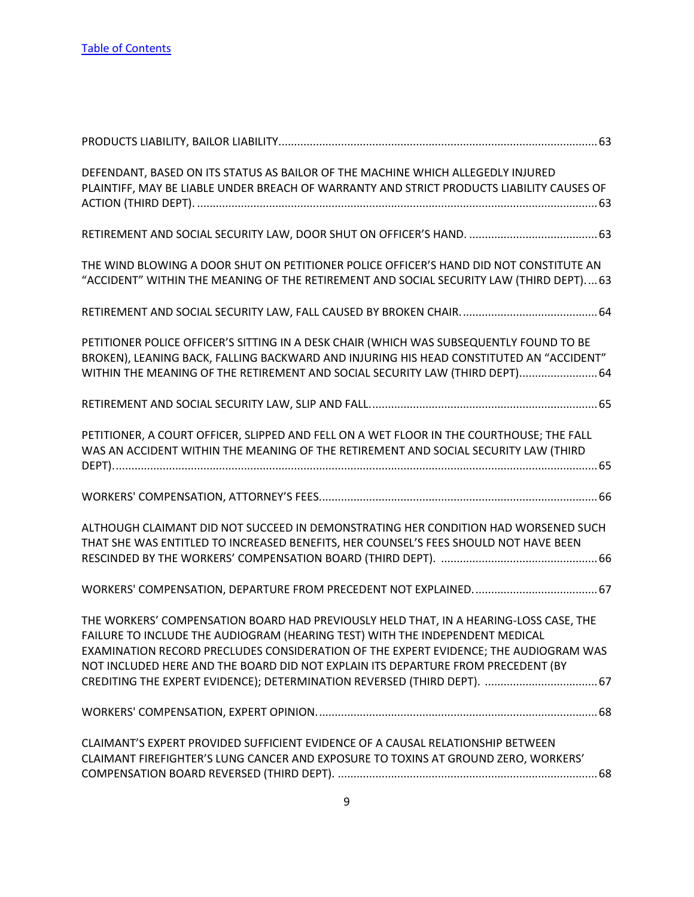[Table of Contents](#)

PRODUCTS LIABILITY, BAILOR LIABILITY.................................................................................................63

DEFENDANT, BASED ON ITS STATUS AS BAILOR OF THE MACHINE WHICH ALLEGEDLY INJURED PLAINTIFF, MAY BE LIABLE UNDER BREACH OF WARRANTY AND STRICT PRODUCTS LIABILITY CAUSES OF ACTION (THIRD DEPT). .......................................................................................................................63

RETIREMENT AND SOCIAL SECURITY LAW, DOOR SHUT ON OFFICER'S HAND. ........................................63

THE WIND BLOWING A DOOR SHUT ON PETITIONER POLICE OFFICER'S HAND DID NOT CONSTITUTE AN "ACCIDENT" WITHIN THE MEANING OF THE RETIREMENT AND SOCIAL SECURITY LAW (THIRD DEPT).....63

RETIREMENT AND SOCIAL SECURITY LAW, FALL CAUSED BY BROKEN CHAIR...........................................64

PETITIONER POLICE OFFICER'S SITTING IN A DESK CHAIR (WHICH WAS SUBSEQUENTLY FOUND TO BE BROKEN), LEANING BACK, FALLING BACKWARD AND INJURING HIS HEAD CONSTITUTED AN "ACCIDENT" WITHIN THE MEANING OF THE RETIREMENT AND SOCIAL SECURITY LAW (THIRD DEPT).........................64

RETIREMENT AND SOCIAL SECURITY LAW, SLIP AND FALL........................................................................65

PETITIONER, A COURT OFFICER, SLIPPED AND FELL ON A WET FLOOR IN THE COURTHOUSE; THE FALL WAS AN ACCIDENT WITHIN THE MEANING OF THE RETIREMENT AND SOCIAL SECURITY LAW (THIRD DEPT)...........................................................................................................................................65

WORKERS' COMPENSATION, ATTORNEY'S FEES........................................................................................66

ALTHOUGH CLAIMANT DID NOT SUCCEED IN DEMONSTRATING HER CONDITION HAD WORSENED SUCH THAT SHE WAS ENTITLED TO INCREASED BENEFITS, HER COUNSEL'S FEES SHOULD NOT HAVE BEEN RESCINDED BY THE WORKERS' COMPENSATION BOARD (THIRD DEPT). .................................................66

WORKERS' COMPENSATION, DEPARTURE FROM PRECEDENT NOT EXPLAINED.......................................67

THE WORKERS' COMPENSATION BOARD HAD PREVIOUSLY HELD THAT, IN A HEARING-LOSS CASE, THE FAILURE TO INCLUDE THE AUDIOGRAM (HEARING TEST) WITH THE INDEPENDENT MEDICAL EXAMINATION RECORD PRECLUDES CONSIDERATION OF THE EXPERT EVIDENCE; THE AUDIOGRAM WAS NOT INCLUDED HERE AND THE BOARD DID NOT EXPLAIN ITS DEPARTURE FROM PRECEDENT (BY CREDITING THE EXPERT EVIDENCE); DETERMINATION REVERSED (THIRD DEPT). ...................................67

WORKERS' COMPENSATION, EXPERT OPINION.........................................................................................68

CLAIMANT'S EXPERT PROVIDED SUFFICIENT EVIDENCE OF A CAUSAL RELATIONSHIP BETWEEN CLAIMANT FIREFIGHTER'S LUNG CANCER AND EXPOSURE TO TOXINS AT GROUND ZERO, WORKERS' COMPENSATION BOARD REVERSED (THIRD DEPT). ..................................................................................68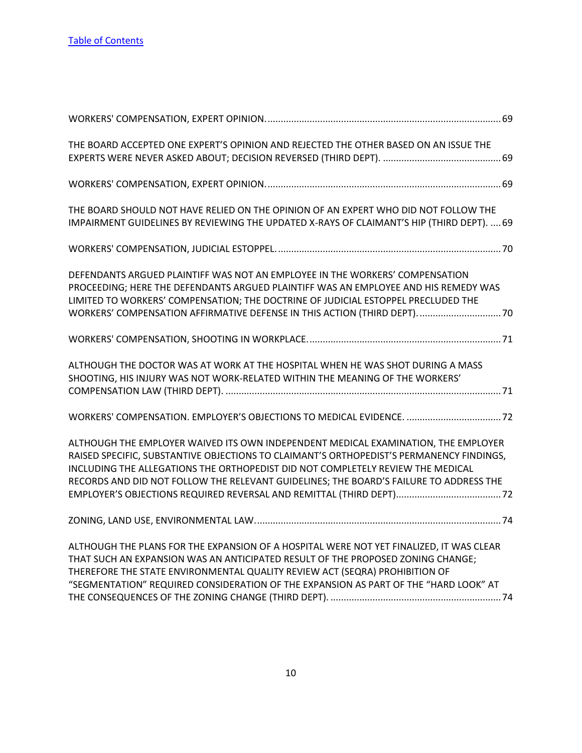[Table of Contents](#)

WORKERS' COMPENSATION, EXPERT OPINION. .......................................................................................... 69

THE BOARD ACCEPTED ONE EXPERT'S OPINION AND REJECTED THE OTHER BASED ON AN ISSUE THE EXPERTS WERE NEVER ASKED ABOUT; DECISION REVERSED (THIRD DEPT). ............................................ 69

WORKERS' COMPENSATION, EXPERT OPINION. .......................................................................................... 69

THE BOARD SHOULD NOT HAVE RELIED ON THE OPINION OF AN EXPERT WHO DID NOT FOLLOW THE IMPAIRMENT GUIDELINES BY REVIEWING THE UPDATED X-RAYS OF CLAIMANT'S HIP (THIRD DEPT). ..... 69

WORKERS' COMPENSATION, JUDICIAL ESTOPPEL. ........................................................................................ 70

DEFENDANTS ARGUED PLAINTIFF WAS NOT AN EMPLOYEE IN THE WORKERS' COMPENSATION PROCEEDING; HERE THE DEFENDANTS ARGUED PLAINTIFF WAS AN EMPLOYEE AND HIS REMEDY WAS LIMITED TO WORKERS' COMPENSATION; THE DOCTRINE OF JUDICIAL ESTOPPEL PRECLUDED THE WORKERS' COMPENSATION AFFIRMATIVE DEFENSE IN THIS ACTION (THIRD DEPT). ................................ 70

WORKERS' COMPENSATION, SHOOTING IN WORKPLACE. .......................................................................... 71

ALTHOUGH THE DOCTOR WAS AT WORK AT THE HOSPITAL WHEN HE WAS SHOT DURING A MASS SHOOTING, HIS INJURY WAS NOT WORK-RELATED WITHIN THE MEANING OF THE WORKERS' COMPENSATION LAW (THIRD DEPT). ......................................................................................................... 71

WORKERS' COMPENSATION. EMPLOYER'S OBJECTIONS TO MEDICAL EVIDENCE. .................................... 72

ALTHOUGH THE EMPLOYER WAIVED ITS OWN INDEPENDENT MEDICAL EXAMINATION, THE EMPLOYER RAISED SPECIFIC, SUBSTANTIVE OBJECTIONS TO CLAIMANT'S ORTHOPEDIST'S PERMANENCY FINDINGS, INCLUDING THE ALLEGATIONS THE ORTHOPEDIST DID NOT COMPLETELY REVIEW THE MEDICAL RECORDS AND DID NOT FOLLOW THE RELEVANT GUIDELINES; THE BOARD'S FAILURE TO ADDRESS THE EMPLOYER'S OBJECTIONS REQUIRED REVERSAL AND REMITTAL (THIRD DEPT). ....................................... 72

ZONING, LAND USE, ENVIRONMENTAL LAW. ................................................................................................ 74

ALTHOUGH THE PLANS FOR THE EXPANSION OF A HOSPITAL WERE NOT YET FINALIZED, IT WAS CLEAR THAT SUCH AN EXPANSION WAS AN ANTICIPATED RESULT OF THE PROPOSED ZONING CHANGE; THEREFORE THE STATE ENVIRONMENTAL QUALITY REVIEW ACT (SEQRA) PROHIBITION OF "SEGMENTATION" REQUIRED CONSIDERATION OF THE EXPANSION AS PART OF THE "HARD LOOK" AT THE CONSEQUENCES OF THE ZONING CHANGE (THIRD DEPT). ................................................................. 74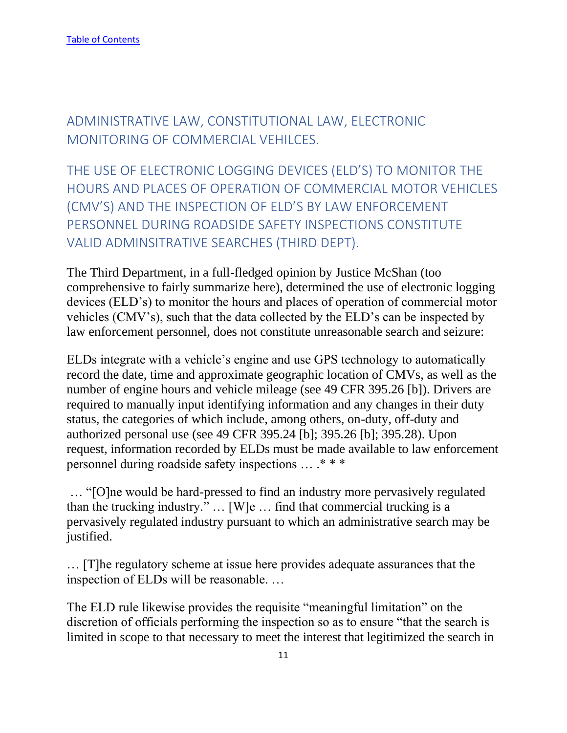[Table of Contents](#)

## ADMINISTRATIVE LAW, CONSTITUTIONAL LAW, ELECTRONIC MONITORING OF COMMERCIAL VEHILCES.

## THE USE OF ELECTRONIC LOGGING DEVICES (ELD'S) TO MONITOR THE HOURS AND PLACES OF OPERATION OF COMMERCIAL MOTOR VEHICLES (CMV'S) AND THE INSPECTION OF ELD'S BY LAW ENFORCEMENT PERSONNEL DURING ROADSIDE SAFETY INSPECTIONS CONSTITUTE VALID ADMINSITRATIVE SEARCHES (THIRD DEPT).

The Third Department, in a full-fledged opinion by Justice McShan (too comprehensive to fairly summarize here), determined the use of electronic logging devices (ELD's) to monitor the hours and places of operation of commercial motor vehicles (CMV's), such that the data collected by the ELD's can be inspected by law enforcement personnel, does not constitute unreasonable search and seizure:

ELDs integrate with a vehicle's engine and use GPS technology to automatically record the date, time and approximate geographic location of CMVs, as well as the number of engine hours and vehicle mileage (see 49 CFR 395.26 [b]). Drivers are required to manually input identifying information and any changes in their duty status, the categories of which include, among others, on-duty, off-duty and authorized personal use (see 49 CFR 395.24 [b]; 395.26 [b]; 395.28). Upon request, information recorded by ELDs must be made available to law enforcement personnel during roadside safety inspections … .* * *

… "[O]ne would be hard-pressed to find an industry more pervasively regulated than the trucking industry." … [W]e … find that commercial trucking is a pervasively regulated industry pursuant to which an administrative search may be justified.

… [T]he regulatory scheme at issue here provides adequate assurances that the inspection of ELDs will be reasonable. …

The ELD rule likewise provides the requisite "meaningful limitation" on the discretion of officials performing the inspection so as to ensure "that the search is limited in scope to that necessary to meet the interest that legitimized the search in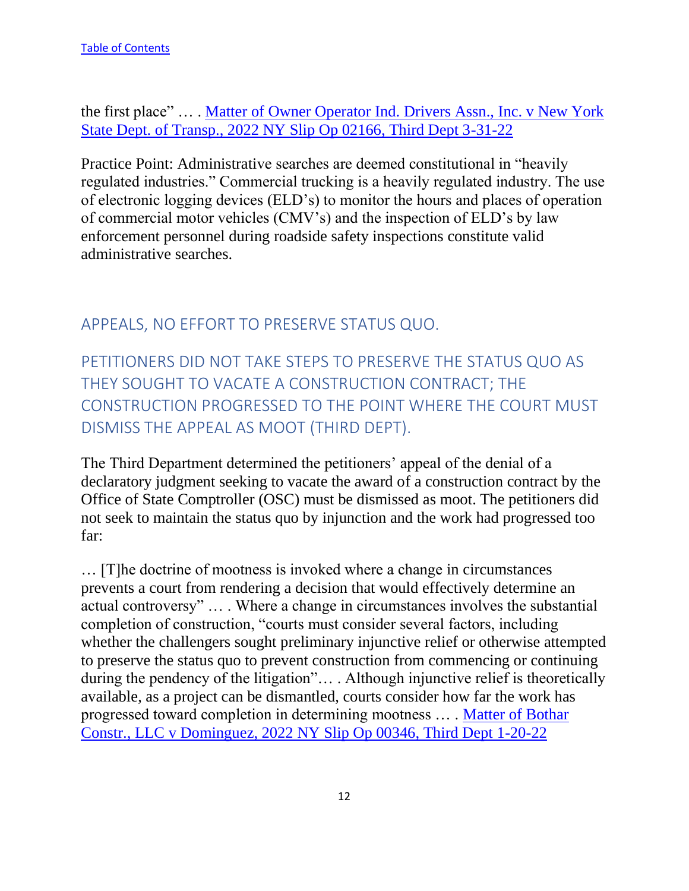the first place" … . [Matter of Owner Operator Ind. Drivers Assn., Inc. v New York State Dept. of Transp., 2022 NY Slip Op 02166, Third Dept 3-31-22]()

Practice Point: Administrative searches are deemed constitutional in "heavily regulated industries." Commercial trucking is a heavily regulated industry. The use of electronic logging devices (ELD's) to monitor the hours and places of operation of commercial motor vehicles (CMV's) and the inspection of ELD's by law enforcement personnel during roadside safety inspections constitute valid administrative searches.

## APPEALS, NO EFFORT TO PRESERVE STATUS QUO.

## PETITIONERS DID NOT TAKE STEPS TO PRESERVE THE STATUS QUO AS THEY SOUGHT TO VACATE A CONSTRUCTION CONTRACT; THE CONSTRUCTION PROGRESSED TO THE POINT WHERE THE COURT MUST DISMISS THE APPEAL AS MOOT (THIRD DEPT).

The Third Department determined the petitioners' appeal of the denial of a declaratory judgment seeking to vacate the award of a construction contract by the Office of State Comptroller (OSC) must be dismissed as moot. The petitioners did not seek to maintain the status quo by injunction and the work had progressed too far:

… [T]he doctrine of mootness is invoked where a change in circumstances prevents a court from rendering a decision that would effectively determine an actual controversy" … . Where a change in circumstances involves the substantial completion of construction, "courts must consider several factors, including whether the challengers sought preliminary injunctive relief or otherwise attempted to preserve the status quo to prevent construction from commencing or continuing during the pendency of the litigation"… . Although injunctive relief is theoretically available, as a project can be dismantled, courts consider how far the work has progressed toward completion in determining mootness … . [Matter of Bothar Constr., LLC v Dominguez, 2022 NY Slip Op 00346, Third Dept 1-20-22]()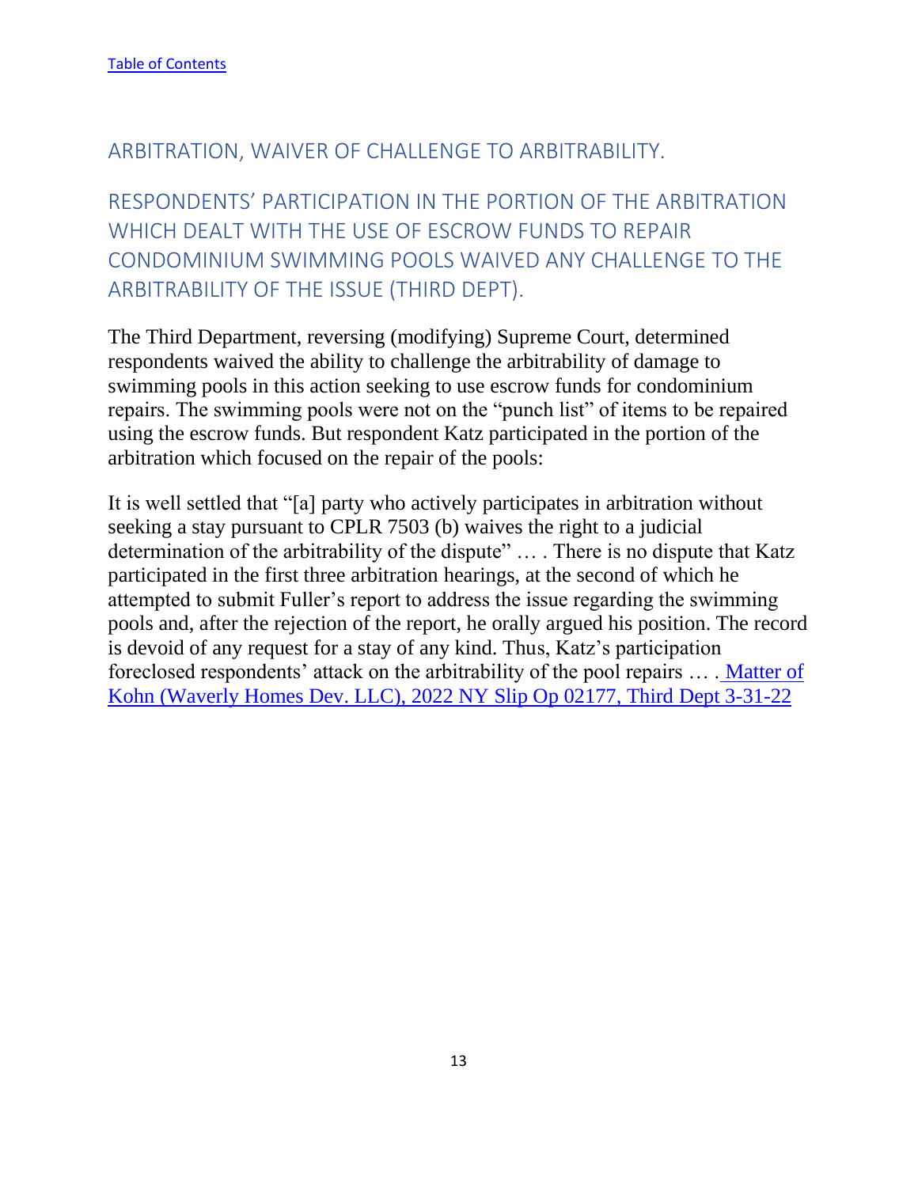[Table of Contents](#)

## ARBITRATION, WAIVER OF CHALLENGE TO ARBITRABILITY.

## RESPONDENTS' PARTICIPATION IN THE PORTION OF THE ARBITRATION WHICH DEALT WITH THE USE OF ESCROW FUNDS TO REPAIR CONDOMINIUM SWIMMING POOLS WAIVED ANY CHALLENGE TO THE ARBITRABILITY OF THE ISSUE (THIRD DEPT).

The Third Department, reversing (modifying) Supreme Court, determined respondents waived the ability to challenge the arbitrability of damage to swimming pools in this action seeking to use escrow funds for condominium repairs. The swimming pools were not on the "punch list" of items to be repaired using the escrow funds. But respondent Katz participated in the portion of the arbitration which focused on the repair of the pools:

It is well settled that "[a] party who actively participates in arbitration without seeking a stay pursuant to CPLR 7503 (b) waives the right to a judicial determination of the arbitrability of the dispute" … . There is no dispute that Katz participated in the first three arbitration hearings, at the second of which he attempted to submit Fuller's report to address the issue regarding the swimming pools and, after the rejection of the report, he orally argued his position. The record is devoid of any request for a stay of any kind. Thus, Katz's participation foreclosed respondents' attack on the arbitrability of the pool repairs … . [Matter of Kohn (Waverly Homes Dev. LLC), 2022 NY Slip Op 02177, Third Dept 3-31-22](#)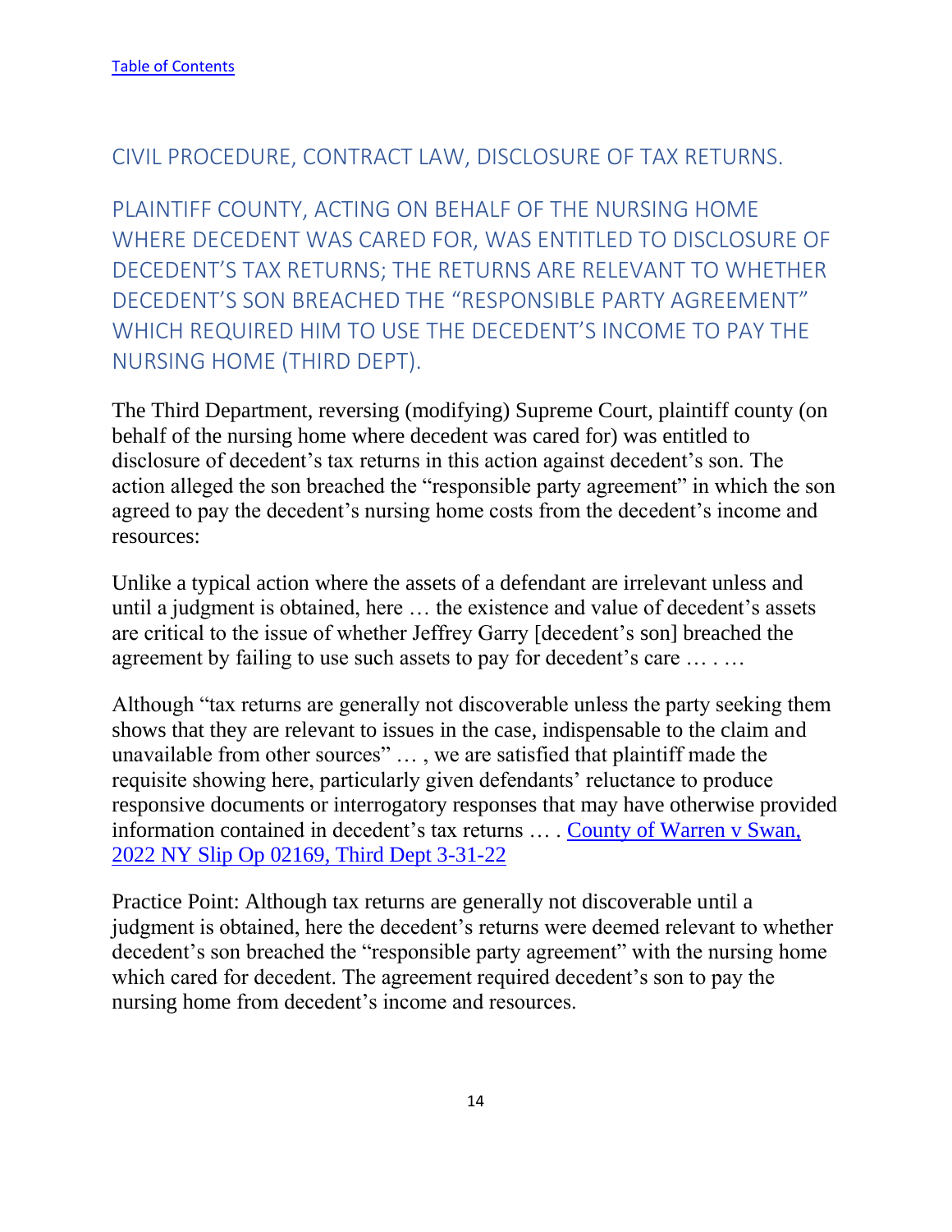[Table of Contents](#)

## CIVIL PROCEDURE, CONTRACT LAW, DISCLOSURE OF TAX RETURNS.

### PLAINTIFF COUNTY, ACTING ON BEHALF OF THE NURSING HOME WHERE DECEDENT WAS CARED FOR, WAS ENTITLED TO DISCLOSURE OF DECEDENT'S TAX RETURNS; THE RETURNS ARE RELEVANT TO WHETHER DECEDENT'S SON BREACHED THE "RESPONSIBLE PARTY AGREEMENT" WHICH REQUIRED HIM TO USE THE DECEDENT'S INCOME TO PAY THE NURSING HOME (THIRD DEPT).

The Third Department, reversing (modifying) Supreme Court, plaintiff county (on behalf of the nursing home where decedent was cared for) was entitled to disclosure of decedent's tax returns in this action against decedent's son. The action alleged the son breached the "responsible party agreement" in which the son agreed to pay the decedent's nursing home costs from the decedent's income and resources:

Unlike a typical action where the assets of a defendant are irrelevant unless and until a judgment is obtained, here … the existence and value of decedent's assets are critical to the issue of whether Jeffrey Garry [decedent's son] breached the agreement by failing to use such assets to pay for decedent's care … . …

Although "tax returns are generally not discoverable unless the party seeking them shows that they are relevant to issues in the case, indispensable to the claim and unavailable from other sources" … , we are satisfied that plaintiff made the requisite showing here, particularly given defendants' reluctance to produce responsive documents or interrogatory responses that may have otherwise provided information contained in decedent's tax returns … . [County of Warren v Swan, 2022 NY Slip Op 02169, Third Dept 3-31-22](#)

Practice Point: Although tax returns are generally not discoverable until a judgment is obtained, here the decedent's returns were deemed relevant to whether decedent's son breached the "responsible party agreement" with the nursing home which cared for decedent. The agreement required decedent's son to pay the nursing home from decedent's income and resources.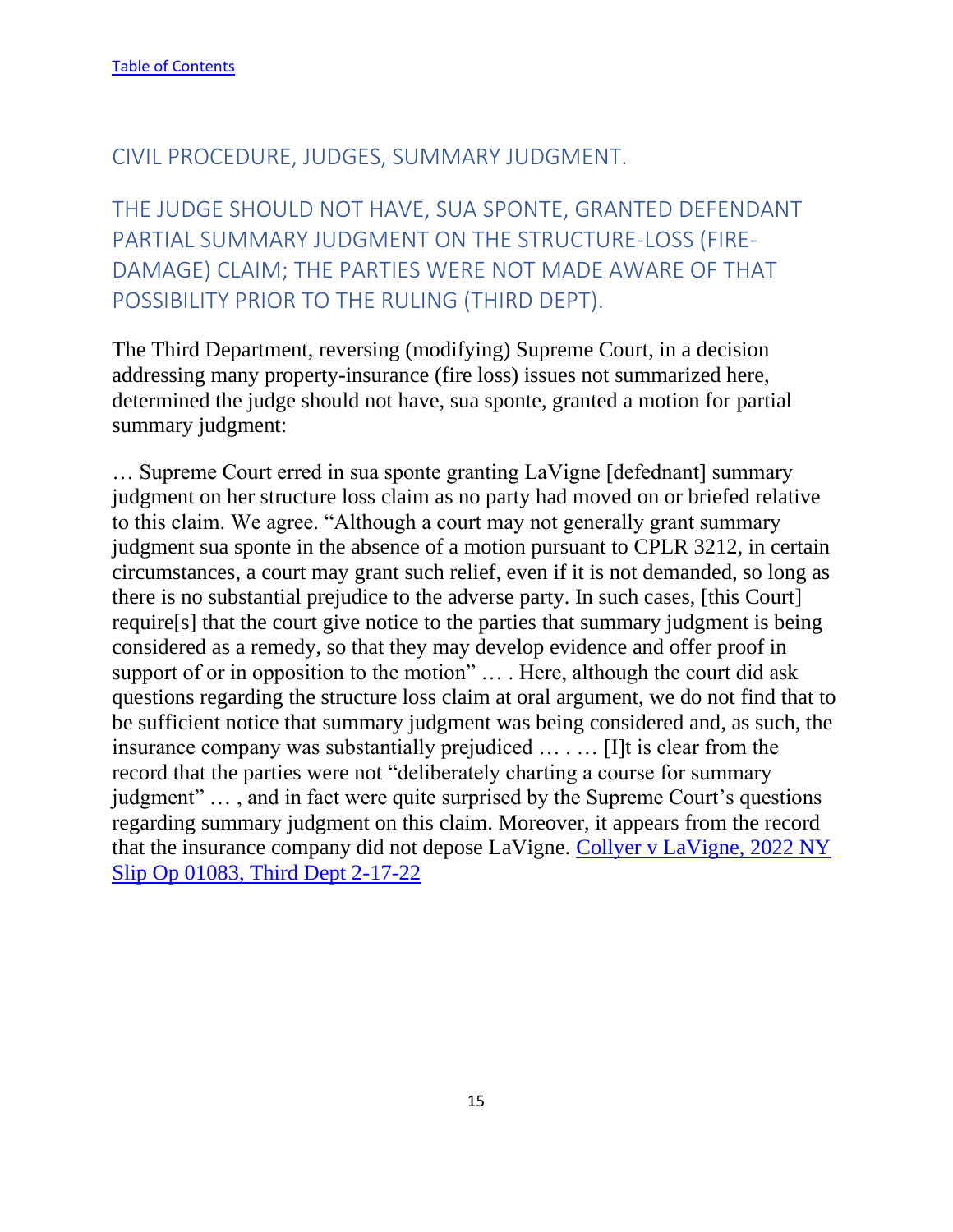[Table of Contents](#)

## CIVIL PROCEDURE, JUDGES, SUMMARY JUDGMENT.

### THE JUDGE SHOULD NOT HAVE, SUA SPONTE, GRANTED DEFENDANT PARTIAL SUMMARY JUDGMENT ON THE STRUCTURE-LOSS (FIRE-DAMAGE) CLAIM; THE PARTIES WERE NOT MADE AWARE OF THAT POSSIBILITY PRIOR TO THE RULING (THIRD DEPT).

The Third Department, reversing (modifying) Supreme Court, in a decision addressing many property-insurance (fire loss) issues not summarized here, determined the judge should not have, sua sponte, granted a motion for partial summary judgment:

… Supreme Court erred in sua sponte granting LaVigne [defednant] summary judgment on her structure loss claim as no party had moved on or briefed relative to this claim. We agree. "Although a court may not generally grant summary judgment sua sponte in the absence of a motion pursuant to CPLR 3212, in certain circumstances, a court may grant such relief, even if it is not demanded, so long as there is no substantial prejudice to the adverse party. In such cases, [this Court] require[s] that the court give notice to the parties that summary judgment is being considered as a remedy, so that they may develop evidence and offer proof in support of or in opposition to the motion" … . Here, although the court did ask questions regarding the structure loss claim at oral argument, we do not find that to be sufficient notice that summary judgment was being considered and, as such, the insurance company was substantially prejudiced … . … [I]t is clear from the record that the parties were not "deliberately charting a course for summary judgment" … , and in fact were quite surprised by the Supreme Court's questions regarding summary judgment on this claim. Moreover, it appears from the record that the insurance company did not depose LaVigne. [Collyer v LaVigne, 2022 NY Slip Op 01083, Third Dept 2-17-22](#)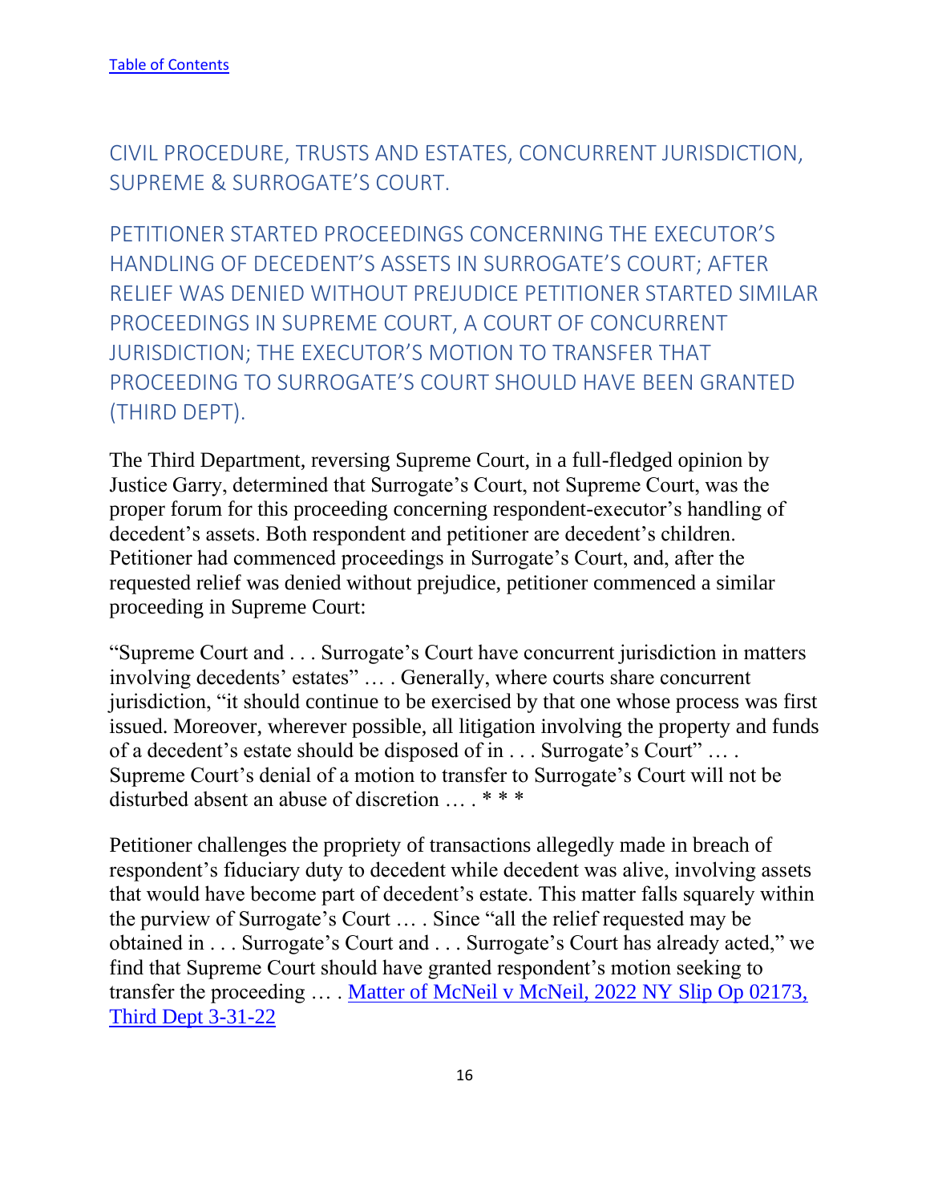[Table of Contents](#)

## CIVIL PROCEDURE, TRUSTS AND ESTATES, CONCURRENT JURISDICTION, SUPREME & SURROGATE'S COURT.

### PETITIONER STARTED PROCEEDINGS CONCERNING THE EXECUTOR'S HANDLING OF DECEDENT'S ASSETS IN SURROGATE'S COURT; AFTER RELIEF WAS DENIED WITHOUT PREJUDICE PETITIONER STARTED SIMILAR PROCEEDINGS IN SUPREME COURT, A COURT OF CONCURRENT JURISDICTION; THE EXECUTOR'S MOTION TO TRANSFER THAT PROCEEDING TO SURROGATE'S COURT SHOULD HAVE BEEN GRANTED (THIRD DEPT).

The Third Department, reversing Supreme Court, in a full-fledged opinion by Justice Garry, determined that Surrogate's Court, not Supreme Court, was the proper forum for this proceeding concerning respondent-executor's handling of decedent's assets. Both respondent and petitioner are decedent's children. Petitioner had commenced proceedings in Surrogate's Court, and, after the requested relief was denied without prejudice, petitioner commenced a similar proceeding in Supreme Court:

"Supreme Court and . . . Surrogate's Court have concurrent jurisdiction in matters involving decedents' estates" … . Generally, where courts share concurrent jurisdiction, "it should continue to be exercised by that one whose process was first issued. Moreover, wherever possible, all litigation involving the property and funds of a decedent's estate should be disposed of in . . . Surrogate's Court" … . Supreme Court's denial of a motion to transfer to Surrogate's Court will not be disturbed absent an abuse of discretion … . * * *

Petitioner challenges the propriety of transactions allegedly made in breach of respondent's fiduciary duty to decedent while decedent was alive, involving assets that would have become part of decedent's estate. This matter falls squarely within the purview of Surrogate's Court … . Since "all the relief requested may be obtained in . . . Surrogate's Court and . . . Surrogate's Court has already acted," we find that Supreme Court should have granted respondent's motion seeking to transfer the proceeding … . [Matter of McNeil v McNeil, 2022 NY Slip Op 02173, Third Dept 3-31-22](#)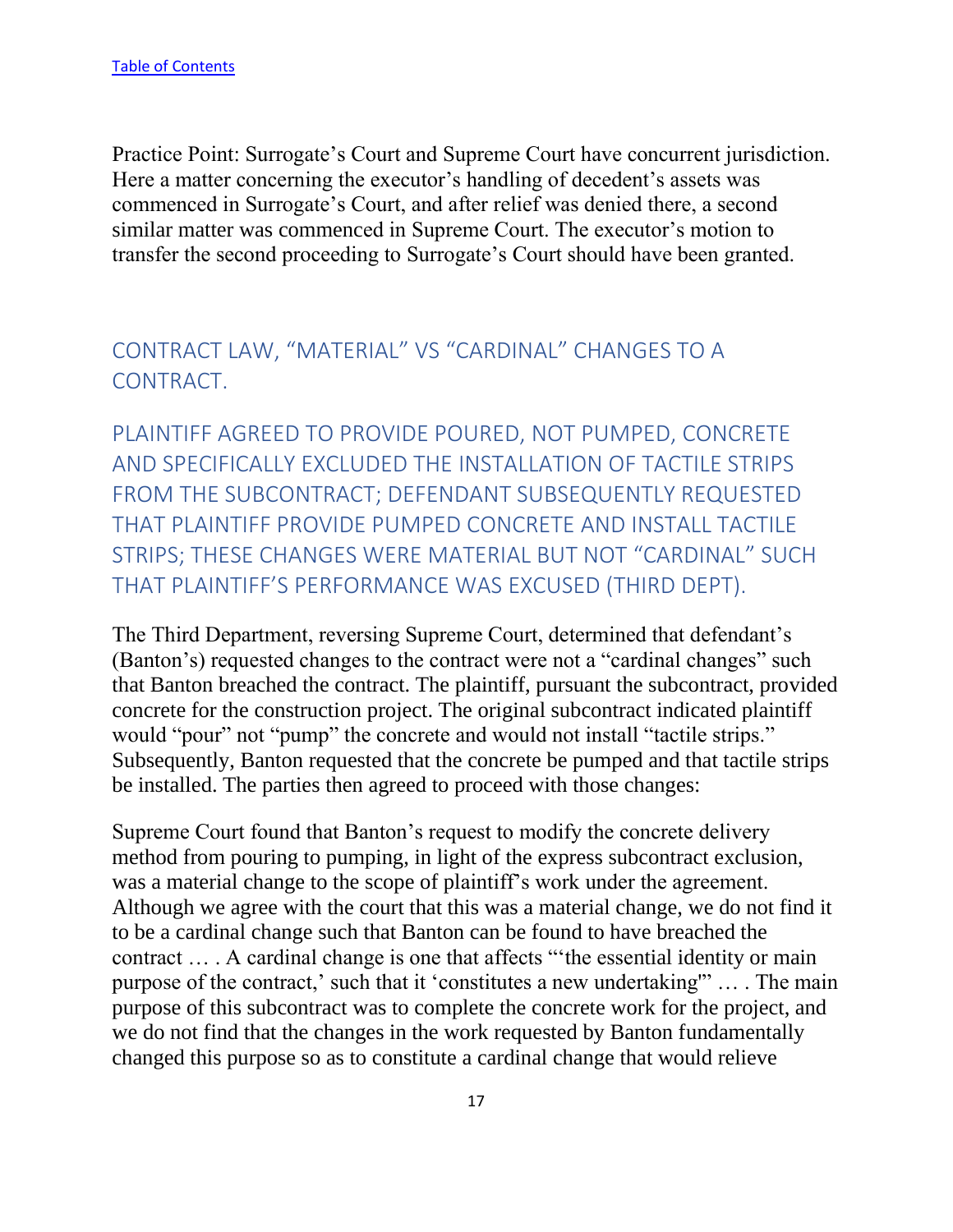[Table of Contents](#)

Practice Point: Surrogate's Court and Supreme Court have concurrent jurisdiction. Here a matter concerning the executor's handling of decedent's assets was commenced in Surrogate's Court, and after relief was denied there, a second similar matter was commenced in Supreme Court. The executor's motion to transfer the second proceeding to Surrogate's Court should have been granted.

## CONTRACT LAW, "MATERIAL" VS "CARDINAL" CHANGES TO A CONTRACT.

### PLAINTIFF AGREED TO PROVIDE POURED, NOT PUMPED, CONCRETE AND SPECIFICALLY EXCLUDED THE INSTALLATION OF TACTILE STRIPS FROM THE SUBCONTRACT; DEFENDANT SUBSEQUENTLY REQUESTED THAT PLAINTIFF PROVIDE PUMPED CONCRETE AND INSTALL TACTILE STRIPS; THESE CHANGES WERE MATERIAL BUT NOT "CARDINAL" SUCH THAT PLAINTIFF'S PERFORMANCE WAS EXCUSED (THIRD DEPT).

The Third Department, reversing Supreme Court, determined that defendant's (Banton's) requested changes to the contract were not a "cardinal changes" such that Banton breached the contract. The plaintiff, pursuant the subcontract, provided concrete for the construction project. The original subcontract indicated plaintiff would "pour" not "pump" the concrete and would not install "tactile strips." Subsequently, Banton requested that the concrete be pumped and that tactile strips be installed. The parties then agreed to proceed with those changes:

Supreme Court found that Banton's request to modify the concrete delivery method from pouring to pumping, in light of the express subcontract exclusion, was a material change to the scope of plaintiff's work under the agreement. Although we agree with the court that this was a material change, we do not find it to be a cardinal change such that Banton can be found to have breached the contract … . A cardinal change is one that affects "'the essential identity or main purpose of the contract,' such that it 'constitutes a new undertaking'" … . The main purpose of this subcontract was to complete the concrete work for the project, and we do not find that the changes in the work requested by Banton fundamentally changed this purpose so as to constitute a cardinal change that would relieve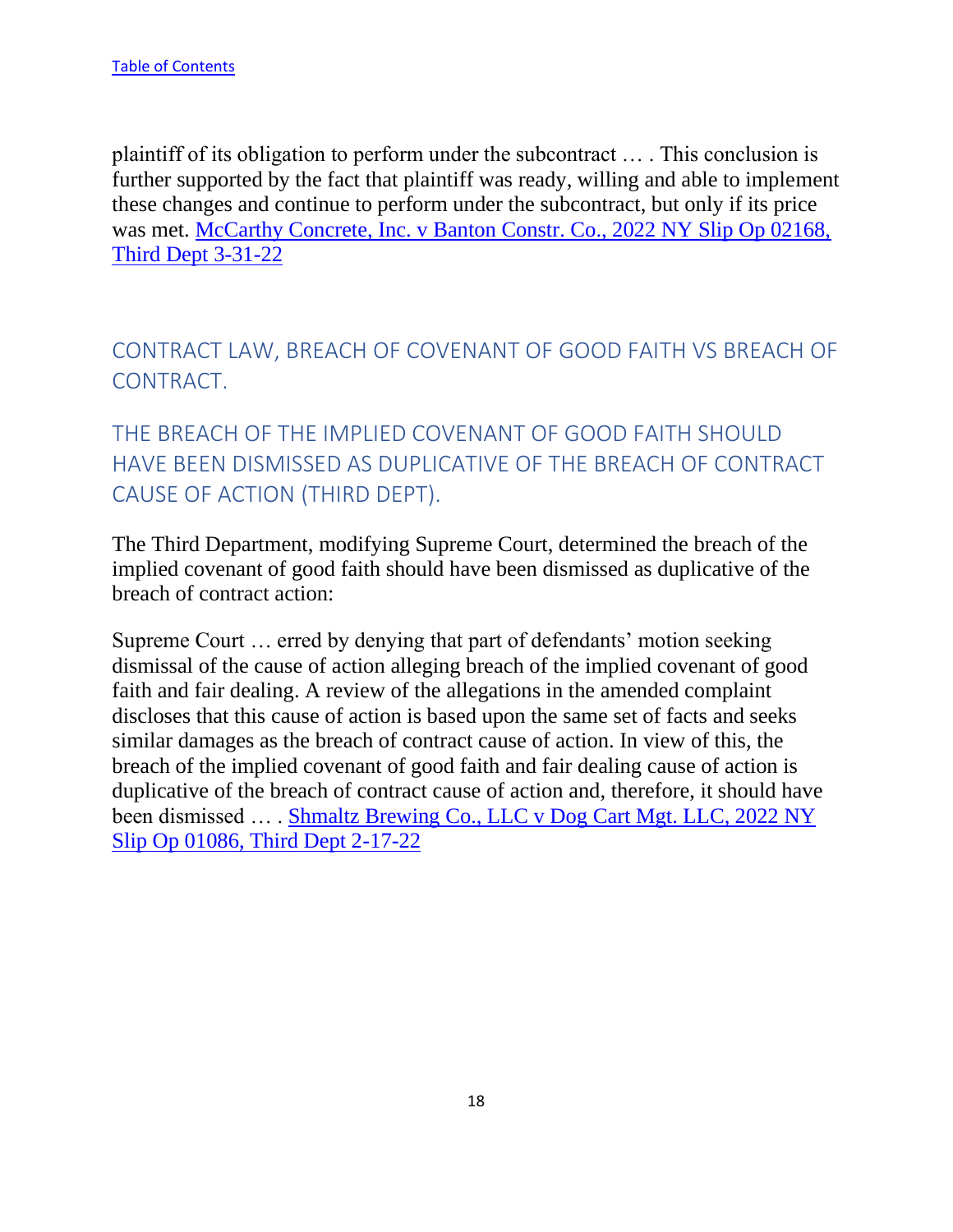[Table of Contents](#)

plaintiff of its obligation to perform under the subcontract … . This conclusion is further supported by the fact that plaintiff was ready, willing and able to implement these changes and continue to perform under the subcontract, but only if its price was met. [McCarthy Concrete, Inc. v Banton Constr. Co., 2022 NY Slip Op 02168, Third Dept 3-31-22](#)

## CONTRACT LAW, BREACH OF COVENANT OF GOOD FAITH VS BREACH OF CONTRACT.

## THE BREACH OF THE IMPLIED COVENANT OF GOOD FAITH SHOULD HAVE BEEN DISMISSED AS DUPLICATIVE OF THE BREACH OF CONTRACT CAUSE OF ACTION (THIRD DEPT).

The Third Department, modifying Supreme Court, determined the breach of the implied covenant of good faith should have been dismissed as duplicative of the breach of contract action:

Supreme Court … erred by denying that part of defendants' motion seeking dismissal of the cause of action alleging breach of the implied covenant of good faith and fair dealing. A review of the allegations in the amended complaint discloses that this cause of action is based upon the same set of facts and seeks similar damages as the breach of contract cause of action. In view of this, the breach of the implied covenant of good faith and fair dealing cause of action is duplicative of the breach of contract cause of action and, therefore, it should have been dismissed … . [Shmaltz Brewing Co., LLC v Dog Cart Mgt. LLC, 2022 NY Slip Op 01086, Third Dept 2-17-22](#)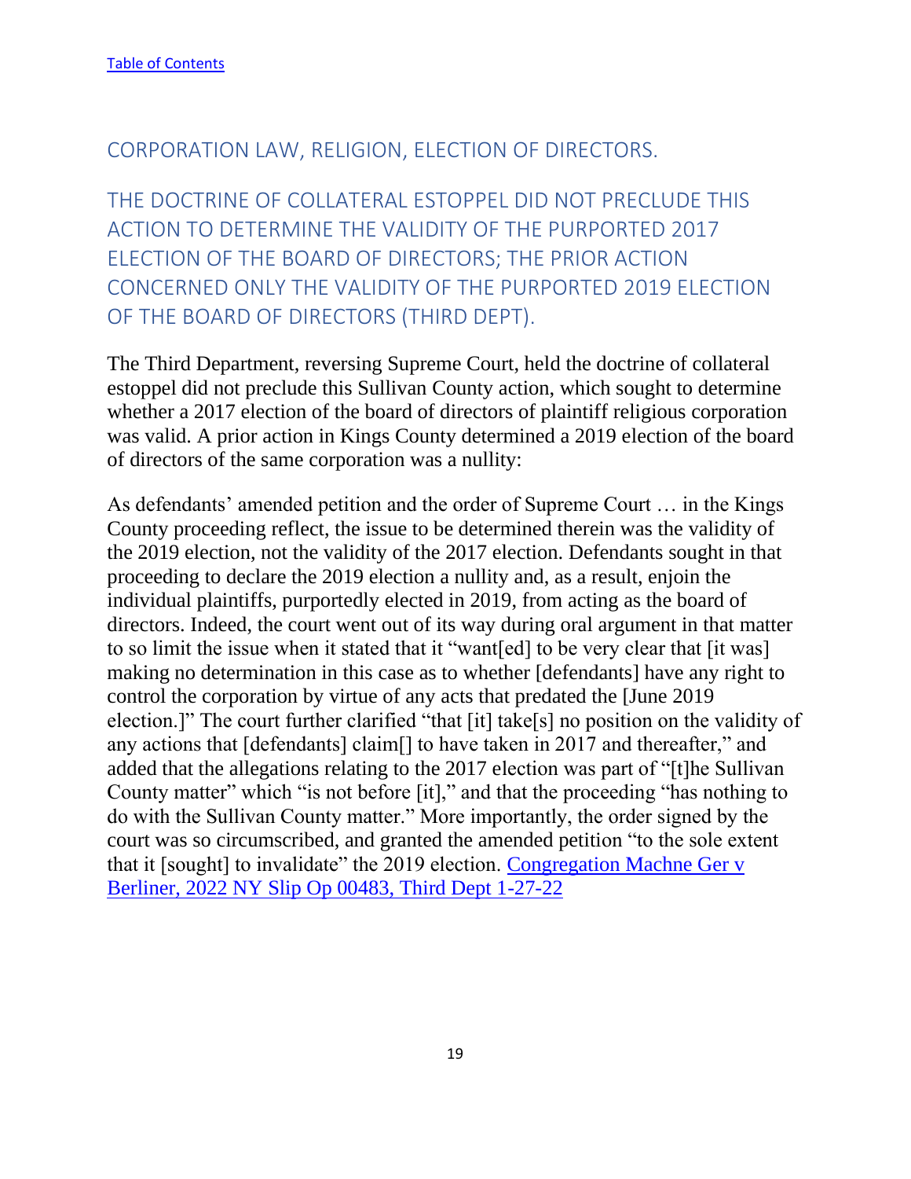[Table of Contents](#)

## CORPORATION LAW, RELIGION, ELECTION OF DIRECTORS.

## THE DOCTRINE OF COLLATERAL ESTOPPEL DID NOT PRECLUDE THIS ACTION TO DETERMINE THE VALIDITY OF THE PURPORTED 2017 ELECTION OF THE BOARD OF DIRECTORS; THE PRIOR ACTION CONCERNED ONLY THE VALIDITY OF THE PURPORTED 2019 ELECTION OF THE BOARD OF DIRECTORS (THIRD DEPT).

The Third Department, reversing Supreme Court, held the doctrine of collateral estoppel did not preclude this Sullivan County action, which sought to determine whether a 2017 election of the board of directors of plaintiff religious corporation was valid. A prior action in Kings County determined a 2019 election of the board of directors of the same corporation was a nullity:

As defendants' amended petition and the order of Supreme Court … in the Kings County proceeding reflect, the issue to be determined therein was the validity of the 2019 election, not the validity of the 2017 election. Defendants sought in that proceeding to declare the 2019 election a nullity and, as a result, enjoin the individual plaintiffs, purportedly elected in 2019, from acting as the board of directors. Indeed, the court went out of its way during oral argument in that matter to so limit the issue when it stated that it "want[ed] to be very clear that [it was] making no determination in this case as to whether [defendants] have any right to control the corporation by virtue of any acts that predated the [June 2019 election.]" The court further clarified "that [it] take[s] no position on the validity of any actions that [defendants] claim[] to have taken in 2017 and thereafter," and added that the allegations relating to the 2017 election was part of "[t]he Sullivan County matter" which "is not before [it]," and that the proceeding "has nothing to do with the Sullivan County matter." More importantly, the order signed by the court was so circumscribed, and granted the amended petition "to the sole extent that it [sought] to invalidate" the 2019 election. [Congregation Machne Ger v Berliner, 2022 NY Slip Op 00483, Third Dept 1-27-22](#)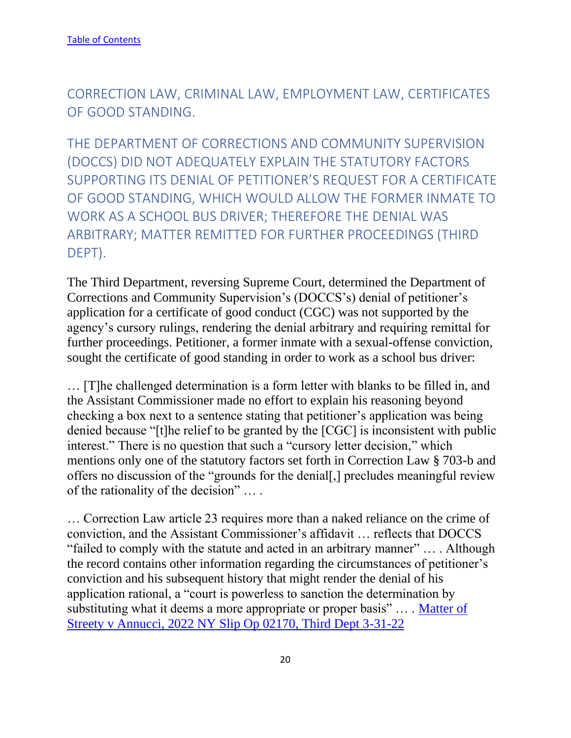[Table of Contents](#)

## CORRECTION LAW, CRIMINAL LAW, EMPLOYMENT LAW, CERTIFICATES OF GOOD STANDING.

## THE DEPARTMENT OF CORRECTIONS AND COMMUNITY SUPERVISION (DOCCS) DID NOT ADEQUATELY EXPLAIN THE STATUTORY FACTORS SUPPORTING ITS DENIAL OF PETITIONER'S REQUEST FOR A CERTIFICATE OF GOOD STANDING, WHICH WOULD ALLOW THE FORMER INMATE TO WORK AS A SCHOOL BUS DRIVER; THEREFORE THE DENIAL WAS ARBITRARY; MATTER REMITTED FOR FURTHER PROCEEDINGS (THIRD DEPT).

The Third Department, reversing Supreme Court, determined the Department of Corrections and Community Supervision's (DOCCS's) denial of petitioner's application for a certificate of good conduct (CGC) was not supported by the agency's cursory rulings, rendering the denial arbitrary and requiring remittal for further proceedings. Petitioner, a former inmate with a sexual-offense conviction, sought the certificate of good standing in order to work as a school bus driver:

… [T]he challenged determination is a form letter with blanks to be filled in, and the Assistant Commissioner made no effort to explain his reasoning beyond checking a box next to a sentence stating that petitioner's application was being denied because "[t]he relief to be granted by the [CGC] is inconsistent with public interest." There is no question that such a "cursory letter decision," which mentions only one of the statutory factors set forth in Correction Law § 703-b and offers no discussion of the "grounds for the denial[,] precludes meaningful review of the rationality of the decision" … .

… Correction Law article 23 requires more than a naked reliance on the crime of conviction, and the Assistant Commissioner's affidavit … reflects that DOCCS "failed to comply with the statute and acted in an arbitrary manner" … . Although the record contains other information regarding the circumstances of petitioner's conviction and his subsequent history that might render the denial of his application rational, a "court is powerless to sanction the determination by substituting what it deems a more appropriate or proper basis" … . [Matter of Streety v Annucci, 2022 NY Slip Op 02170, Third Dept 3-31-22](#)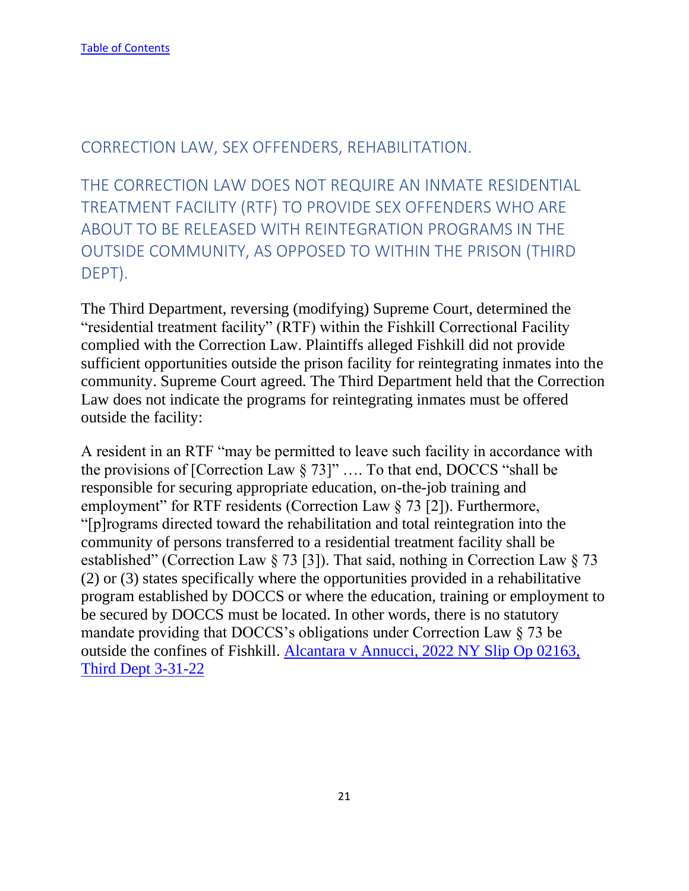[Table of Contents](#)

## CORRECTION LAW, SEX OFFENDERS, REHABILITATION.

## THE CORRECTION LAW DOES NOT REQUIRE AN INMATE RESIDENTIAL TREATMENT FACILITY (RTF) TO PROVIDE SEX OFFENDERS WHO ARE ABOUT TO BE RELEASED WITH REINTEGRATION PROGRAMS IN THE OUTSIDE COMMUNITY, AS OPPOSED TO WITHIN THE PRISON (THIRD DEPT).

The Third Department, reversing (modifying) Supreme Court, determined the "residential treatment facility" (RTF) within the Fishkill Correctional Facility complied with the Correction Law. Plaintiffs alleged Fishkill did not provide sufficient opportunities outside the prison facility for reintegrating inmates into the community. Supreme Court agreed. The Third Department held that the Correction Law does not indicate the programs for reintegrating inmates must be offered outside the facility:

A resident in an RTF "may be permitted to leave such facility in accordance with the provisions of [Correction Law § 73]" …. To that end, DOCCS "shall be responsible for securing appropriate education, on-the-job training and employment" for RTF residents (Correction Law § 73 [2]). Furthermore, "[p]rograms directed toward the rehabilitation and total reintegration into the community of persons transferred to a residential treatment facility shall be established" (Correction Law § 73 [3]). That said, nothing in Correction Law § 73 (2) or (3) states specifically where the opportunities provided in a rehabilitative program established by DOCCS or where the education, training or employment to be secured by DOCCS must be located. In other words, there is no statutory mandate providing that DOCCS's obligations under Correction Law § 73 be outside the confines of Fishkill. [Alcantara v Annucci, 2022 NY Slip Op 02163, Third Dept 3-31-22](#)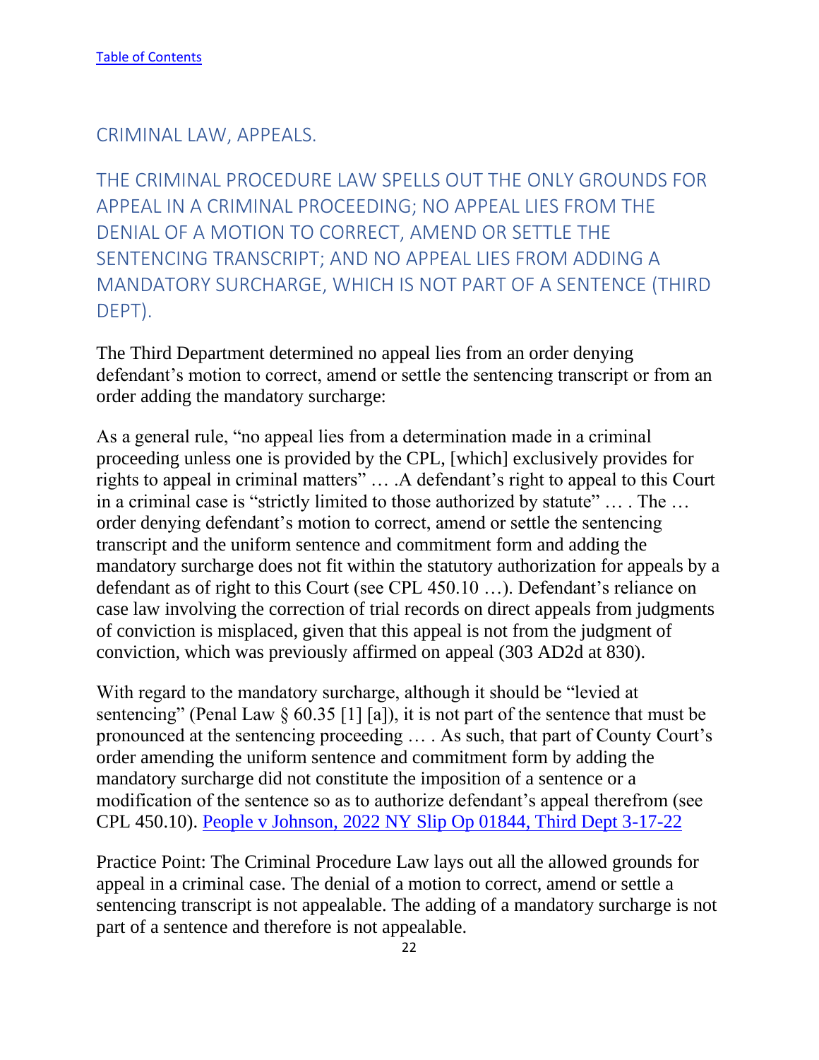[Table of Contents](#)

## CRIMINAL LAW, APPEALS.

## THE CRIMINAL PROCEDURE LAW SPELLS OUT THE ONLY GROUNDS FOR APPEAL IN A CRIMINAL PROCEEDING; NO APPEAL LIES FROM THE DENIAL OF A MOTION TO CORRECT, AMEND OR SETTLE THE SENTENCING TRANSCRIPT; AND NO APPEAL LIES FROM ADDING A MANDATORY SURCHARGE, WHICH IS NOT PART OF A SENTENCE (THIRD DEPT).

The Third Department determined no appeal lies from an order denying defendant's motion to correct, amend or settle the sentencing transcript or from an order adding the mandatory surcharge:

As a general rule, "no appeal lies from a determination made in a criminal proceeding unless one is provided by the CPL, [which] exclusively provides for rights to appeal in criminal matters" … .A defendant's right to appeal to this Court in a criminal case is "strictly limited to those authorized by statute" … . The … order denying defendant's motion to correct, amend or settle the sentencing transcript and the uniform sentence and commitment form and adding the mandatory surcharge does not fit within the statutory authorization for appeals by a defendant as of right to this Court (see CPL 450.10 …). Defendant's reliance on case law involving the correction of trial records on direct appeals from judgments of conviction is misplaced, given that this appeal is not from the judgment of conviction, which was previously affirmed on appeal (303 AD2d at 830).

With regard to the mandatory surcharge, although it should be "levied at sentencing" (Penal Law § 60.35 [1] [a]), it is not part of the sentence that must be pronounced at the sentencing proceeding … . As such, that part of County Court's order amending the uniform sentence and commitment form by adding the mandatory surcharge did not constitute the imposition of a sentence or a modification of the sentence so as to authorize defendant's appeal therefrom (see CPL 450.10). [People v Johnson, 2022 NY Slip Op 01844, Third Dept 3-17-22](#)

Practice Point: The Criminal Procedure Law lays out all the allowed grounds for appeal in a criminal case. The denial of a motion to correct, amend or settle a sentencing transcript is not appealable. The adding of a mandatory surcharge is not part of a sentence and therefore is not appealable.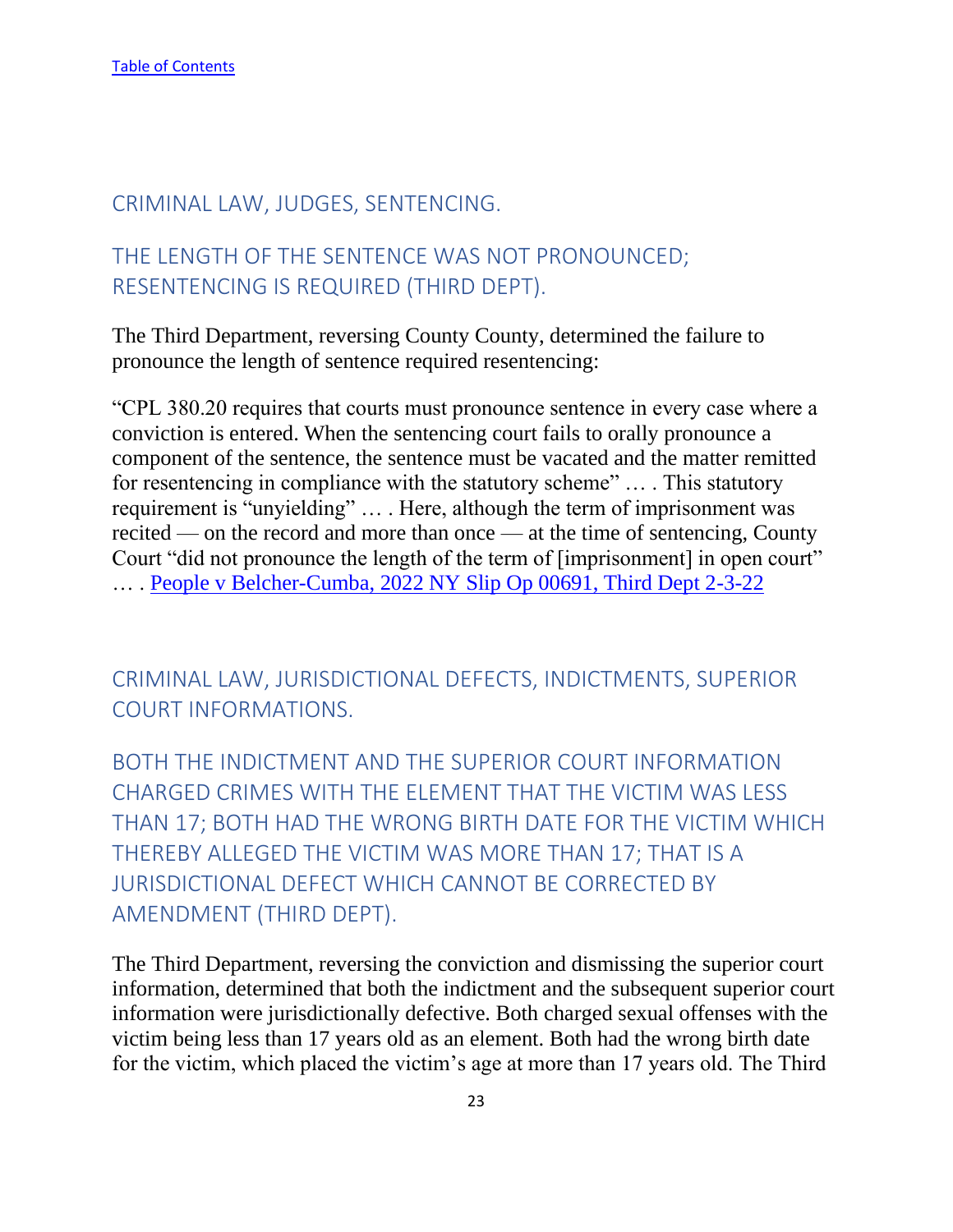[Table of Contents](#)

## CRIMINAL LAW, JUDGES, SENTENCING.

## THE LENGTH OF THE SENTENCE WAS NOT PRONOUNCED; RESENTENCING IS REQUIRED (THIRD DEPT).

The Third Department, reversing County County, determined the failure to pronounce the length of sentence required resentencing:

"CPL 380.20 requires that courts must pronounce sentence in every case where a conviction is entered. When the sentencing court fails to orally pronounce a component of the sentence, the sentence must be vacated and the matter remitted for resentencing in compliance with the statutory scheme" … . This statutory requirement is "unyielding" … . Here, although the term of imprisonment was recited — on the record and more than once — at the time of sentencing, County Court "did not pronounce the length of the term of [imprisonment] in open court" … . [People v Belcher-Cumba, 2022 NY Slip Op 00691, Third Dept 2-3-22](#)

## CRIMINAL LAW, JURISDICTIONAL DEFECTS, INDICTMENTS, SUPERIOR COURT INFORMATIONS.

## BOTH THE INDICTMENT AND THE SUPERIOR COURT INFORMATION CHARGED CRIMES WITH THE ELEMENT THAT THE VICTIM WAS LESS THAN 17; BOTH HAD THE WRONG BIRTH DATE FOR THE VICTIM WHICH THEREBY ALLEGED THE VICTIM WAS MORE THAN 17; THAT IS A JURISDICTIONAL DEFECT WHICH CANNOT BE CORRECTED BY AMENDMENT (THIRD DEPT).

The Third Department, reversing the conviction and dismissing the superior court information, determined that both the indictment and the subsequent superior court information were jurisdictionally defective. Both charged sexual offenses with the victim being less than 17 years old as an element. Both had the wrong birth date for the victim, which placed the victim's age at more than 17 years old. The Third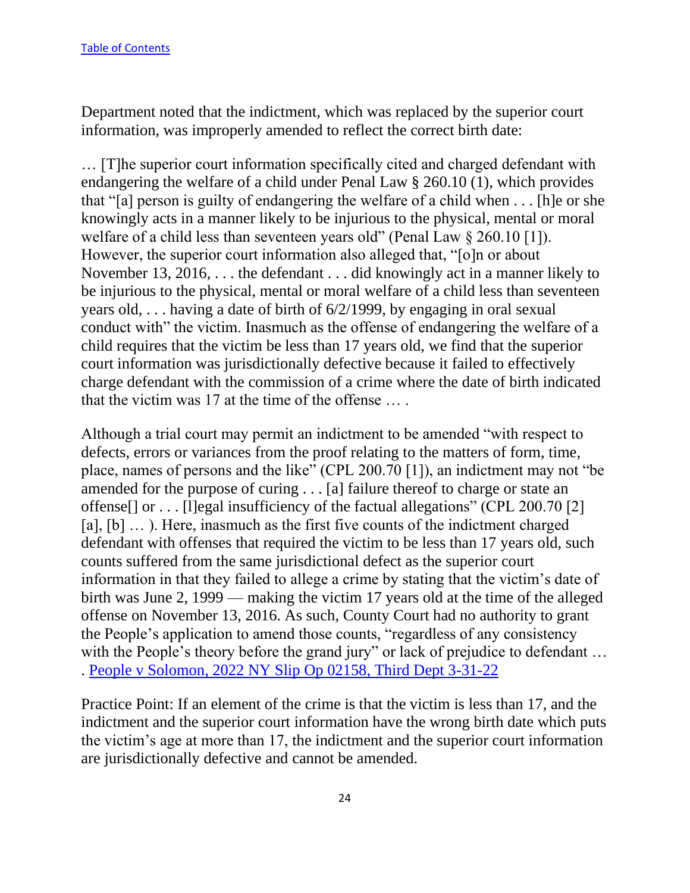[Table of Contents]

Department noted that the indictment, which was replaced by the superior court information, was improperly amended to reflect the correct birth date:

… [T]he superior court information specifically cited and charged defendant with endangering the welfare of a child under Penal Law § 260.10 (1), which provides that "[a] person is guilty of endangering the welfare of a child when . . . [h]e or she knowingly acts in a manner likely to be injurious to the physical, mental or moral welfare of a child less than seventeen years old" (Penal Law § 260.10 [1]). However, the superior court information also alleged that, "[o]n or about November 13, 2016, . . . the defendant . . . did knowingly act in a manner likely to be injurious to the physical, mental or moral welfare of a child less than seventeen years old, . . . having a date of birth of 6/2/1999, by engaging in oral sexual conduct with" the victim. Inasmuch as the offense of endangering the welfare of a child requires that the victim be less than 17 years old, we find that the superior court information was jurisdictionally defective because it failed to effectively charge defendant with the commission of a crime where the date of birth indicated that the victim was 17 at the time of the offense … .

Although a trial court may permit an indictment to be amended "with respect to defects, errors or variances from the proof relating to the matters of form, time, place, names of persons and the like" (CPL 200.70 [1]), an indictment may not "be amended for the purpose of curing . . . [a] failure thereof to charge or state an offense[] or . . . [l]egal insufficiency of the factual allegations" (CPL 200.70 [2] [a], [b] … ). Here, inasmuch as the first five counts of the indictment charged defendant with offenses that required the victim to be less than 17 years old, such counts suffered from the same jurisdictional defect as the superior court information in that they failed to allege a crime by stating that the victim's date of birth was June 2, 1999 — making the victim 17 years old at the time of the alleged offense on November 13, 2016. As such, County Court had no authority to grant the People's application to amend those counts, "regardless of any consistency with the People's theory before the grand jury" or lack of prejudice to defendant … . [People v Solomon, 2022 NY Slip Op 02158, Third Dept 3-31-22]

Practice Point: If an element of the crime is that the victim is less than 17, and the indictment and the superior court information have the wrong birth date which puts the victim's age at more than 17, the indictment and the superior court information are jurisdictionally defective and cannot be amended.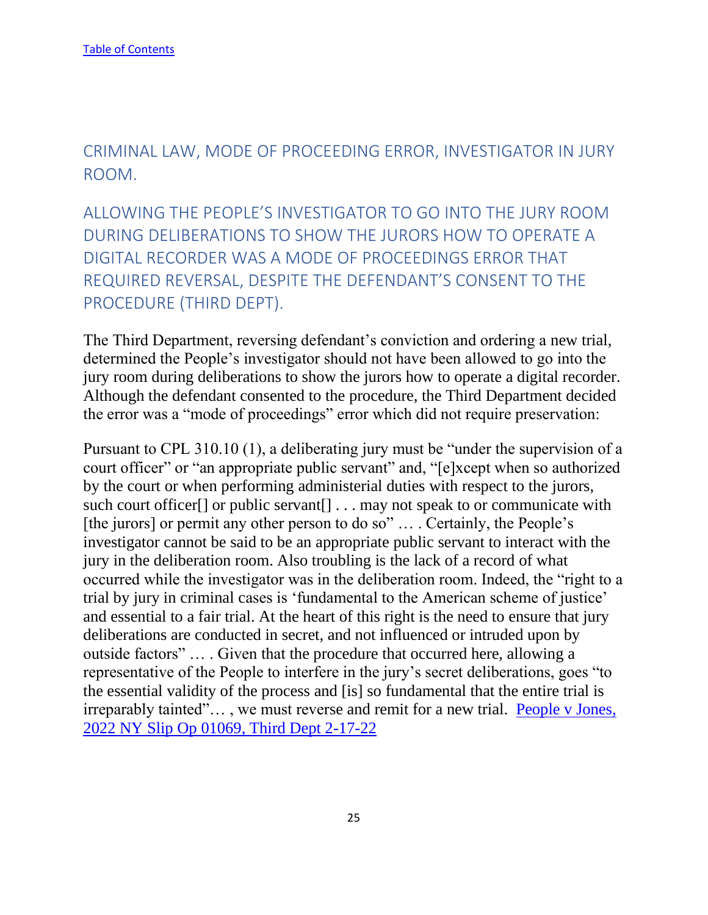[Table of Contents]()

## CRIMINAL LAW, MODE OF PROCEEDING ERROR, INVESTIGATOR IN JURY ROOM.

## ALLOWING THE PEOPLE'S INVESTIGATOR TO GO INTO THE JURY ROOM DURING DELIBERATIONS TO SHOW THE JURORS HOW TO OPERATE A DIGITAL RECORDER WAS A MODE OF PROCEEDINGS ERROR THAT REQUIRED REVERSAL, DESPITE THE DEFENDANT'S CONSENT TO THE PROCEDURE (THIRD DEPT).

The Third Department, reversing defendant's conviction and ordering a new trial, determined the People's investigator should not have been allowed to go into the jury room during deliberations to show the jurors how to operate a digital recorder. Although the defendant consented to the procedure, the Third Department decided the error was a "mode of proceedings" error which did not require preservation:

Pursuant to CPL 310.10 (1), a deliberating jury must be "under the supervision of a court officer" or "an appropriate public servant" and, "[e]xcept when so authorized by the court or when performing administerial duties with respect to the jurors, such court officer[] or public servant[] . . . may not speak to or communicate with [the jurors] or permit any other person to do so" … . Certainly, the People's investigator cannot be said to be an appropriate public servant to interact with the jury in the deliberation room. Also troubling is the lack of a record of what occurred while the investigator was in the deliberation room. Indeed, the "right to a trial by jury in criminal cases is 'fundamental to the American scheme of justice' and essential to a fair trial. At the heart of this right is the need to ensure that jury deliberations are conducted in secret, and not influenced or intruded upon by outside factors" … . Given that the procedure that occurred here, allowing a representative of the People to interfere in the jury's secret deliberations, goes "to the essential validity of the process and [is] so fundamental that the entire trial is irreparably tainted"… , we must reverse and remit for a new trial. [People v Jones, 2022 NY Slip Op 01069, Third Dept 2-17-22]()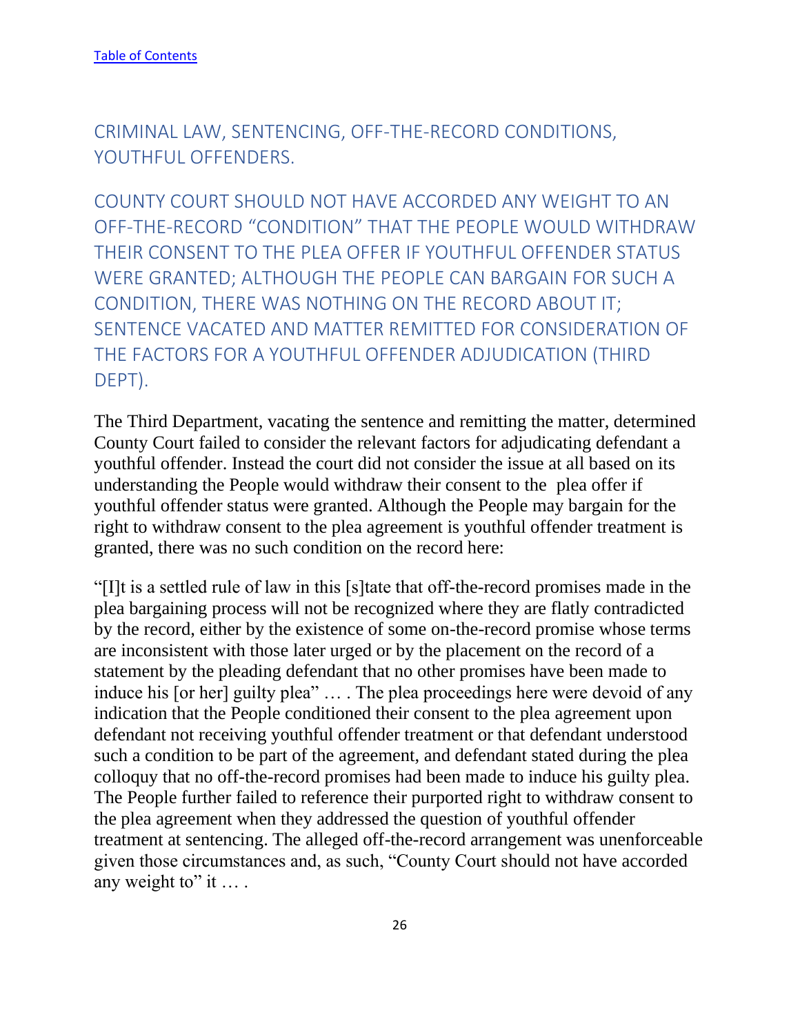[Table of Contents](#)

## CRIMINAL LAW, SENTENCING, OFF-THE-RECORD CONDITIONS, YOUTHFUL OFFENDERS.

### COUNTY COURT SHOULD NOT HAVE ACCORDED ANY WEIGHT TO AN OFF-THE-RECORD "CONDITION" THAT THE PEOPLE WOULD WITHDRAW THEIR CONSENT TO THE PLEA OFFER IF YOUTHFUL OFFENDER STATUS WERE GRANTED; ALTHOUGH THE PEOPLE CAN BARGAIN FOR SUCH A CONDITION, THERE WAS NOTHING ON THE RECORD ABOUT IT; SENTENCE VACATED AND MATTER REMITTED FOR CONSIDERATION OF THE FACTORS FOR A YOUTHFUL OFFENDER ADJUDICATION (THIRD DEPT).

The Third Department, vacating the sentence and remitting the matter, determined County Court failed to consider the relevant factors for adjudicating defendant a youthful offender. Instead the court did not consider the issue at all based on its understanding the People would withdraw their consent to the plea offer if youthful offender status were granted. Although the People may bargain for the right to withdraw consent to the plea agreement is youthful offender treatment is granted, there was no such condition on the record here:

"[I]t is a settled rule of law in this [s]tate that off-the-record promises made in the plea bargaining process will not be recognized where they are flatly contradicted by the record, either by the existence of some on-the-record promise whose terms are inconsistent with those later urged or by the placement on the record of a statement by the pleading defendant that no other promises have been made to induce his [or her] guilty plea" … . The plea proceedings here were devoid of any indication that the People conditioned their consent to the plea agreement upon defendant not receiving youthful offender treatment or that defendant understood such a condition to be part of the agreement, and defendant stated during the plea colloquy that no off-the-record promises had been made to induce his guilty plea. The People further failed to reference their purported right to withdraw consent to the plea agreement when they addressed the question of youthful offender treatment at sentencing. The alleged off-the-record arrangement was unenforceable given those circumstances and, as such, "County Court should not have accorded any weight to" it … .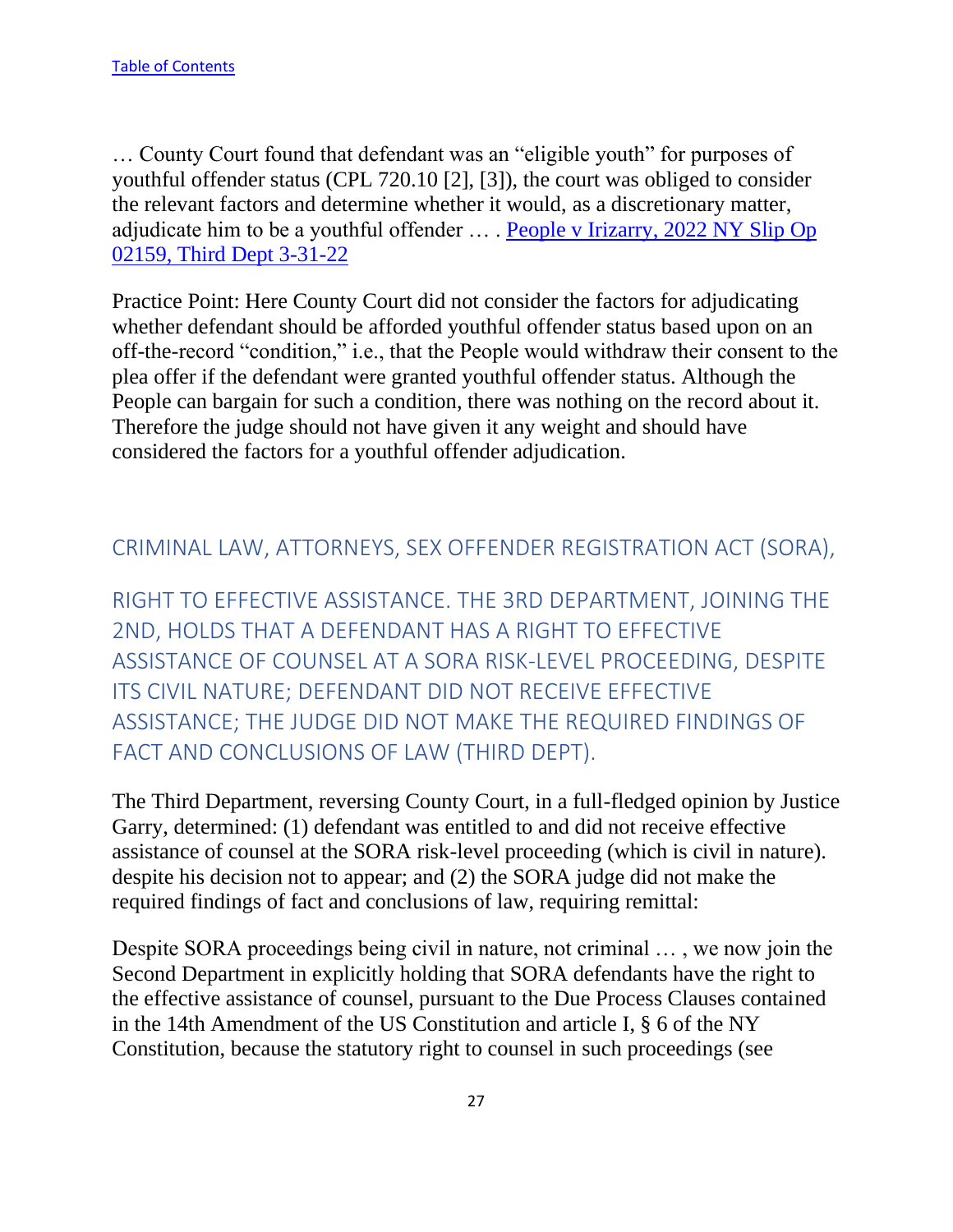[Table of Contents](#)

… County Court found that defendant was an "eligible youth" for purposes of youthful offender status (CPL 720.10 [2], [3]), the court was obliged to consider the relevant factors and determine whether it would, as a discretionary matter, adjudicate him to be a youthful offender … . [People v Irizarry, 2022 NY Slip Op 02159, Third Dept 3-31-22](#)

Practice Point: Here County Court did not consider the factors for adjudicating whether defendant should be afforded youthful offender status based upon on an off-the-record "condition," i.e., that the People would withdraw their consent to the plea offer if the defendant were granted youthful offender status. Although the People can bargain for such a condition, there was nothing on the record about it. Therefore the judge should not have given it any weight and should have considered the factors for a youthful offender adjudication.

## CRIMINAL LAW, ATTORNEYS, SEX OFFENDER REGISTRATION ACT (SORA), RIGHT TO EFFECTIVE ASSISTANCE. THE 3RD DEPARTMENT, JOINING THE 2ND, HOLDS THAT A DEFENDANT HAS A RIGHT TO EFFECTIVE ASSISTANCE OF COUNSEL AT A SORA RISK-LEVEL PROCEEDING, DESPITE ITS CIVIL NATURE; DEFENDANT DID NOT RECEIVE EFFECTIVE ASSISTANCE; THE JUDGE DID NOT MAKE THE REQUIRED FINDINGS OF FACT AND CONCLUSIONS OF LAW (THIRD DEPT).

The Third Department, reversing County Court, in a full-fledged opinion by Justice Garry, determined: (1) defendant was entitled to and did not receive effective assistance of counsel at the SORA risk-level proceeding (which is civil in nature). despite his decision not to appear; and (2) the SORA judge did not make the required findings of fact and conclusions of law, requiring remittal:

Despite SORA proceedings being civil in nature, not criminal … , we now join the Second Department in explicitly holding that SORA defendants have the right to the effective assistance of counsel, pursuant to the Due Process Clauses contained in the 14th Amendment of the US Constitution and article I, § 6 of the NY Constitution, because the statutory right to counsel in such proceedings (see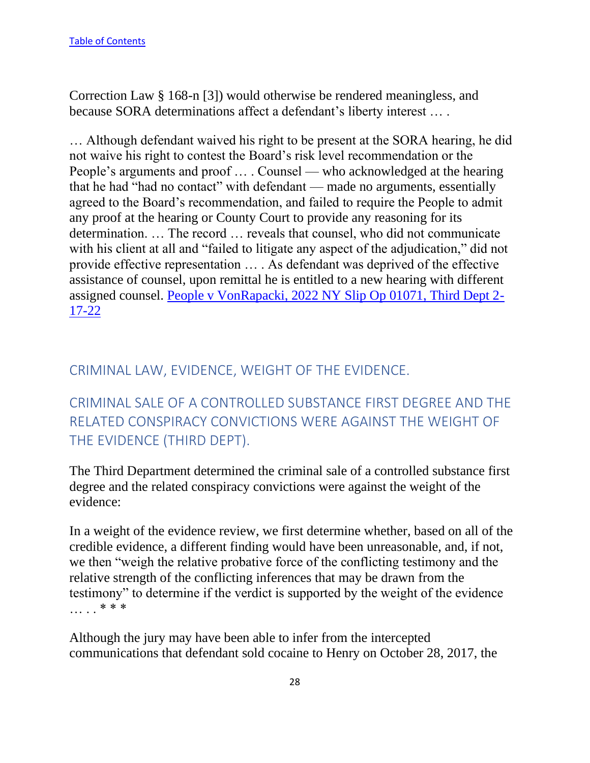Correction Law § 168-n [3]) would otherwise be rendered meaningless, and because SORA determinations affect a defendant's liberty interest … .

… Although defendant waived his right to be present at the SORA hearing, he did not waive his right to contest the Board's risk level recommendation or the People's arguments and proof … . Counsel — who acknowledged at the hearing that he had "had no contact" with defendant — made no arguments, essentially agreed to the Board's recommendation, and failed to require the People to admit any proof at the hearing or County Court to provide any reasoning for its determination. … The record … reveals that counsel, who did not communicate with his client at all and "failed to litigate any aspect of the adjudication," did not provide effective representation … . As defendant was deprived of the effective assistance of counsel, upon remittal he is entitled to a new hearing with different assigned counsel. [People v VonRapacki, 2022 NY Slip Op 01071, Third Dept 2-17-22]

## CRIMINAL LAW, EVIDENCE, WEIGHT OF THE EVIDENCE.

## CRIMINAL SALE OF A CONTROLLED SUBSTANCE FIRST DEGREE AND THE RELATED CONSPIRACY CONVICTIONS WERE AGAINST THE WEIGHT OF THE EVIDENCE (THIRD DEPT).

The Third Department determined the criminal sale of a controlled substance first degree and the related conspiracy convictions were against the weight of the evidence:

In a weight of the evidence review, we first determine whether, based on all of the credible evidence, a different finding would have been unreasonable, and, if not, we then "weigh the relative probative force of the conflicting testimony and the relative strength of the conflicting inferences that may be drawn from the testimony" to determine if the verdict is supported by the weight of the evidence … . . * * *

Although the jury may have been able to infer from the intercepted communications that defendant sold cocaine to Henry on October 28, 2017, the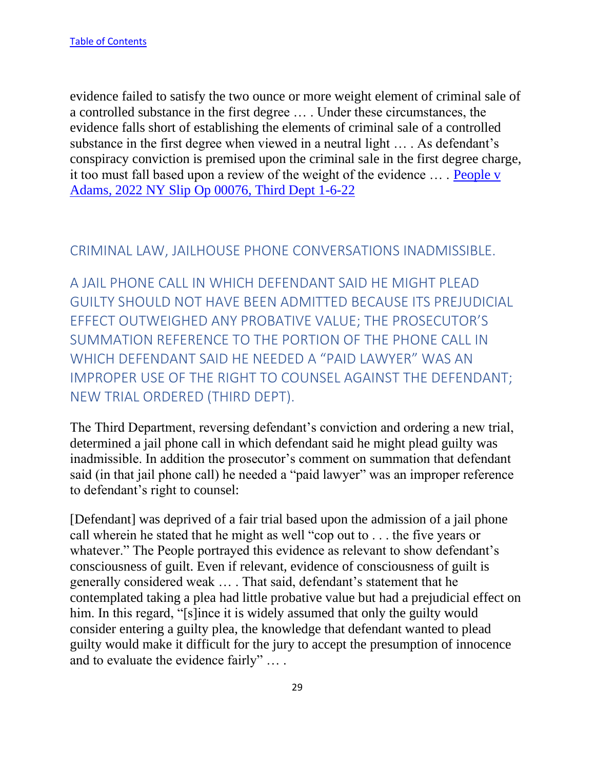evidence failed to satisfy the two ounce or more weight element of criminal sale of a controlled substance in the first degree … . Under these circumstances, the evidence falls short of establishing the elements of criminal sale of a controlled substance in the first degree when viewed in a neutral light … . As defendant's conspiracy conviction is premised upon the criminal sale in the first degree charge, it too must fall based upon a review of the weight of the evidence … . People v Adams, 2022 NY Slip Op 00076, Third Dept 1-6-22

## CRIMINAL LAW, JAILHOUSE PHONE CONVERSATIONS INADMISSIBLE.

### A JAIL PHONE CALL IN WHICH DEFENDANT SAID HE MIGHT PLEAD GUILTY SHOULD NOT HAVE BEEN ADMITTED BECAUSE ITS PREJUDICIAL EFFECT OUTWEIGHED ANY PROBATIVE VALUE; THE PROSECUTOR'S SUMMATION REFERENCE TO THE PORTION OF THE PHONE CALL IN WHICH DEFENDANT SAID HE NEEDED A "PAID LAWYER" WAS AN IMPROPER USE OF THE RIGHT TO COUNSEL AGAINST THE DEFENDANT; NEW TRIAL ORDERED (THIRD DEPT).

The Third Department, reversing defendant's conviction and ordering a new trial, determined a jail phone call in which defendant said he might plead guilty was inadmissible. In addition the prosecutor's comment on summation that defendant said (in that jail phone call) he needed a "paid lawyer" was an improper reference to defendant's right to counsel:

[Defendant] was deprived of a fair trial based upon the admission of a jail phone call wherein he stated that he might as well "cop out to . . . the five years or whatever." The People portrayed this evidence as relevant to show defendant's consciousness of guilt. Even if relevant, evidence of consciousness of guilt is generally considered weak … . That said, defendant's statement that he contemplated taking a plea had little probative value but had a prejudicial effect on him. In this regard, "[s]ince it is widely assumed that only the guilty would consider entering a guilty plea, the knowledge that defendant wanted to plead guilty would make it difficult for the jury to accept the presumption of innocence and to evaluate the evidence fairly" … .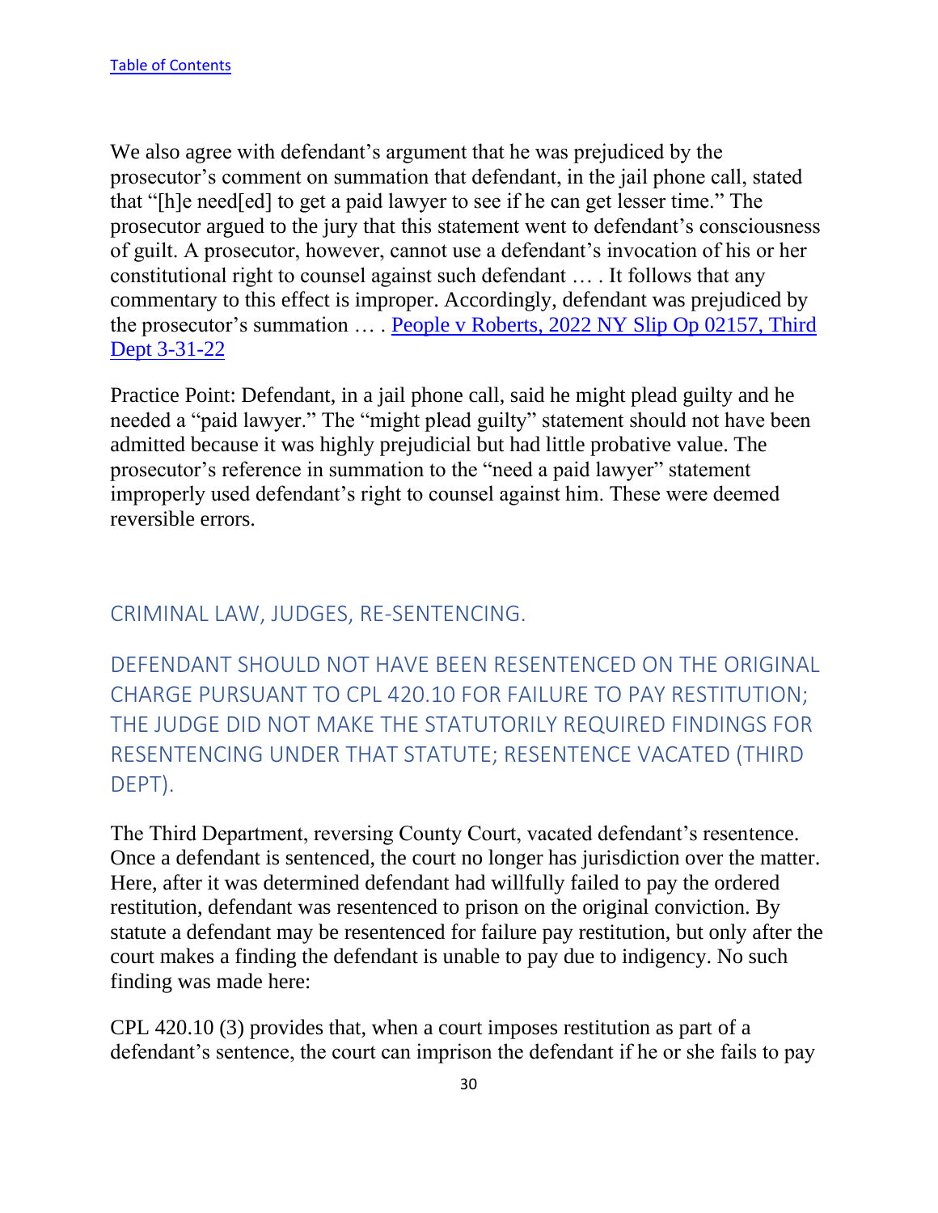[Table of Contents](#)

We also agree with defendant's argument that he was prejudiced by the prosecutor's comment on summation that defendant, in the jail phone call, stated that "[h]e need[ed] to get a paid lawyer to see if he can get lesser time." The prosecutor argued to the jury that this statement went to defendant's consciousness of guilt. A prosecutor, however, cannot use a defendant's invocation of his or her constitutional right to counsel against such defendant … . It follows that any commentary to this effect is improper. Accordingly, defendant was prejudiced by the prosecutor's summation … . [People v Roberts, 2022 NY Slip Op 02157, Third Dept 3-31-22](#)

Practice Point: Defendant, in a jail phone call, said he might plead guilty and he needed a "paid lawyer." The "might plead guilty" statement should not have been admitted because it was highly prejudicial but had little probative value. The prosecutor's reference in summation to the "need a paid lawyer" statement improperly used defendant's right to counsel against him. These were deemed reversible errors.

## CRIMINAL LAW, JUDGES, RE-SENTENCING.

## DEFENDANT SHOULD NOT HAVE BEEN RESENTENCED ON THE ORIGINAL CHARGE PURSUANT TO CPL 420.10 FOR FAILURE TO PAY RESTITUTION; THE JUDGE DID NOT MAKE THE STATUTORILY REQUIRED FINDINGS FOR RESENTENCING UNDER THAT STATUTE; RESENTENCE VACATED (THIRD DEPT).

The Third Department, reversing County Court, vacated defendant's resentence. Once a defendant is sentenced, the court no longer has jurisdiction over the matter. Here, after it was determined defendant had willfully failed to pay the ordered restitution, defendant was resentenced to prison on the original conviction. By statute a defendant may be resentenced for failure pay restitution, but only after the court makes a finding the defendant is unable to pay due to indigency. No such finding was made here:

CPL 420.10 (3) provides that, when a court imposes restitution as part of a defendant's sentence, the court can imprison the defendant if he or she fails to pay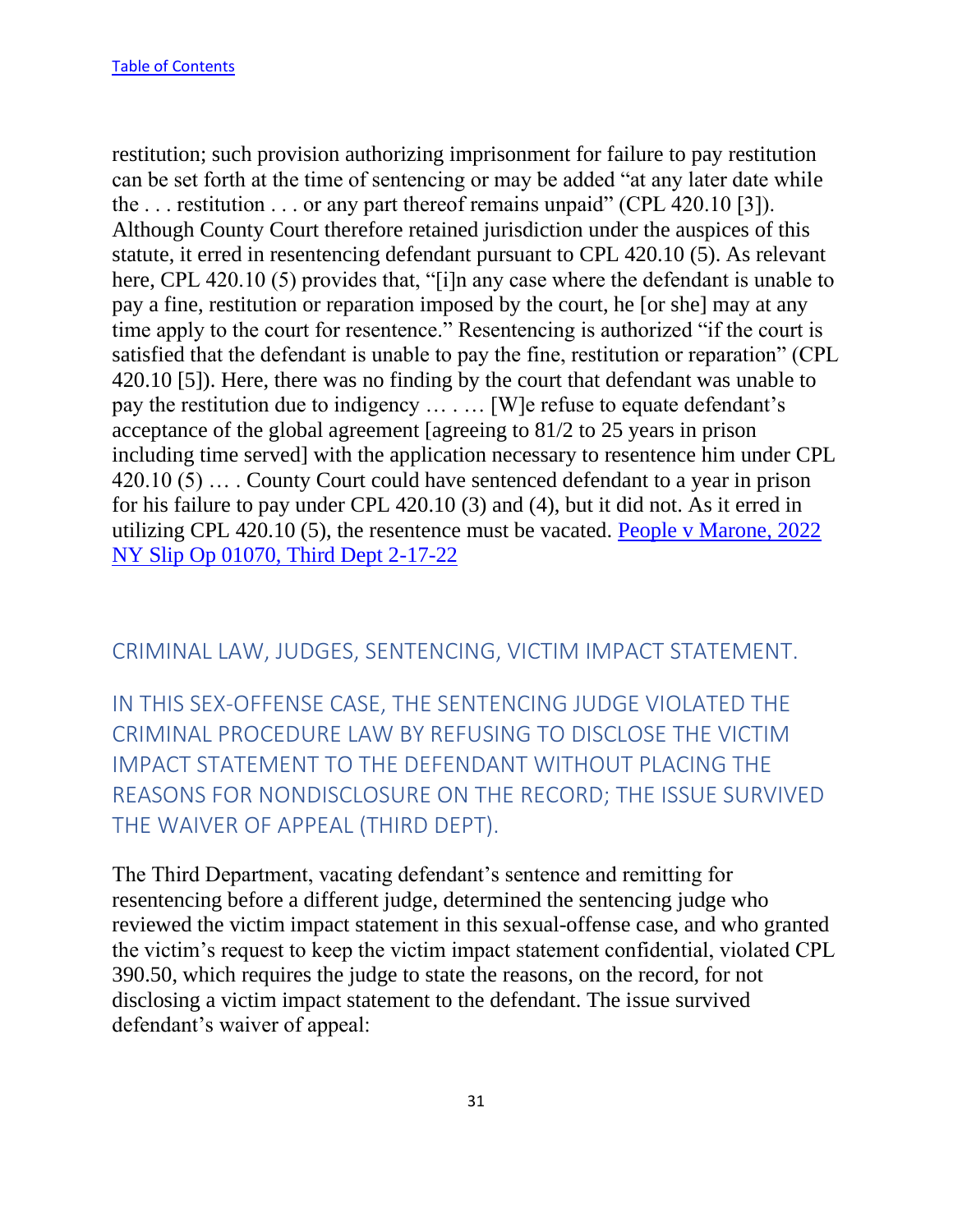[Table of Contents](#)

restitution; such provision authorizing imprisonment for failure to pay restitution can be set forth at the time of sentencing or may be added "at any later date while the . . . restitution . . . or any part thereof remains unpaid" (CPL 420.10 [3]). Although County Court therefore retained jurisdiction under the auspices of this statute, it erred in resentencing defendant pursuant to CPL 420.10 (5). As relevant here, CPL 420.10 (5) provides that, "[i]n any case where the defendant is unable to pay a fine, restitution or reparation imposed by the court, he [or she] may at any time apply to the court for resentence." Resentencing is authorized "if the court is satisfied that the defendant is unable to pay the fine, restitution or reparation" (CPL 420.10 [5]). Here, there was no finding by the court that defendant was unable to pay the restitution due to indigency … . … [W]e refuse to equate defendant's acceptance of the global agreement [agreeing to 81/2 to 25 years in prison including time served] with the application necessary to resentence him under CPL 420.10 (5) … . County Court could have sentenced defendant to a year in prison for his failure to pay under CPL 420.10 (3) and (4), but it did not. As it erred in utilizing CPL 420.10 (5), the resentence must be vacated. [People v Marone, 2022 NY Slip Op 01070, Third Dept 2-17-22](#)

## CRIMINAL LAW, JUDGES, SENTENCING, VICTIM IMPACT STATEMENT.

### IN THIS SEX-OFFENSE CASE, THE SENTENCING JUDGE VIOLATED THE CRIMINAL PROCEDURE LAW BY REFUSING TO DISCLOSE THE VICTIM IMPACT STATEMENT TO THE DEFENDANT WITHOUT PLACING THE REASONS FOR NONDISCLOSURE ON THE RECORD; THE ISSUE SURVIVED THE WAIVER OF APPEAL (THIRD DEPT).

The Third Department, vacating defendant's sentence and remitting for resentencing before a different judge, determined the sentencing judge who reviewed the victim impact statement in this sexual-offense case, and who granted the victim's request to keep the victim impact statement confidential, violated CPL 390.50, which requires the judge to state the reasons, on the record, for not disclosing a victim impact statement to the defendant. The issue survived defendant's waiver of appeal: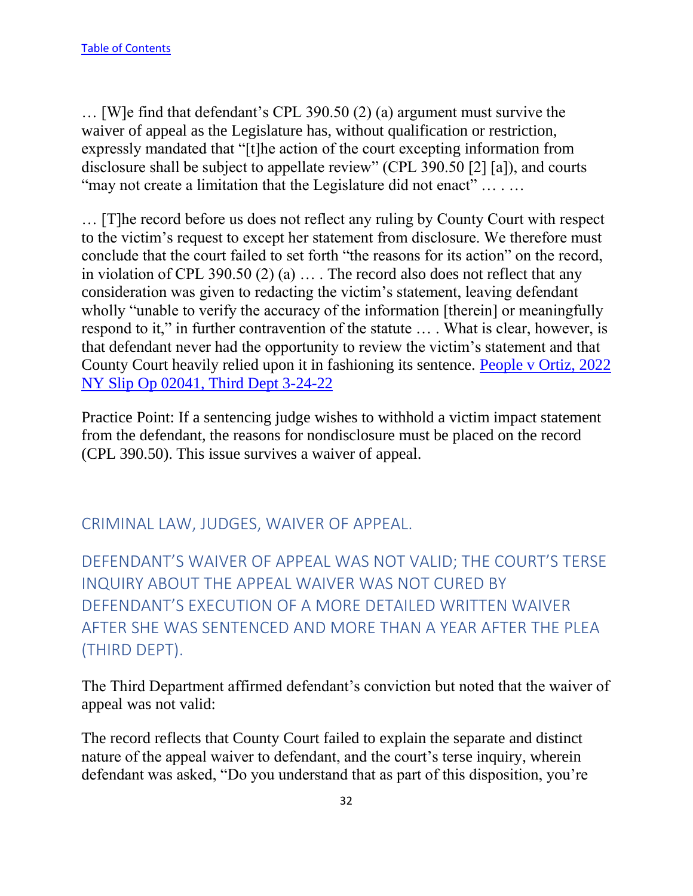[Table of Contents](#)

… [W]e find that defendant's CPL 390.50 (2) (a) argument must survive the waiver of appeal as the Legislature has, without qualification or restriction, expressly mandated that "[t]he action of the court excepting information from disclosure shall be subject to appellate review" (CPL 390.50 [2] [a]), and courts "may not create a limitation that the Legislature did not enact" … . …

… [T]he record before us does not reflect any ruling by County Court with respect to the victim's request to except her statement from disclosure. We therefore must conclude that the court failed to set forth "the reasons for its action" on the record, in violation of CPL 390.50 (2) (a) … . The record also does not reflect that any consideration was given to redacting the victim's statement, leaving defendant wholly "unable to verify the accuracy of the information [therein] or meaningfully respond to it," in further contravention of the statute … . What is clear, however, is that defendant never had the opportunity to review the victim's statement and that County Court heavily relied upon it in fashioning its sentence. [People v Ortiz, 2022 NY Slip Op 02041, Third Dept 3-24-22](#)

Practice Point: If a sentencing judge wishes to withhold a victim impact statement from the defendant, the reasons for nondisclosure must be placed on the record (CPL 390.50). This issue survives a waiver of appeal.

## CRIMINAL LAW, JUDGES, WAIVER OF APPEAL.

## DEFENDANT'S WAIVER OF APPEAL WAS NOT VALID; THE COURT'S TERSE INQUIRY ABOUT THE APPEAL WAIVER WAS NOT CURED BY DEFENDANT'S EXECUTION OF A MORE DETAILED WRITTEN WAIVER AFTER SHE WAS SENTENCED AND MORE THAN A YEAR AFTER THE PLEA (THIRD DEPT).

The Third Department affirmed defendant's conviction but noted that the waiver of appeal was not valid:

The record reflects that County Court failed to explain the separate and distinct nature of the appeal waiver to defendant, and the court's terse inquiry, wherein defendant was asked, "Do you understand that as part of this disposition, you're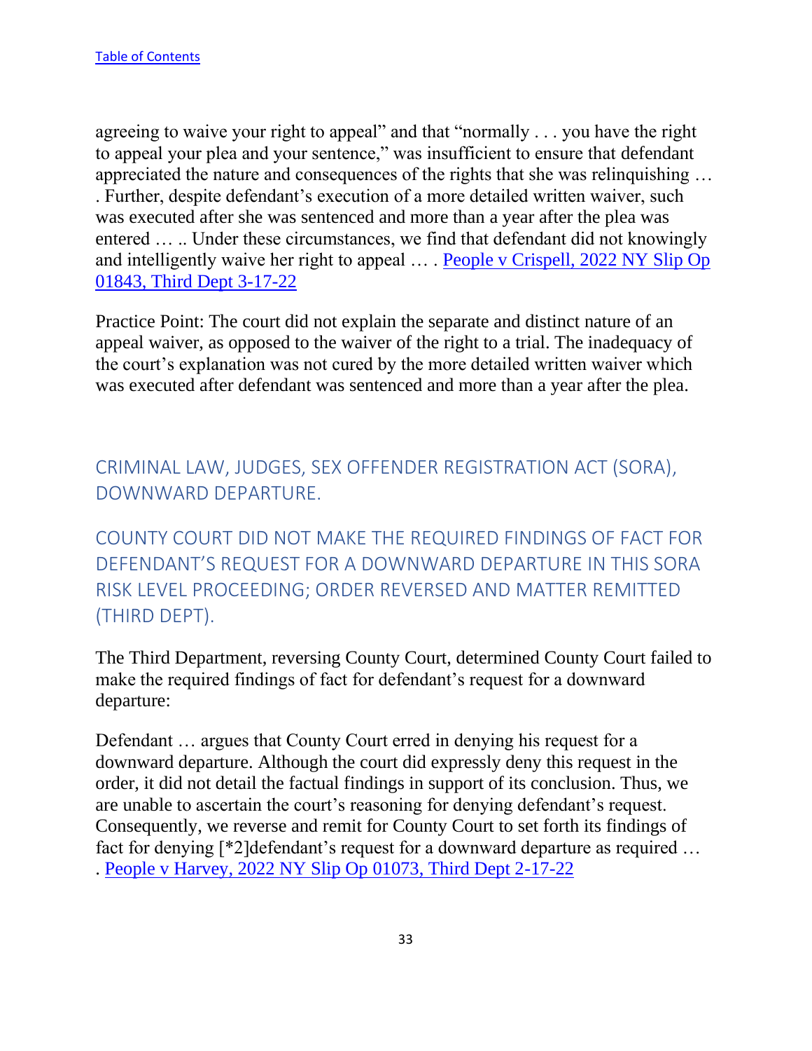[Table of Contents](#)

agreeing to waive your right to appeal" and that "normally . . . you have the right to appeal your plea and your sentence," was insufficient to ensure that defendant appreciated the nature and consequences of the rights that she was relinquishing … . Further, despite defendant's execution of a more detailed written waiver, such was executed after she was sentenced and more than a year after the plea was entered … .. Under these circumstances, we find that defendant did not knowingly and intelligently waive her right to appeal … . [People v Crispell, 2022 NY Slip Op 01843, Third Dept 3-17-22](#)

Practice Point: The court did not explain the separate and distinct nature of an appeal waiver, as opposed to the waiver of the right to a trial. The inadequacy of the court's explanation was not cured by the more detailed written waiver which was executed after defendant was sentenced and more than a year after the plea.

## CRIMINAL LAW, JUDGES, SEX OFFENDER REGISTRATION ACT (SORA), DOWNWARD DEPARTURE.

## COUNTY COURT DID NOT MAKE THE REQUIRED FINDINGS OF FACT FOR DEFENDANT'S REQUEST FOR A DOWNWARD DEPARTURE IN THIS SORA RISK LEVEL PROCEEDING; ORDER REVERSED AND MATTER REMITTED (THIRD DEPT).

The Third Department, reversing County Court, determined County Court failed to make the required findings of fact for defendant's request for a downward departure:

Defendant … argues that County Court erred in denying his request for a downward departure. Although the court did expressly deny this request in the order, it did not detail the factual findings in support of its conclusion. Thus, we are unable to ascertain the court's reasoning for denying defendant's request. Consequently, we reverse and remit for County Court to set forth its findings of fact for denying [*2]defendant's request for a downward departure as required … . [People v Harvey, 2022 NY Slip Op 01073, Third Dept 2-17-22](#)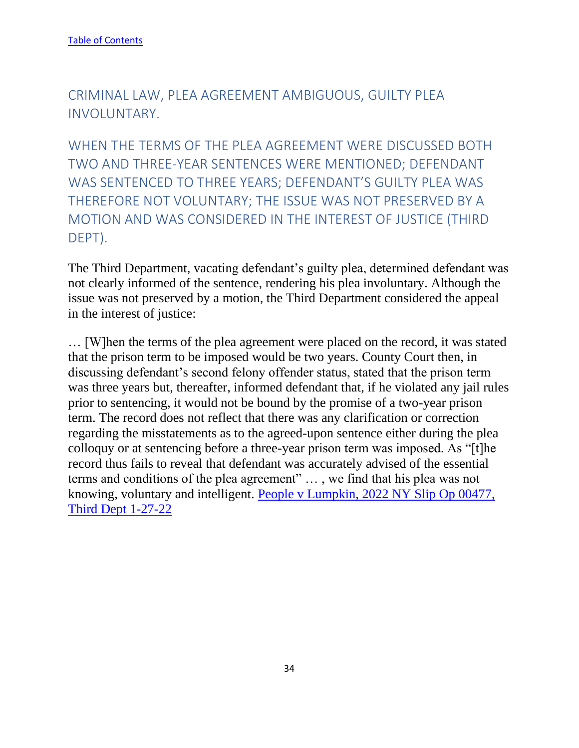[Table of Contents](#)

## CRIMINAL LAW, PLEA AGREEMENT AMBIGUOUS, GUILTY PLEA INVOLUNTARY.

### WHEN THE TERMS OF THE PLEA AGREEMENT WERE DISCUSSED BOTH TWO AND THREE-YEAR SENTENCES WERE MENTIONED; DEFENDANT WAS SENTENCED TO THREE YEARS; DEFENDANT'S GUILTY PLEA WAS THEREFORE NOT VOLUNTARY; THE ISSUE WAS NOT PRESERVED BY A MOTION AND WAS CONSIDERED IN THE INTEREST OF JUSTICE (THIRD DEPT).

The Third Department, vacating defendant's guilty plea, determined defendant was not clearly informed of the sentence, rendering his plea involuntary. Although the issue was not preserved by a motion, the Third Department considered the appeal in the interest of justice:

… [W]hen the terms of the plea agreement were placed on the record, it was stated that the prison term to be imposed would be two years. County Court then, in discussing defendant's second felony offender status, stated that the prison term was three years but, thereafter, informed defendant that, if he violated any jail rules prior to sentencing, it would not be bound by the promise of a two-year prison term. The record does not reflect that there was any clarification or correction regarding the misstatements as to the agreed-upon sentence either during the plea colloquy or at sentencing before a three-year prison term was imposed. As "[t]he record thus fails to reveal that defendant was accurately advised of the essential terms and conditions of the plea agreement" … , we find that his plea was not knowing, voluntary and intelligent. [People v Lumpkin, 2022 NY Slip Op 00477, Third Dept 1-27-22](#)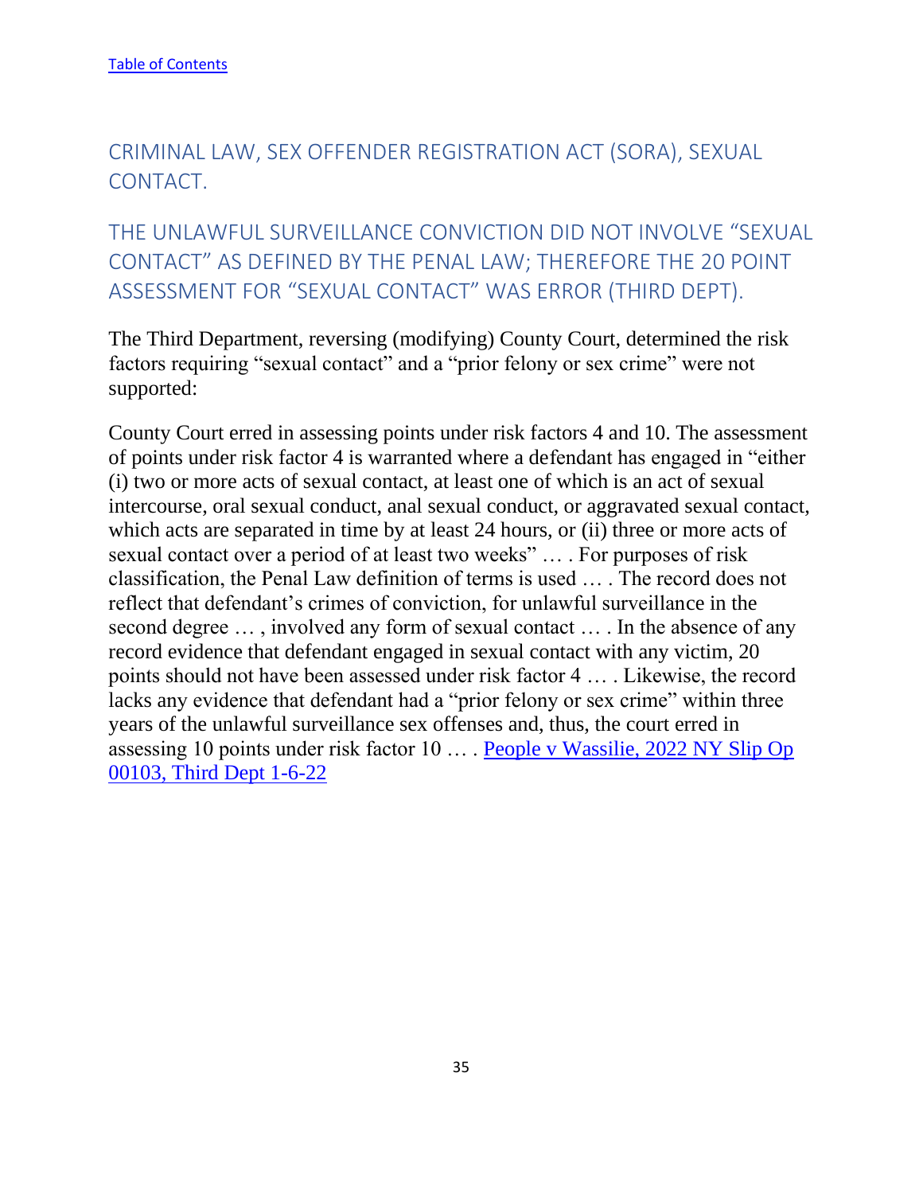[Table of Contents](#)

## CRIMINAL LAW, SEX OFFENDER REGISTRATION ACT (SORA), SEXUAL CONTACT.

## THE UNLAWFUL SURVEILLANCE CONVICTION DID NOT INVOLVE "SEXUAL CONTACT" AS DEFINED BY THE PENAL LAW; THEREFORE THE 20 POINT ASSESSMENT FOR "SEXUAL CONTACT" WAS ERROR (THIRD DEPT).

The Third Department, reversing (modifying) County Court, determined the risk factors requiring "sexual contact" and a "prior felony or sex crime" were not supported:

County Court erred in assessing points under risk factors 4 and 10. The assessment of points under risk factor 4 is warranted where a defendant has engaged in "either (i) two or more acts of sexual contact, at least one of which is an act of sexual intercourse, oral sexual conduct, anal sexual conduct, or aggravated sexual contact, which acts are separated in time by at least 24 hours, or (ii) three or more acts of sexual contact over a period of at least two weeks" … . For purposes of risk classification, the Penal Law definition of terms is used … . The record does not reflect that defendant's crimes of conviction, for unlawful surveillance in the second degree … , involved any form of sexual contact … . In the absence of any record evidence that defendant engaged in sexual contact with any victim, 20 points should not have been assessed under risk factor 4 … . Likewise, the record lacks any evidence that defendant had a "prior felony or sex crime" within three years of the unlawful surveillance sex offenses and, thus, the court erred in assessing 10 points under risk factor 10 … . [People v Wassilie, 2022 NY Slip Op 00103, Third Dept 1-6-22](#)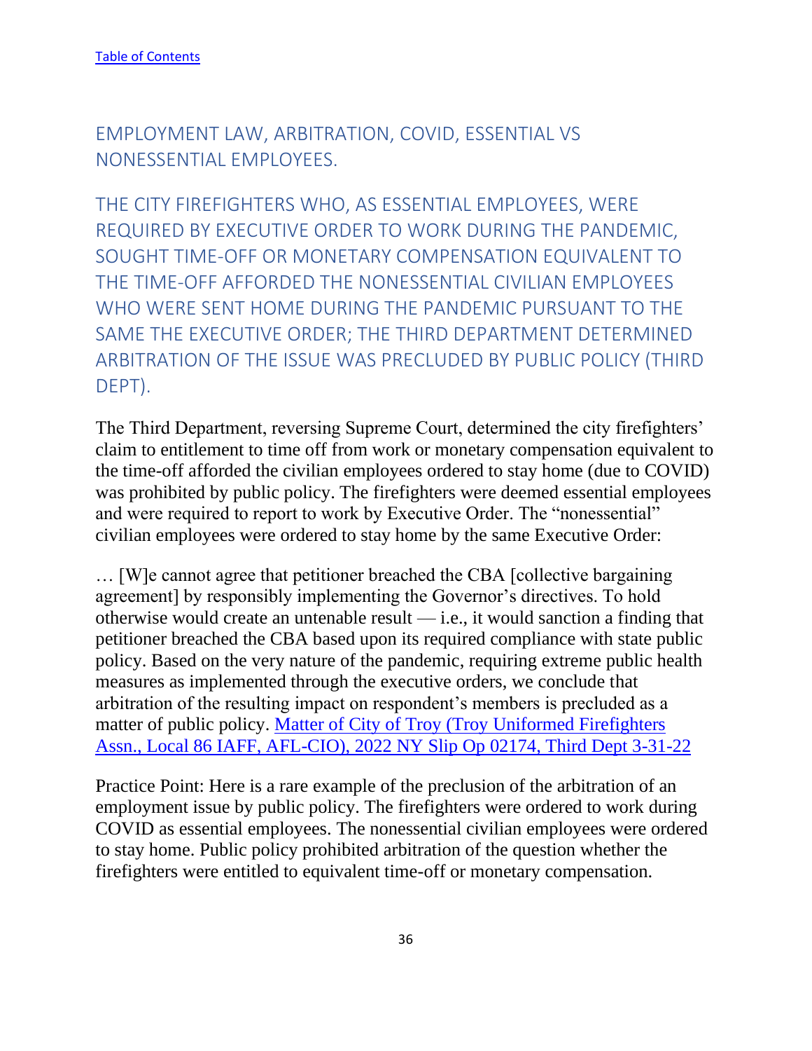[Table of Contents](#)

## EMPLOYMENT LAW, ARBITRATION, COVID, ESSENTIAL VS NONESSENTIAL EMPLOYEES.

### THE CITY FIREFIGHTERS WHO, AS ESSENTIAL EMPLOYEES, WERE REQUIRED BY EXECUTIVE ORDER TO WORK DURING THE PANDEMIC, SOUGHT TIME-OFF OR MONETARY COMPENSATION EQUIVALENT TO THE TIME-OFF AFFORDED THE NONESSENTIAL CIVILIAN EMPLOYEES WHO WERE SENT HOME DURING THE PANDEMIC PURSUANT TO THE SAME THE EXECUTIVE ORDER; THE THIRD DEPARTMENT DETERMINED ARBITRATION OF THE ISSUE WAS PRECLUDED BY PUBLIC POLICY (THIRD DEPT).

The Third Department, reversing Supreme Court, determined the city firefighters' claim to entitlement to time off from work or monetary compensation equivalent to the time-off afforded the civilian employees ordered to stay home (due to COVID) was prohibited by public policy. The firefighters were deemed essential employees and were required to report to work by Executive Order. The "nonessential" civilian employees were ordered to stay home by the same Executive Order:

… [W]e cannot agree that petitioner breached the CBA [collective bargaining agreement] by responsibly implementing the Governor's directives. To hold otherwise would create an untenable result — i.e., it would sanction a finding that petitioner breached the CBA based upon its required compliance with state public policy. Based on the very nature of the pandemic, requiring extreme public health measures as implemented through the executive orders, we conclude that arbitration of the resulting impact on respondent's members is precluded as a matter of public policy. [Matter of City of Troy (Troy Uniformed Firefighters Assn., Local 86 IAFF, AFL-CIO), 2022 NY Slip Op 02174, Third Dept 3-31-22](#)

Practice Point: Here is a rare example of the preclusion of the arbitration of an employment issue by public policy. The firefighters were ordered to work during COVID as essential employees. The nonessential civilian employees were ordered to stay home. Public policy prohibited arbitration of the question whether the firefighters were entitled to equivalent time-off or monetary compensation.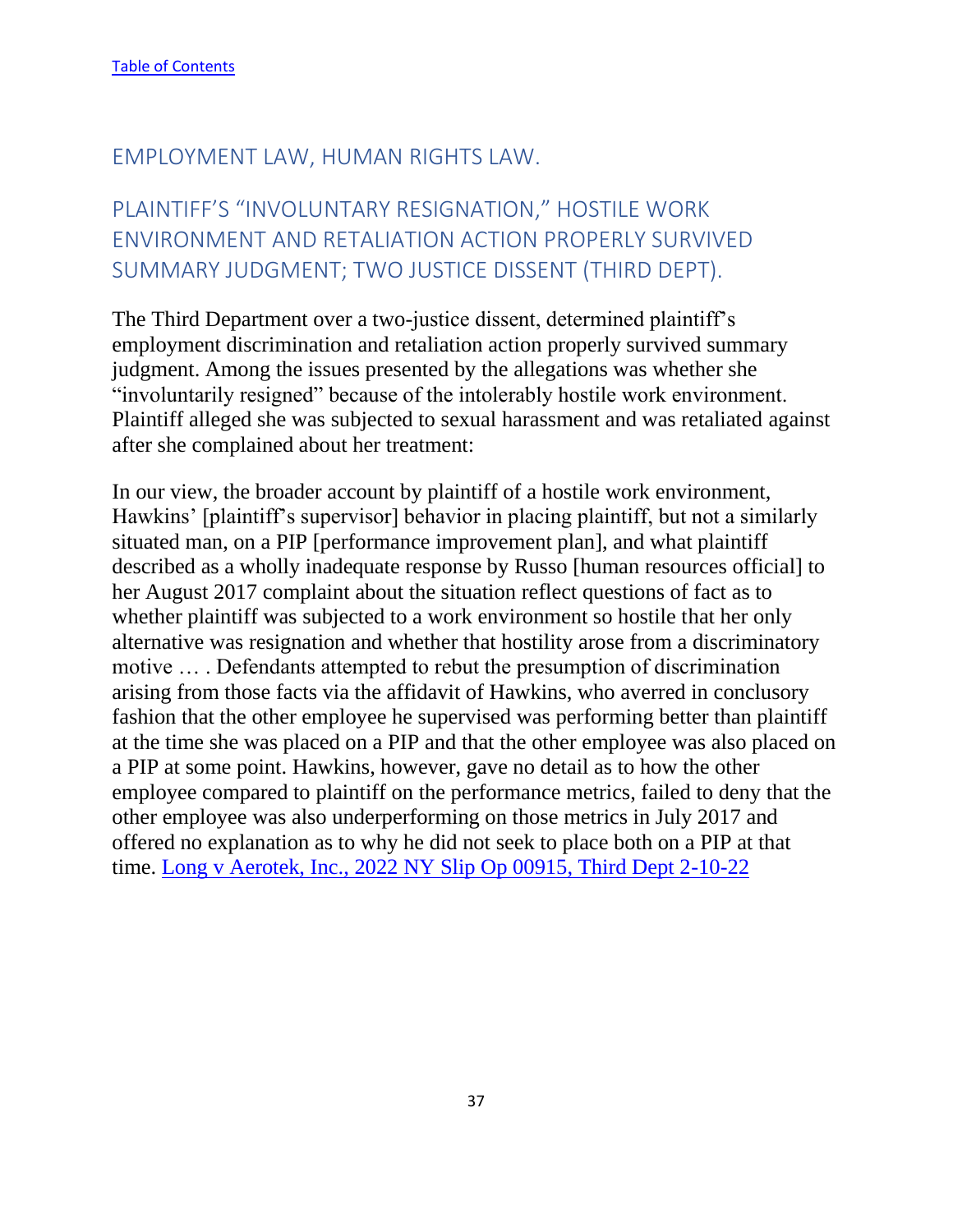[Table of Contents](#)

## EMPLOYMENT LAW, HUMAN RIGHTS LAW.

## PLAINTIFF'S "INVOLUNTARY RESIGNATION," HOSTILE WORK ENVIRONMENT AND RETALIATION ACTION PROPERLY SURVIVED SUMMARY JUDGMENT; TWO JUSTICE DISSENT (THIRD DEPT).

The Third Department over a two-justice dissent, determined plaintiff's employment discrimination and retaliation action properly survived summary judgment. Among the issues presented by the allegations was whether she "involuntarily resigned" because of the intolerably hostile work environment. Plaintiff alleged she was subjected to sexual harassment and was retaliated against after she complained about her treatment:

In our view, the broader account by plaintiff of a hostile work environment, Hawkins' [plaintiff's supervisor] behavior in placing plaintiff, but not a similarly situated man, on a PIP [performance improvement plan], and what plaintiff described as a wholly inadequate response by Russo [human resources official] to her August 2017 complaint about the situation reflect questions of fact as to whether plaintiff was subjected to a work environment so hostile that her only alternative was resignation and whether that hostility arose from a discriminatory motive … . Defendants attempted to rebut the presumption of discrimination arising from those facts via the affidavit of Hawkins, who averred in conclusory fashion that the other employee he supervised was performing better than plaintiff at the time she was placed on a PIP and that the other employee was also placed on a PIP at some point. Hawkins, however, gave no detail as to how the other employee compared to plaintiff on the performance metrics, failed to deny that the other employee was also underperforming on those metrics in July 2017 and offered no explanation as to why he did not seek to place both on a PIP at that time. [Long v Aerotek, Inc., 2022 NY Slip Op 00915, Third Dept 2-10-22](#)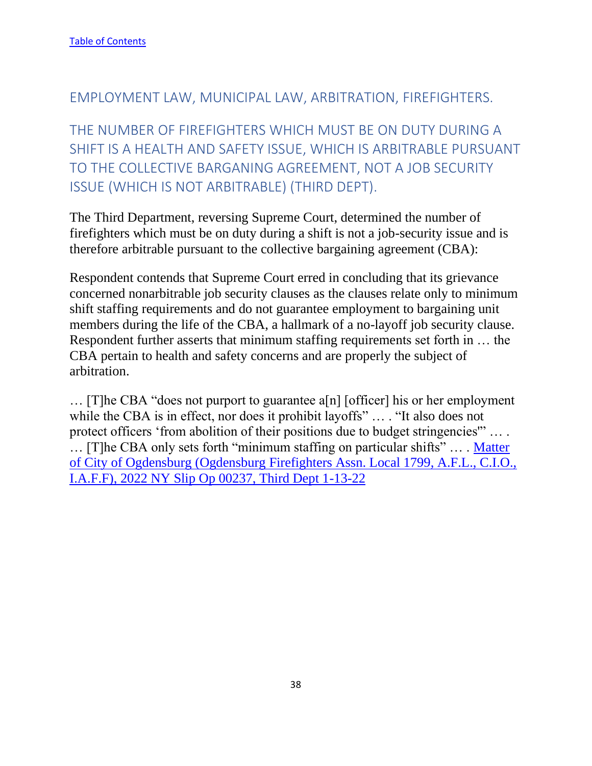[Table of Contents]

## EMPLOYMENT LAW, MUNICIPAL LAW, ARBITRATION, FIREFIGHTERS.

## THE NUMBER OF FIREFIGHTERS WHICH MUST BE ON DUTY DURING A SHIFT IS A HEALTH AND SAFETY ISSUE, WHICH IS ARBITRABLE PURSUANT TO THE COLLECTIVE BARGANING AGREEMENT, NOT A JOB SECURITY ISSUE (WHICH IS NOT ARBITRABLE) (THIRD DEPT).

The Third Department, reversing Supreme Court, determined the number of firefighters which must be on duty during a shift is not a job-security issue and is therefore arbitrable pursuant to the collective bargaining agreement (CBA):

Respondent contends that Supreme Court erred in concluding that its grievance concerned nonarbitrable job security clauses as the clauses relate only to minimum shift staffing requirements and do not guarantee employment to bargaining unit members during the life of the CBA, a hallmark of a no-layoff job security clause. Respondent further asserts that minimum staffing requirements set forth in … the CBA pertain to health and safety concerns and are properly the subject of arbitration.

… [T]he CBA "does not purport to guarantee a[n] [officer] his or her employment while the CBA is in effect, nor does it prohibit layoffs" … . "It also does not protect officers 'from abolition of their positions due to budget stringencies'" … . … [T]he CBA only sets forth "minimum staffing on particular shifts" … . [Matter of City of Ogdensburg (Ogdensburg Firefighters Assn. Local 1799, A.F.L., C.I.O., I.A.F.F), 2022 NY Slip Op 00237, Third Dept 1-13-22]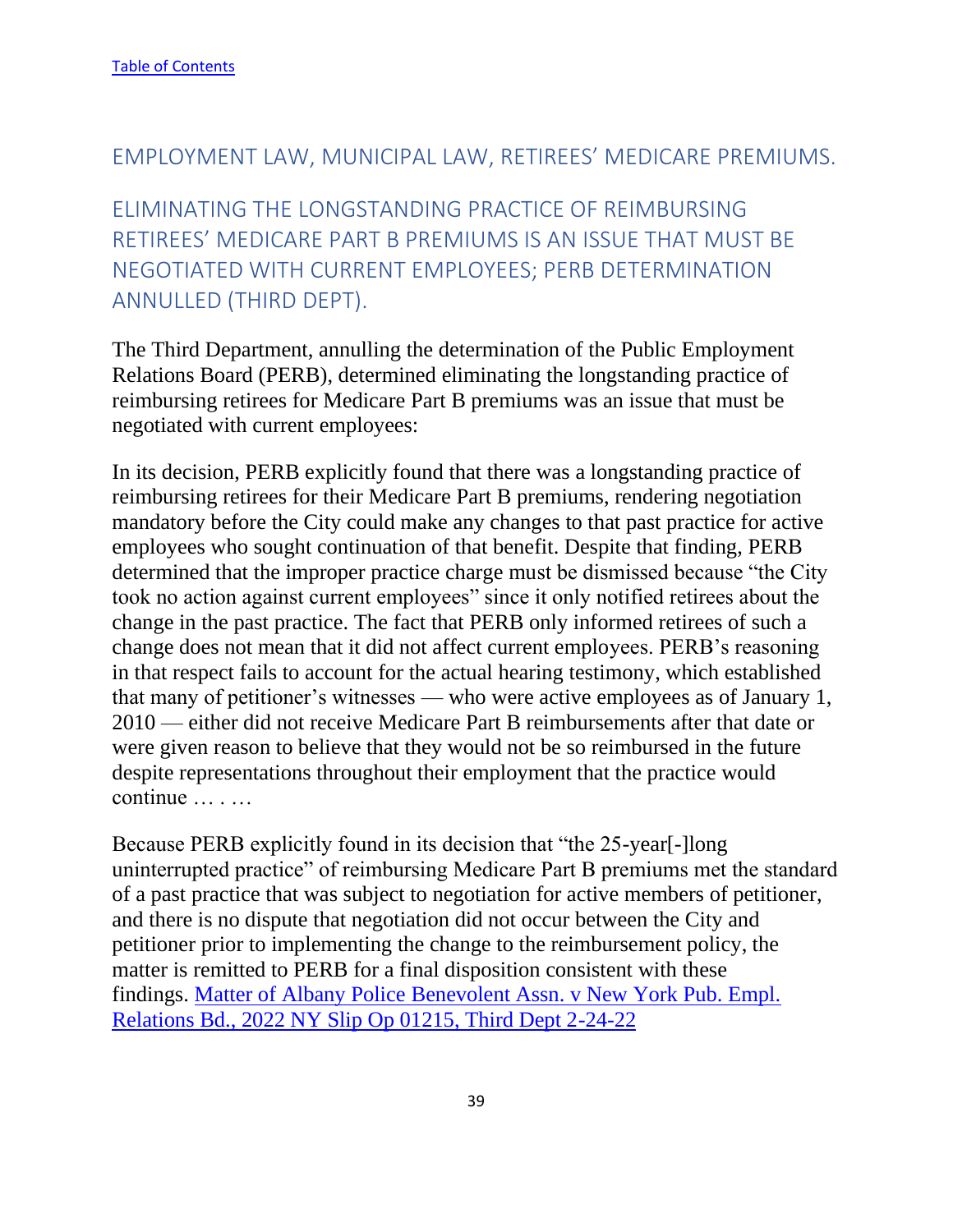[Table of Contents](#)

## EMPLOYMENT LAW, MUNICIPAL LAW, RETIREES' MEDICARE PREMIUMS.

## ELIMINATING THE LONGSTANDING PRACTICE OF REIMBURSING RETIREES' MEDICARE PART B PREMIUMS IS AN ISSUE THAT MUST BE NEGOTIATED WITH CURRENT EMPLOYEES; PERB DETERMINATION ANNULLED (THIRD DEPT).

The Third Department, annulling the determination of the Public Employment Relations Board (PERB), determined eliminating the longstanding practice of reimbursing retirees for Medicare Part B premiums was an issue that must be negotiated with current employees:

In its decision, PERB explicitly found that there was a longstanding practice of reimbursing retirees for their Medicare Part B premiums, rendering negotiation mandatory before the City could make any changes to that past practice for active employees who sought continuation of that benefit. Despite that finding, PERB determined that the improper practice charge must be dismissed because "the City took no action against current employees" since it only notified retirees about the change in the past practice. The fact that PERB only informed retirees of such a change does not mean that it did not affect current employees. PERB's reasoning in that respect fails to account for the actual hearing testimony, which established that many of petitioner's witnesses — who were active employees as of January 1, 2010 — either did not receive Medicare Part B reimbursements after that date or were given reason to believe that they would not be so reimbursed in the future despite representations throughout their employment that the practice would continue … . …

Because PERB explicitly found in its decision that "the 25-year[-]long uninterrupted practice" of reimbursing Medicare Part B premiums met the standard of a past practice that was subject to negotiation for active members of petitioner, and there is no dispute that negotiation did not occur between the City and petitioner prior to implementing the change to the reimbursement policy, the matter is remitted to PERB for a final disposition consistent with these findings. [Matter of Albany Police Benevolent Assn. v New York Pub. Empl. Relations Bd., 2022 NY Slip Op 01215, Third Dept 2-24-22](#)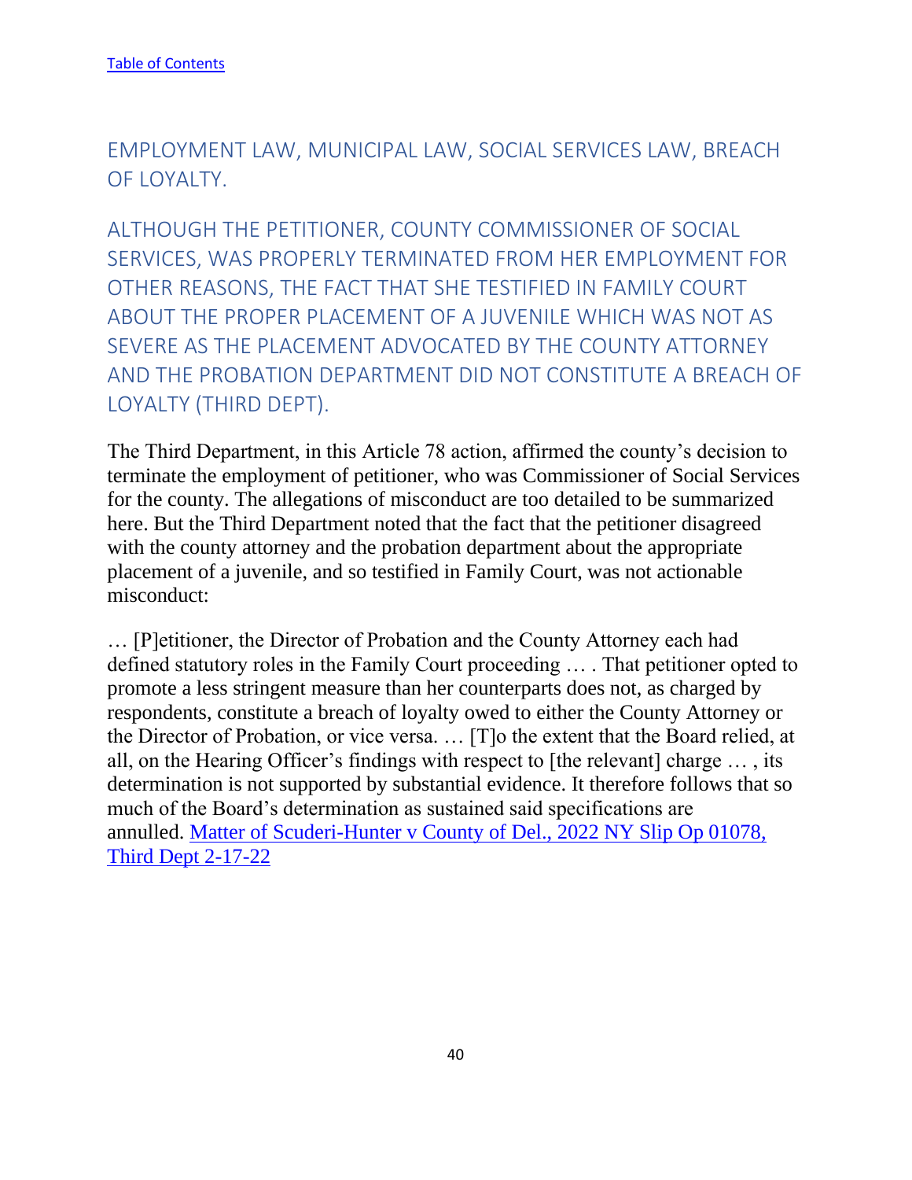[Table of Contents](#)

## EMPLOYMENT LAW, MUNICIPAL LAW, SOCIAL SERVICES LAW, BREACH OF LOYALTY.

### ALTHOUGH THE PETITIONER, COUNTY COMMISSIONER OF SOCIAL SERVICES, WAS PROPERLY TERMINATED FROM HER EMPLOYMENT FOR OTHER REASONS, THE FACT THAT SHE TESTIFIED IN FAMILY COURT ABOUT THE PROPER PLACEMENT OF A JUVENILE WHICH WAS NOT AS SEVERE AS THE PLACEMENT ADVOCATED BY THE COUNTY ATTORNEY AND THE PROBATION DEPARTMENT DID NOT CONSTITUTE A BREACH OF LOYALTY (THIRD DEPT).

The Third Department, in this Article 78 action, affirmed the county's decision to terminate the employment of petitioner, who was Commissioner of Social Services for the county. The allegations of misconduct are too detailed to be summarized here. But the Third Department noted that the fact that the petitioner disagreed with the county attorney and the probation department about the appropriate placement of a juvenile, and so testified in Family Court, was not actionable misconduct:

… [P]etitioner, the Director of Probation and the County Attorney each had defined statutory roles in the Family Court proceeding … . That petitioner opted to promote a less stringent measure than her counterparts does not, as charged by respondents, constitute a breach of loyalty owed to either the County Attorney or the Director of Probation, or vice versa. … [T]o the extent that the Board relied, at all, on the Hearing Officer's findings with respect to [the relevant] charge … , its determination is not supported by substantial evidence. It therefore follows that so much of the Board's determination as sustained said specifications are annulled. [Matter of Scuderi-Hunter v County of Del., 2022 NY Slip Op 01078, Third Dept 2-17-22](#)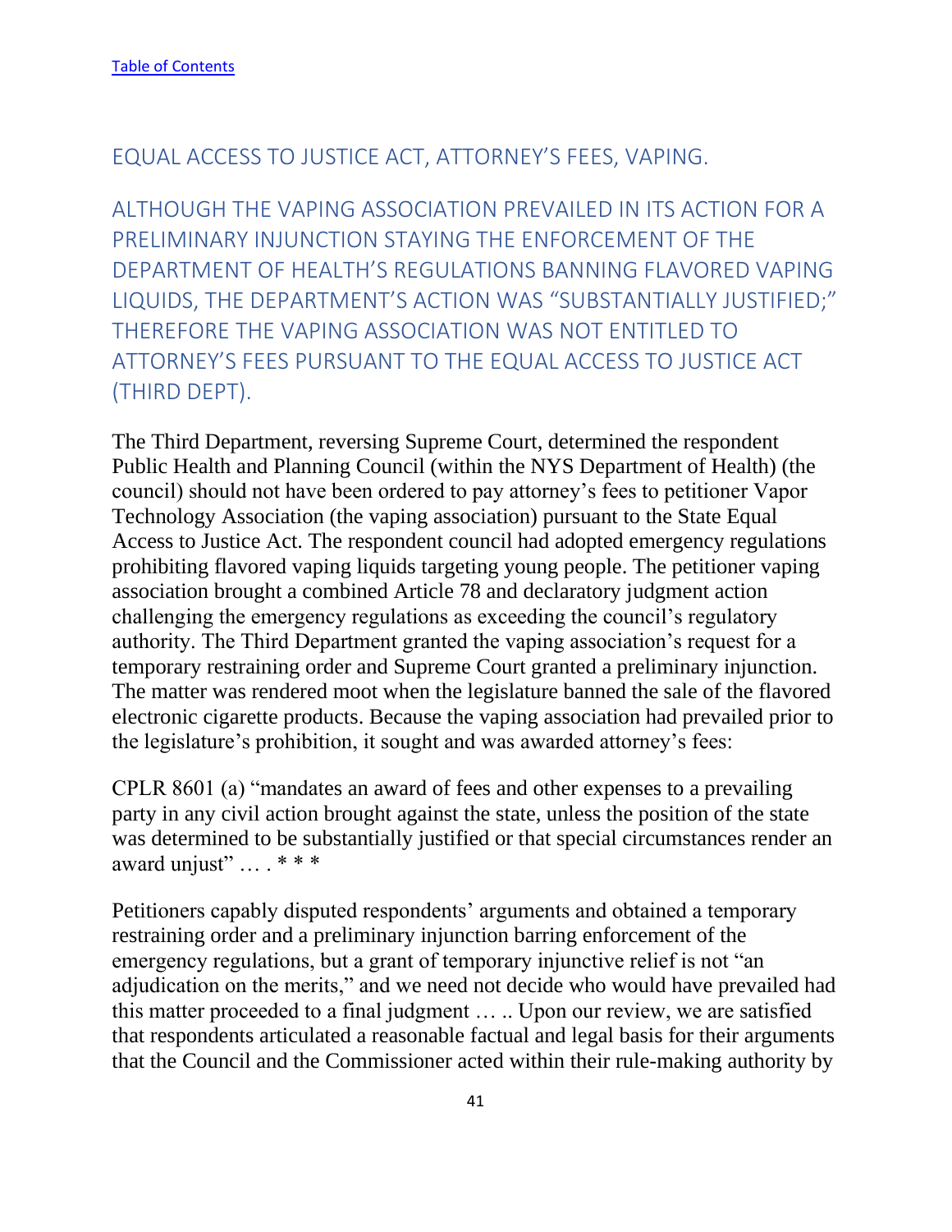[Table of Contents](#)

## EQUAL ACCESS TO JUSTICE ACT, ATTORNEY'S FEES, VAPING.

### ALTHOUGH THE VAPING ASSOCIATION PREVAILED IN ITS ACTION FOR A PRELIMINARY INJUNCTION STAYING THE ENFORCEMENT OF THE DEPARTMENT OF HEALTH'S REGULATIONS BANNING FLAVORED VAPING LIQUIDS, THE DEPARTMENT'S ACTION WAS "SUBSTANTIALLY JUSTIFIED;" THEREFORE THE VAPING ASSOCIATION WAS NOT ENTITLED TO ATTORNEY'S FEES PURSUANT TO THE EQUAL ACCESS TO JUSTICE ACT (THIRD DEPT).

The Third Department, reversing Supreme Court, determined the respondent Public Health and Planning Council (within the NYS Department of Health) (the council) should not have been ordered to pay attorney's fees to petitioner Vapor Technology Association (the vaping association) pursuant to the State Equal Access to Justice Act. The respondent council had adopted emergency regulations prohibiting flavored vaping liquids targeting young people. The petitioner vaping association brought a combined Article 78 and declaratory judgment action challenging the emergency regulations as exceeding the council's regulatory authority. The Third Department granted the vaping association's request for a temporary restraining order and Supreme Court granted a preliminary injunction. The matter was rendered moot when the legislature banned the sale of the flavored electronic cigarette products. Because the vaping association had prevailed prior to the legislature's prohibition, it sought and was awarded attorney's fees:

CPLR 8601 (a) "mandates an award of fees and other expenses to a prevailing party in any civil action brought against the state, unless the position of the state was determined to be substantially justified or that special circumstances render an award unjust" … . * * *

Petitioners capably disputed respondents' arguments and obtained a temporary restraining order and a preliminary injunction barring enforcement of the emergency regulations, but a grant of temporary injunctive relief is not "an adjudication on the merits," and we need not decide who would have prevailed had this matter proceeded to a final judgment … .. Upon our review, we are satisfied that respondents articulated a reasonable factual and legal basis for their arguments that the Council and the Commissioner acted within their rule-making authority by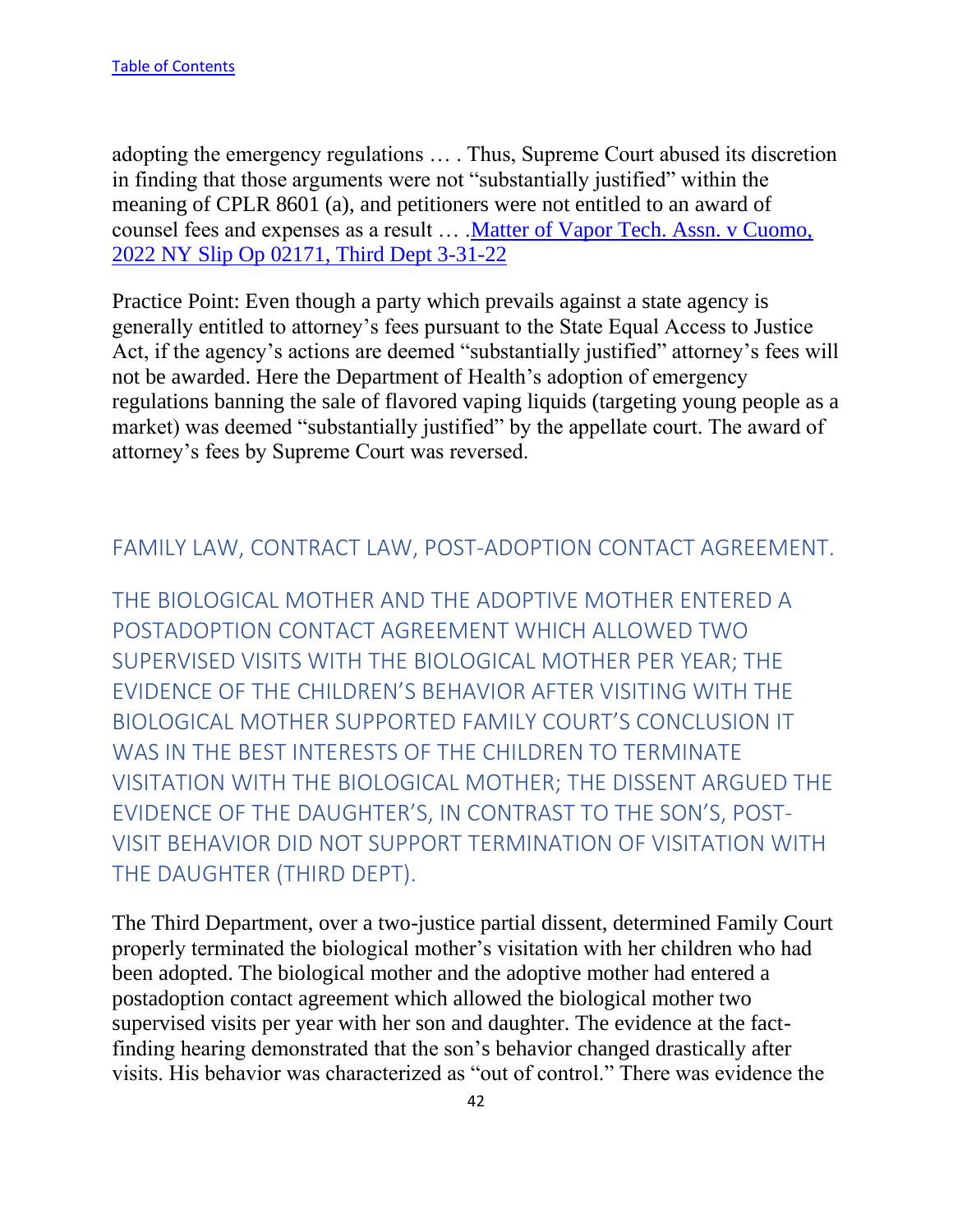adopting the emergency regulations … . Thus, Supreme Court abused its discretion in finding that those arguments were not "substantially justified" within the meaning of CPLR 8601 (a), and petitioners were not entitled to an award of counsel fees and expenses as a result … .[Matter of Vapor Tech. Assn. v Cuomo, 2022 NY Slip Op 02171, Third Dept 3-31-22]

Practice Point: Even though a party which prevails against a state agency is generally entitled to attorney's fees pursuant to the State Equal Access to Justice Act, if the agency's actions are deemed "substantially justified" attorney's fees will not be awarded. Here the Department of Health's adoption of emergency regulations banning the sale of flavored vaping liquids (targeting young people as a market) was deemed "substantially justified" by the appellate court. The award of attorney's fees by Supreme Court was reversed.

## FAMILY LAW, CONTRACT LAW, POST-ADOPTION CONTACT AGREEMENT.

### THE BIOLOGICAL MOTHER AND THE ADOPTIVE MOTHER ENTERED A POSTADOPTION CONTACT AGREEMENT WHICH ALLOWED TWO SUPERVISED VISITS WITH THE BIOLOGICAL MOTHER PER YEAR; THE EVIDENCE OF THE CHILDREN'S BEHAVIOR AFTER VISITING WITH THE BIOLOGICAL MOTHER SUPPORTED FAMILY COURT'S CONCLUSION IT WAS IN THE BEST INTERESTS OF THE CHILDREN TO TERMINATE VISITATION WITH THE BIOLOGICAL MOTHER; THE DISSENT ARGUED THE EVIDENCE OF THE DAUGHTER'S, IN CONTRAST TO THE SON'S, POST-VISIT BEHAVIOR DID NOT SUPPORT TERMINATION OF VISITATION WITH THE DAUGHTER (THIRD DEPT).

The Third Department, over a two-justice partial dissent, determined Family Court properly terminated the biological mother's visitation with her children who had been adopted. The biological mother and the adoptive mother had entered a postadoption contact agreement which allowed the biological mother two supervised visits per year with her son and daughter. The evidence at the fact-finding hearing demonstrated that the son's behavior changed drastically after visits. His behavior was characterized as "out of control." There was evidence the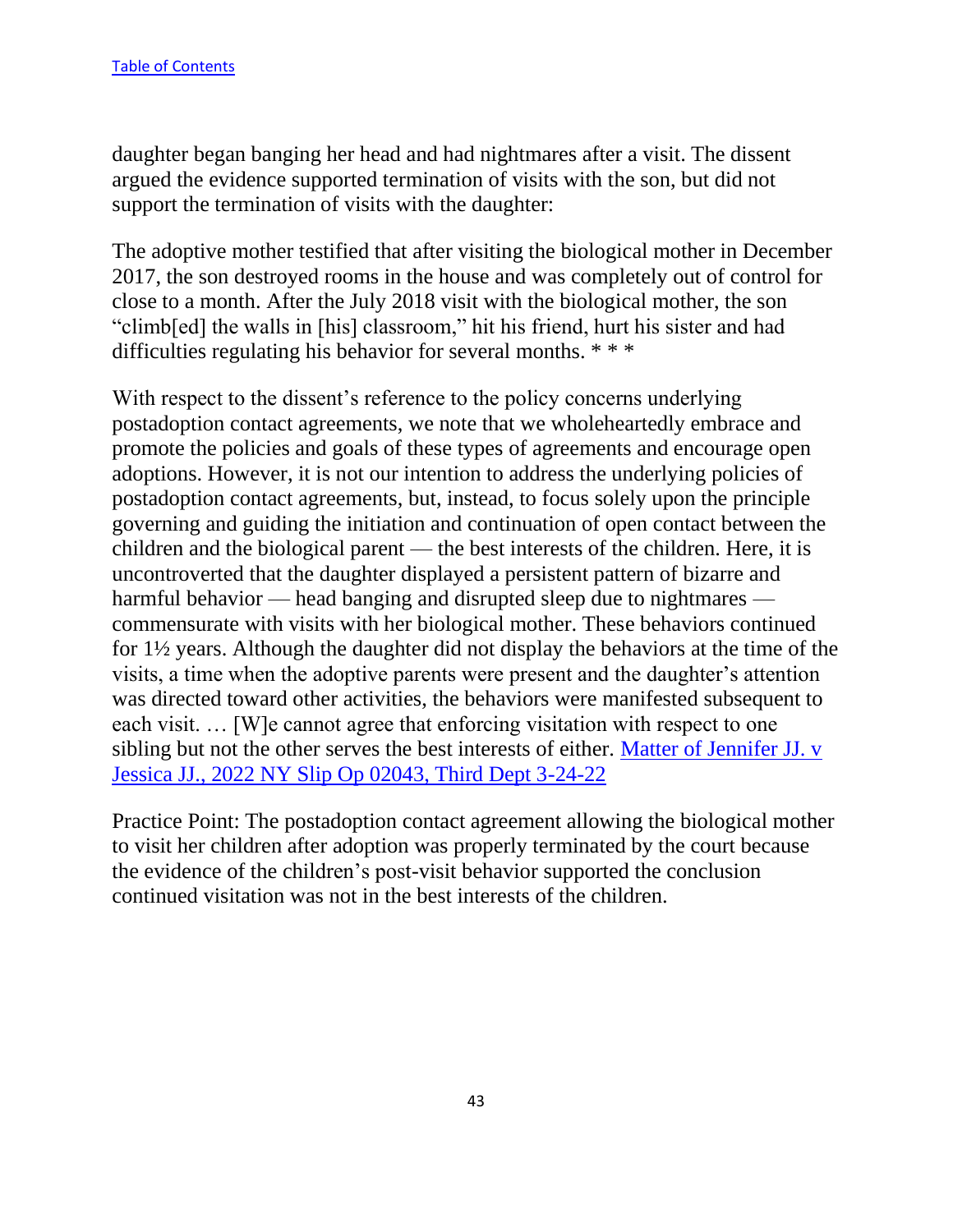daughter began banging her head and had nightmares after a visit. The dissent argued the evidence supported termination of visits with the son, but did not support the termination of visits with the daughter:

The adoptive mother testified that after visiting the biological mother in December 2017, the son destroyed rooms in the house and was completely out of control for close to a month. After the July 2018 visit with the biological mother, the son "climb[ed] the walls in [his] classroom," hit his friend, hurt his sister and had difficulties regulating his behavior for several months. * * *

With respect to the dissent's reference to the policy concerns underlying postadoption contact agreements, we note that we wholeheartedly embrace and promote the policies and goals of these types of agreements and encourage open adoptions. However, it is not our intention to address the underlying policies of postadoption contact agreements, but, instead, to focus solely upon the principle governing and guiding the initiation and continuation of open contact between the children and the biological parent — the best interests of the children. Here, it is uncontroverted that the daughter displayed a persistent pattern of bizarre and harmful behavior — head banging and disrupted sleep due to nightmares — commensurate with visits with her biological mother. These behaviors continued for 1½ years. Although the daughter did not display the behaviors at the time of the visits, a time when the adoptive parents were present and the daughter's attention was directed toward other activities, the behaviors were manifested subsequent to each visit. … [W]e cannot agree that enforcing visitation with respect to one sibling but not the other serves the best interests of either. [Matter of Jennifer JJ. v Jessica JJ., 2022 NY Slip Op 02043, Third Dept 3-24-22]()

Practice Point: The postadoption contact agreement allowing the biological mother to visit her children after adoption was properly terminated by the court because the evidence of the children's post-visit behavior supported the conclusion continued visitation was not in the best interests of the children.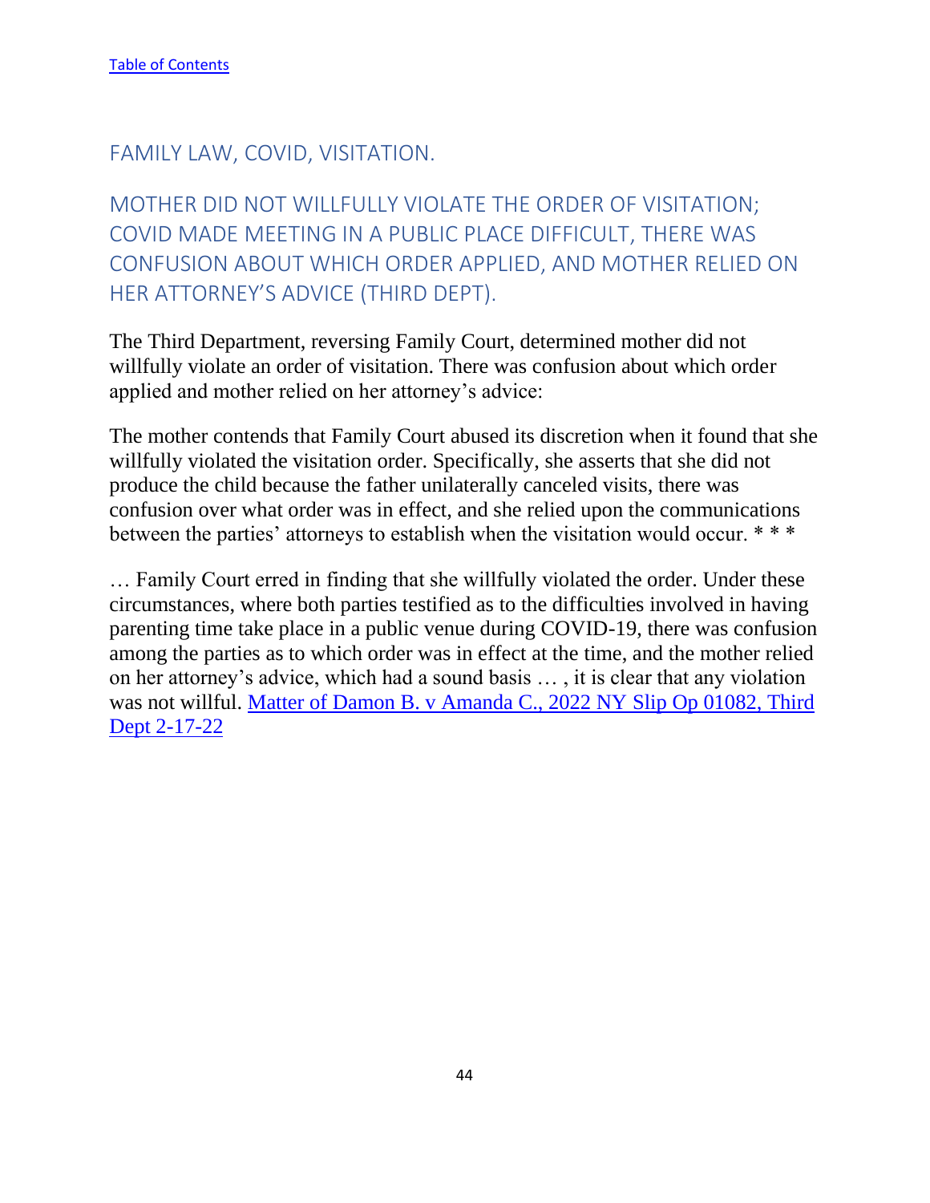[Table of Contents]

## FAMILY LAW, COVID, VISITATION.

## MOTHER DID NOT WILLFULLY VIOLATE THE ORDER OF VISITATION; COVID MADE MEETING IN A PUBLIC PLACE DIFFICULT, THERE WAS CONFUSION ABOUT WHICH ORDER APPLIED, AND MOTHER RELIED ON HER ATTORNEY'S ADVICE (THIRD DEPT).

The Third Department, reversing Family Court, determined mother did not willfully violate an order of visitation. There was confusion about which order applied and mother relied on her attorney's advice:

The mother contends that Family Court abused its discretion when it found that she willfully violated the visitation order. Specifically, she asserts that she did not produce the child because the father unilaterally canceled visits, there was confusion over what order was in effect, and she relied upon the communications between the parties' attorneys to establish when the visitation would occur. * * *

… Family Court erred in finding that she willfully violated the order. Under these circumstances, where both parties testified as to the difficulties involved in having parenting time take place in a public venue during COVID-19, there was confusion among the parties as to which order was in effect at the time, and the mother relied on her attorney's advice, which had a sound basis … , it is clear that any violation was not willful. [Matter of Damon B. v Amanda C., 2022 NY Slip Op 01082, Third Dept 2-17-22]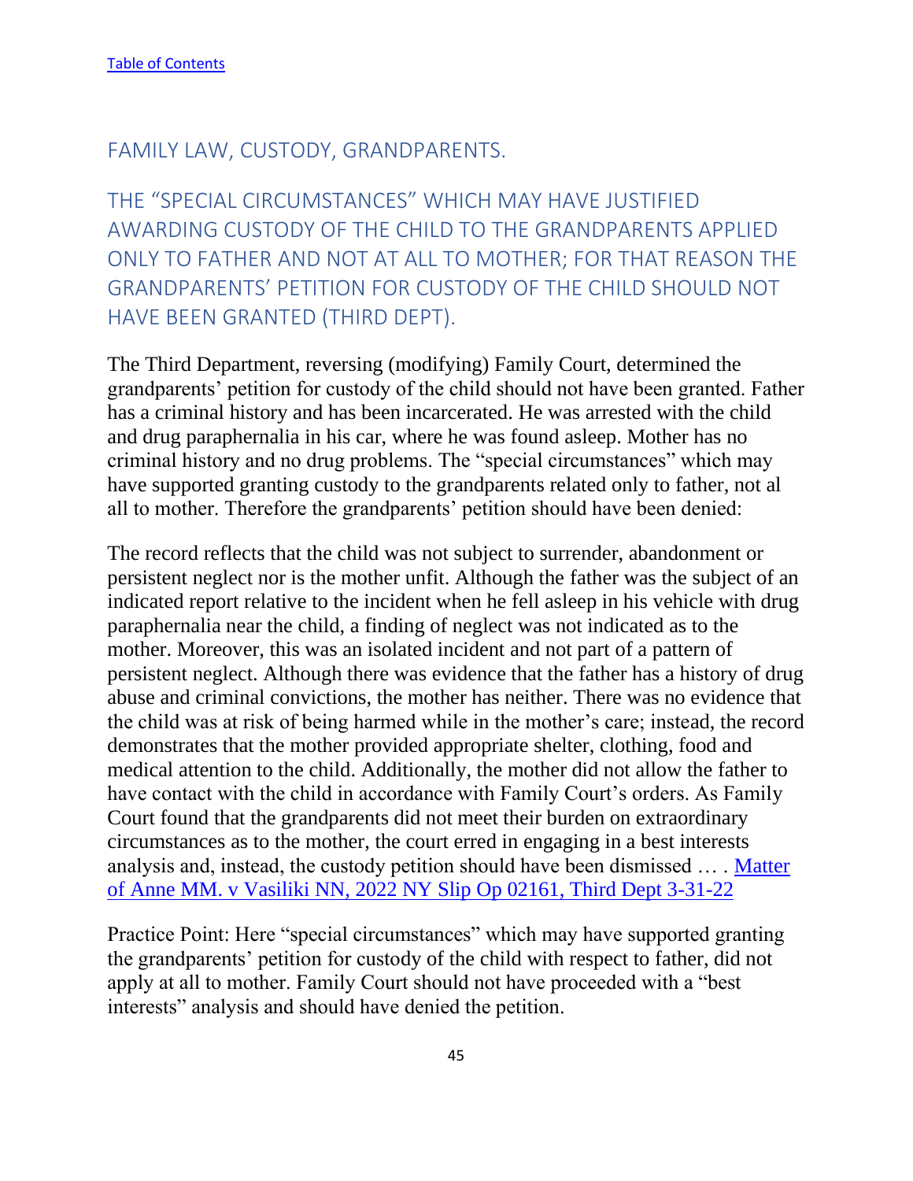[Table of Contents](#)

## FAMILY LAW, CUSTODY, GRANDPARENTS.

## THE "SPECIAL CIRCUMSTANCES" WHICH MAY HAVE JUSTIFIED AWARDING CUSTODY OF THE CHILD TO THE GRANDPARENTS APPLIED ONLY TO FATHER AND NOT AT ALL TO MOTHER; FOR THAT REASON THE GRANDPARENTS' PETITION FOR CUSTODY OF THE CHILD SHOULD NOT HAVE BEEN GRANTED (THIRD DEPT).

The Third Department, reversing (modifying) Family Court, determined the grandparents' petition for custody of the child should not have been granted. Father has a criminal history and has been incarcerated. He was arrested with the child and drug paraphernalia in his car, where he was found asleep. Mother has no criminal history and no drug problems. The "special circumstances" which may have supported granting custody to the grandparents related only to father, not al all to mother. Therefore the grandparents' petition should have been denied:

The record reflects that the child was not subject to surrender, abandonment or persistent neglect nor is the mother unfit. Although the father was the subject of an indicated report relative to the incident when he fell asleep in his vehicle with drug paraphernalia near the child, a finding of neglect was not indicated as to the mother. Moreover, this was an isolated incident and not part of a pattern of persistent neglect. Although there was evidence that the father has a history of drug abuse and criminal convictions, the mother has neither. There was no evidence that the child was at risk of being harmed while in the mother's care; instead, the record demonstrates that the mother provided appropriate shelter, clothing, food and medical attention to the child. Additionally, the mother did not allow the father to have contact with the child in accordance with Family Court's orders. As Family Court found that the grandparents did not meet their burden on extraordinary circumstances as to the mother, the court erred in engaging in a best interests analysis and, instead, the custody petition should have been dismissed … . [Matter of Anne MM. v Vasiliki NN, 2022 NY Slip Op 02161, Third Dept 3-31-22](#)

Practice Point: Here "special circumstances" which may have supported granting the grandparents' petition for custody of the child with respect to father, did not apply at all to mother. Family Court should not have proceeded with a "best interests" analysis and should have denied the petition.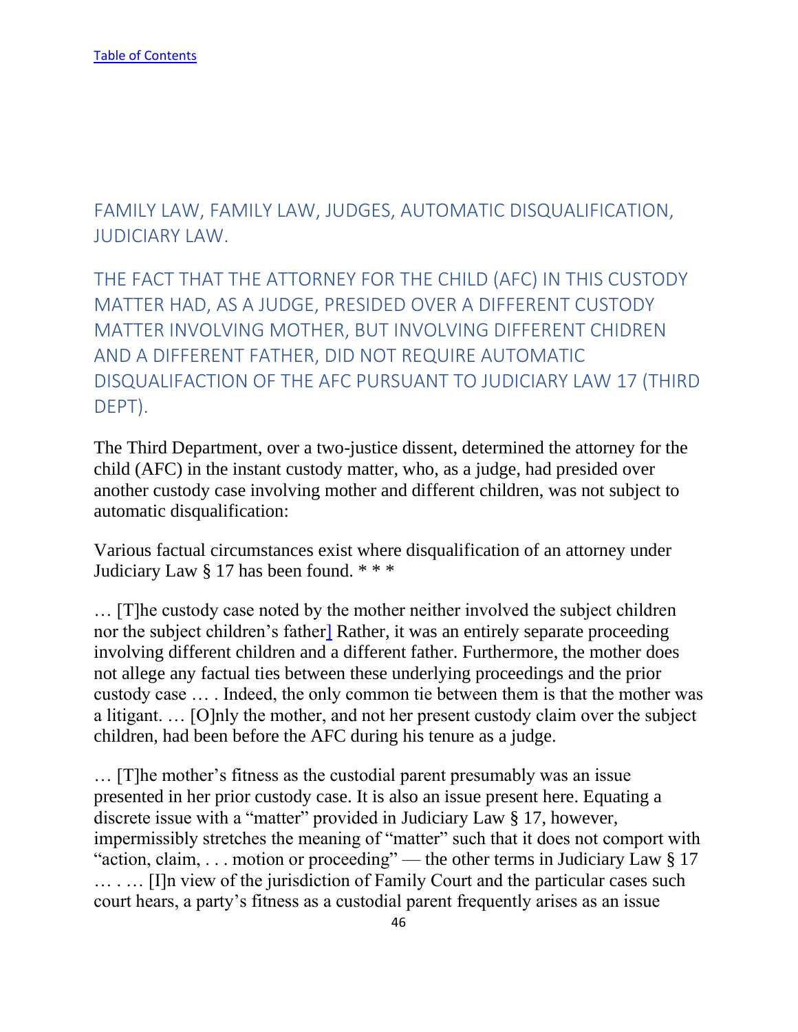[Table of Contents](#)

## FAMILY LAW, FAMILY LAW, JUDGES, AUTOMATIC DISQUALIFICATION, JUDICIARY LAW.

### THE FACT THAT THE ATTORNEY FOR THE CHILD (AFC) IN THIS CUSTODY MATTER HAD, AS A JUDGE, PRESIDED OVER A DIFFERENT CUSTODY MATTER INVOLVING MOTHER, BUT INVOLVING DIFFERENT CHIDREN AND A DIFFERENT FATHER, DID NOT REQUIRE AUTOMATIC DISQUALIFACTION OF THE AFC PURSUANT TO JUDICIARY LAW 17 (THIRD DEPT).

The Third Department, over a two-justice dissent, determined the attorney for the child (AFC) in the instant custody matter, who, as a judge, had presided over another custody case involving mother and different children, was not subject to automatic disqualification:

Various factual circumstances exist where disqualification of an attorney under Judiciary Law § 17 has been found. * * *

… [T]he custody case noted by the mother neither involved the subject children nor the subject children's father] Rather, it was an entirely separate proceeding involving different children and a different father. Furthermore, the mother does not allege any factual ties between these underlying proceedings and the prior custody case … . Indeed, the only common tie between them is that the mother was a litigant. … [O]nly the mother, and not her present custody claim over the subject children, had been before the AFC during his tenure as a judge.

… [T]he mother's fitness as the custodial parent presumably was an issue presented in her prior custody case. It is also an issue present here. Equating a discrete issue with a "matter" provided in Judiciary Law § 17, however, impermissibly stretches the meaning of "matter" such that it does not comport with "action, claim, . . . motion or proceeding" — the other terms in Judiciary Law § 17 … . … [I]n view of the jurisdiction of Family Court and the particular cases such court hears, a party's fitness as a custodial parent frequently arises as an issue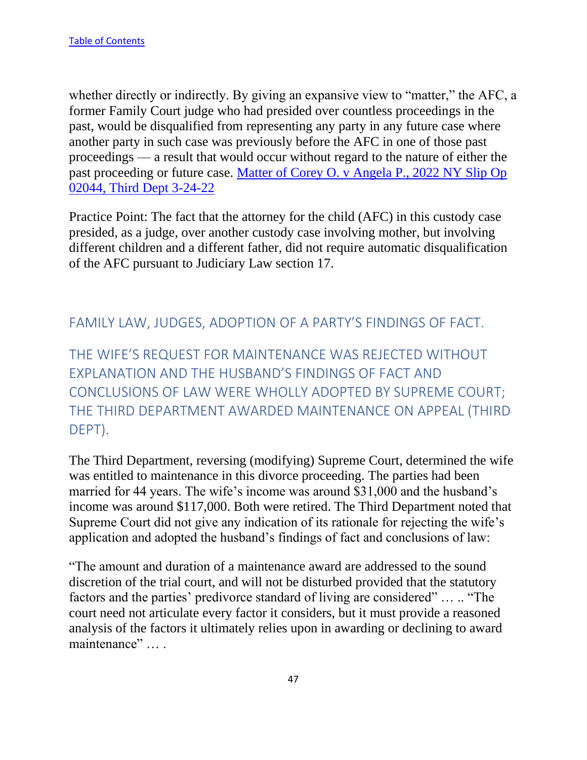whether directly or indirectly. By giving an expansive view to "matter," the AFC, a former Family Court judge who had presided over countless proceedings in the past, would be disqualified from representing any party in any future case where another party in such case was previously before the AFC in one of those past proceedings — a result that would occur without regard to the nature of either the past proceeding or future case. [Matter of Corey O. v Angela P., 2022 NY Slip Op 02044, Third Dept 3-24-22]

Practice Point: The fact that the attorney for the child (AFC) in this custody case presided, as a judge, over another custody case involving mother, but involving different children and a different father, did not require automatic disqualification of the AFC pursuant to Judiciary Law section 17.

## FAMILY LAW, JUDGES, ADOPTION OF A PARTY'S FINDINGS OF FACT.

## THE WIFE'S REQUEST FOR MAINTENANCE WAS REJECTED WITHOUT EXPLANATION AND THE HUSBAND'S FINDINGS OF FACT AND CONCLUSIONS OF LAW WERE WHOLLY ADOPTED BY SUPREME COURT; THE THIRD DEPARTMENT AWARDED MAINTENANCE ON APPEAL (THIRD DEPT).

The Third Department, reversing (modifying) Supreme Court, determined the wife was entitled to maintenance in this divorce proceeding. The parties had been married for 44 years. The wife's income was around $31,000 and the husband's income was around $117,000. Both were retired. The Third Department noted that Supreme Court did not give any indication of its rationale for rejecting the wife's application and adopted the husband's findings of fact and conclusions of law:

"The amount and duration of a maintenance award are addressed to the sound discretion of the trial court, and will not be disturbed provided that the statutory factors and the parties' predivorce standard of living are considered" … .. "The court need not articulate every factor it considers, but it must provide a reasoned analysis of the factors it ultimately relies upon in awarding or declining to award maintenance" … .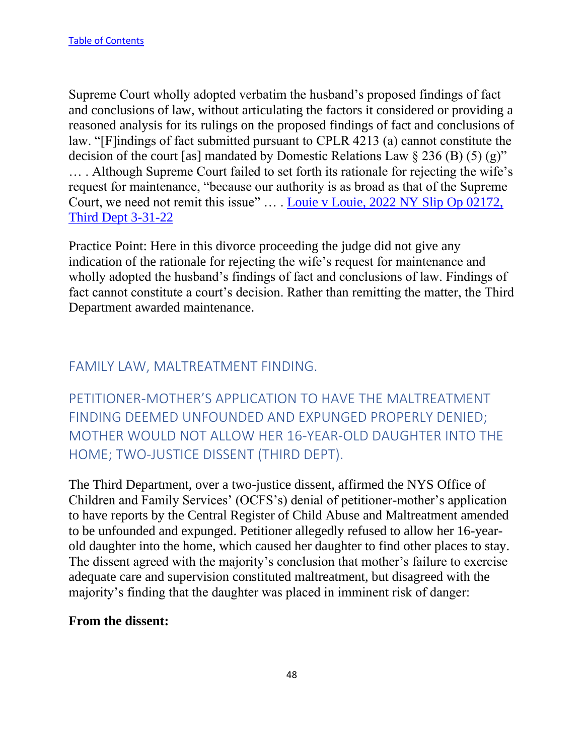Supreme Court wholly adopted verbatim the husband's proposed findings of fact and conclusions of law, without articulating the factors it considered or providing a reasoned analysis for its rulings on the proposed findings of fact and conclusions of law. "[F]indings of fact submitted pursuant to CPLR 4213 (a) cannot constitute the decision of the court [as] mandated by Domestic Relations Law § 236 (B) (5) (g)" … . Although Supreme Court failed to set forth its rationale for rejecting the wife's request for maintenance, "because our authority is as broad as that of the Supreme Court, we need not remit this issue" … . Louie v Louie, 2022 NY Slip Op 02172, Third Dept 3-31-22

Practice Point: Here in this divorce proceeding the judge did not give any indication of the rationale for rejecting the wife's request for maintenance and wholly adopted the husband's findings of fact and conclusions of law. Findings of fact cannot constitute a court's decision. Rather than remitting the matter, the Third Department awarded maintenance.

## FAMILY LAW, MALTREATMENT FINDING.

## PETITIONER-MOTHER'S APPLICATION TO HAVE THE MALTREATMENT FINDING DEEMED UNFOUNDED AND EXPUNGED PROPERLY DENIED; MOTHER WOULD NOT ALLOW HER 16-YEAR-OLD DAUGHTER INTO THE HOME; TWO-JUSTICE DISSENT (THIRD DEPT).

The Third Department, over a two-justice dissent, affirmed the NYS Office of Children and Family Services' (OCFS's) denial of petitioner-mother's application to have reports by the Central Register of Child Abuse and Maltreatment amended to be unfounded and expunged. Petitioner allegedly refused to allow her 16-year-old daughter into the home, which caused her daughter to find other places to stay. The dissent agreed with the majority's conclusion that mother's failure to exercise adequate care and supervision constituted maltreatment, but disagreed with the majority's finding that the daughter was placed in imminent risk of danger:

**From the dissent:**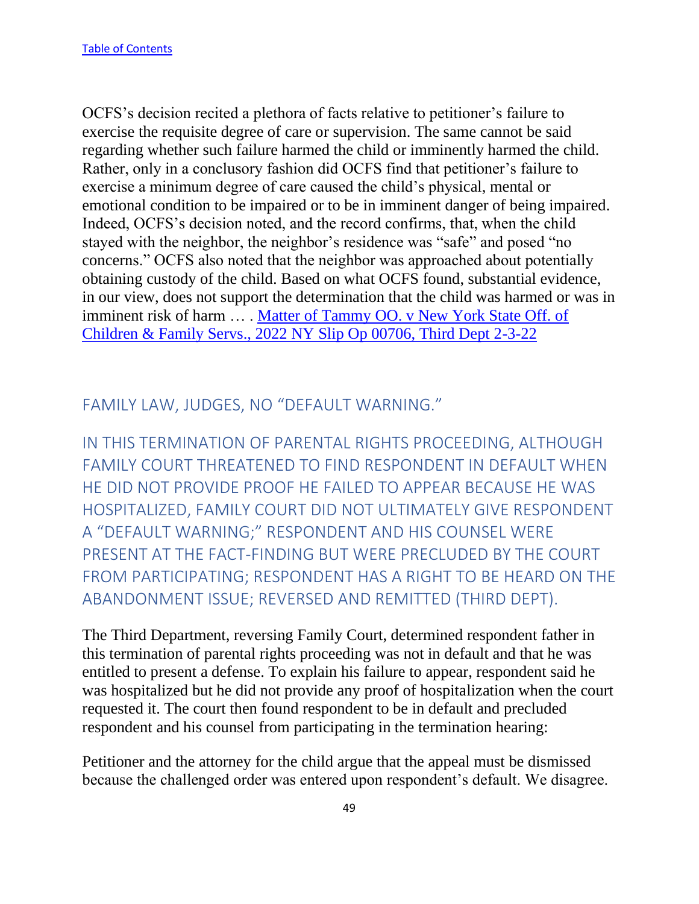[Table of Contents](#)

OCFS's decision recited a plethora of facts relative to petitioner's failure to exercise the requisite degree of care or supervision. The same cannot be said regarding whether such failure harmed the child or imminently harmed the child. Rather, only in a conclusory fashion did OCFS find that petitioner's failure to exercise a minimum degree of care caused the child's physical, mental or emotional condition to be impaired or to be in imminent danger of being impaired. Indeed, OCFS's decision noted, and the record confirms, that, when the child stayed with the neighbor, the neighbor's residence was "safe" and posed "no concerns." OCFS also noted that the neighbor was approached about potentially obtaining custody of the child. Based on what OCFS found, substantial evidence, in our view, does not support the determination that the child was harmed or was in imminent risk of harm … . [Matter of Tammy OO. v New York State Off. of Children & Family Servs., 2022 NY Slip Op 00706, Third Dept 2-3-22](#)

## FAMILY LAW, JUDGES, NO "DEFAULT WARNING."

## IN THIS TERMINATION OF PARENTAL RIGHTS PROCEEDING, ALTHOUGH FAMILY COURT THREATENED TO FIND RESPONDENT IN DEFAULT WHEN HE DID NOT PROVIDE PROOF HE FAILED TO APPEAR BECAUSE HE WAS HOSPITALIZED, FAMILY COURT DID NOT ULTIMATELY GIVE RESPONDENT A "DEFAULT WARNING;" RESPONDENT AND HIS COUNSEL WERE PRESENT AT THE FACT-FINDING BUT WERE PRECLUDED BY THE COURT FROM PARTICIPATING; RESPONDENT HAS A RIGHT TO BE HEARD ON THE ABANDONMENT ISSUE; REVERSED AND REMITTED (THIRD DEPT).

The Third Department, reversing Family Court, determined respondent father in this termination of parental rights proceeding was not in default and that he was entitled to present a defense. To explain his failure to appear, respondent said he was hospitalized but he did not provide any proof of hospitalization when the court requested it. The court then found respondent to be in default and precluded respondent and his counsel from participating in the termination hearing:

Petitioner and the attorney for the child argue that the appeal must be dismissed because the challenged order was entered upon respondent's default. We disagree.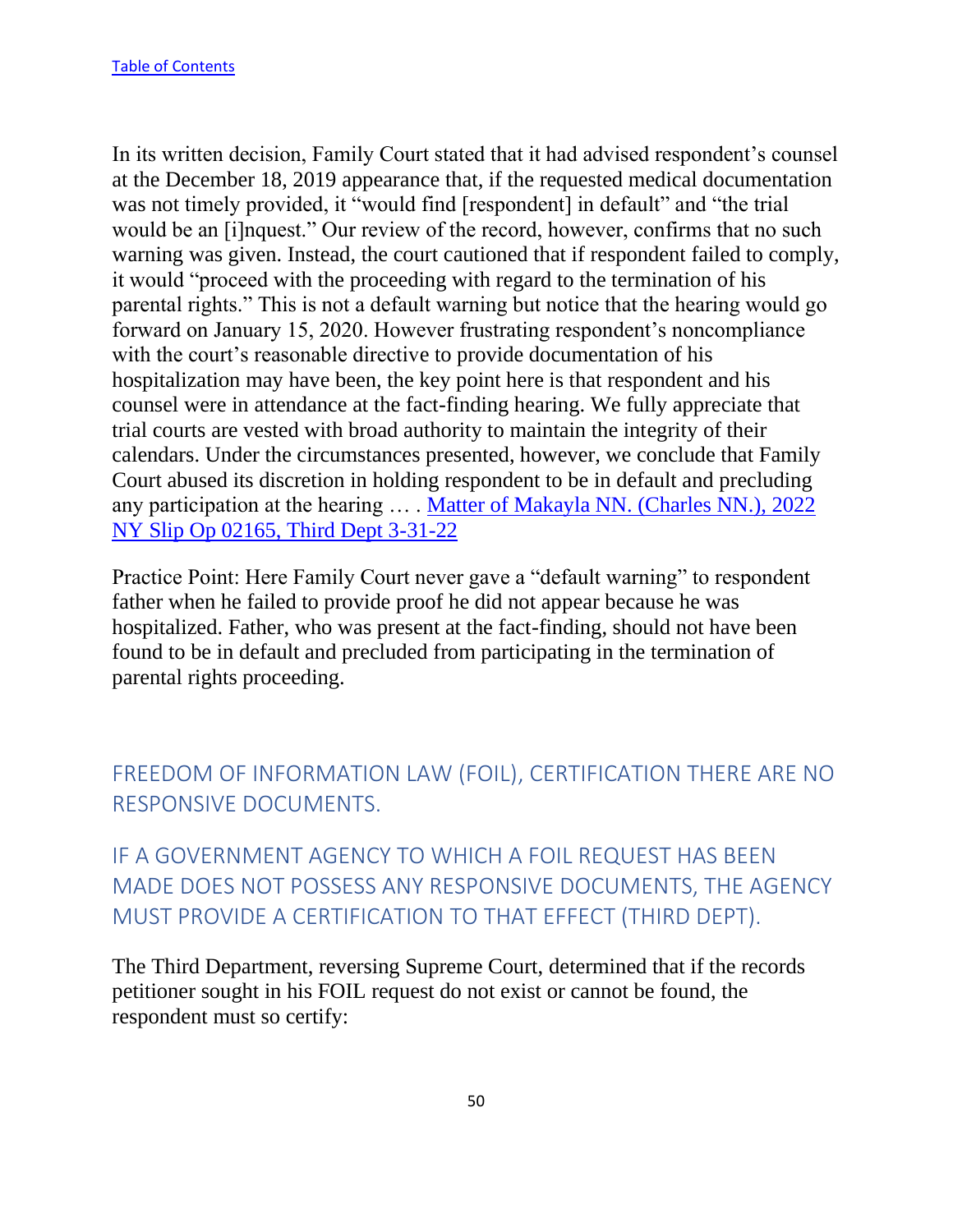[Table of Contents](#)

In its written decision, Family Court stated that it had advised respondent's counsel at the December 18, 2019 appearance that, if the requested medical documentation was not timely provided, it "would find [respondent] in default" and "the trial would be an [i]nquest." Our review of the record, however, confirms that no such warning was given. Instead, the court cautioned that if respondent failed to comply, it would "proceed with the proceeding with regard to the termination of his parental rights." This is not a default warning but notice that the hearing would go forward on January 15, 2020. However frustrating respondent's noncompliance with the court's reasonable directive to provide documentation of his hospitalization may have been, the key point here is that respondent and his counsel were in attendance at the fact-finding hearing. We fully appreciate that trial courts are vested with broad authority to maintain the integrity of their calendars. Under the circumstances presented, however, we conclude that Family Court abused its discretion in holding respondent to be in default and precluding any participation at the hearing … . [Matter of Makayla NN. (Charles NN.), 2022 NY Slip Op 02165, Third Dept 3-31-22](#)

Practice Point: Here Family Court never gave a "default warning" to respondent father when he failed to provide proof he did not appear because he was hospitalized. Father, who was present at the fact-finding, should not have been found to be in default and precluded from participating in the termination of parental rights proceeding.

## FREEDOM OF INFORMATION LAW (FOIL), CERTIFICATION THERE ARE NO RESPONSIVE DOCUMENTS.

## IF A GOVERNMENT AGENCY TO WHICH A FOIL REQUEST HAS BEEN MADE DOES NOT POSSESS ANY RESPONSIVE DOCUMENTS, THE AGENCY MUST PROVIDE A CERTIFICATION TO THAT EFFECT (THIRD DEPT).

The Third Department, reversing Supreme Court, determined that if the records petitioner sought in his FOIL request do not exist or cannot be found, the respondent must so certify: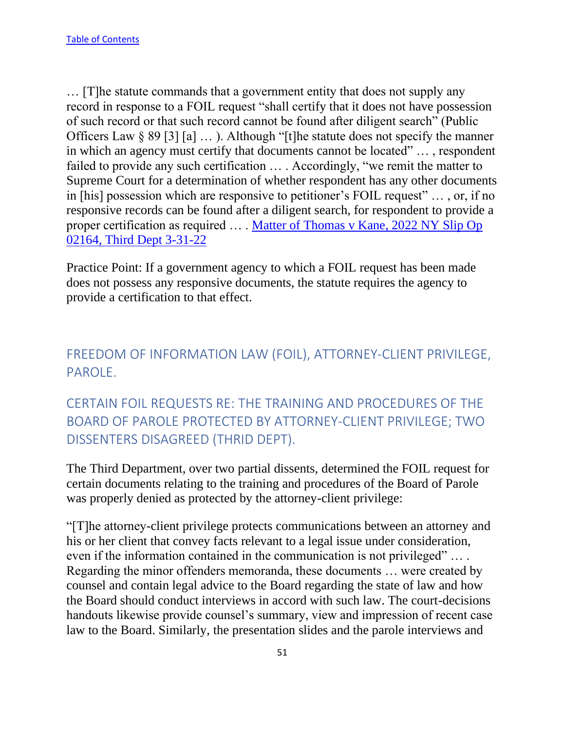… [T]he statute commands that a government entity that does not supply any record in response to a FOIL request "shall certify that it does not have possession of such record or that such record cannot be found after diligent search" (Public Officers Law § 89 [3] [a] … ). Although "[t]he statute does not specify the manner in which an agency must certify that documents cannot be located" … , respondent failed to provide any such certification … . Accordingly, "we remit the matter to Supreme Court for a determination of whether respondent has any other documents in [his] possession which are responsive to petitioner's FOIL request" … , or, if no responsive records can be found after a diligent search, for respondent to provide a proper certification as required … . [Matter of Thomas v Kane, 2022 NY Slip Op 02164, Third Dept 3-31-22]

Practice Point: If a government agency to which a FOIL request has been made does not possess any responsive documents, the statute requires the agency to provide a certification to that effect.

## FREEDOM OF INFORMATION LAW (FOIL), ATTORNEY-CLIENT PRIVILEGE, PAROLE.

## CERTAIN FOIL REQUESTS RE: THE TRAINING AND PROCEDURES OF THE BOARD OF PAROLE PROTECTED BY ATTORNEY-CLIENT PRIVILEGE; TWO DISSENTERS DISAGREED (THRID DEPT).

The Third Department, over two partial dissents, determined the FOIL request for certain documents relating to the training and procedures of the Board of Parole was properly denied as protected by the attorney-client privilege:

"[T]he attorney-client privilege protects communications between an attorney and his or her client that convey facts relevant to a legal issue under consideration, even if the information contained in the communication is not privileged" … . Regarding the minor offenders memoranda, these documents … were created by counsel and contain legal advice to the Board regarding the state of law and how the Board should conduct interviews in accord with such law. The court-decisions handouts likewise provide counsel's summary, view and impression of recent case law to the Board. Similarly, the presentation slides and the parole interviews and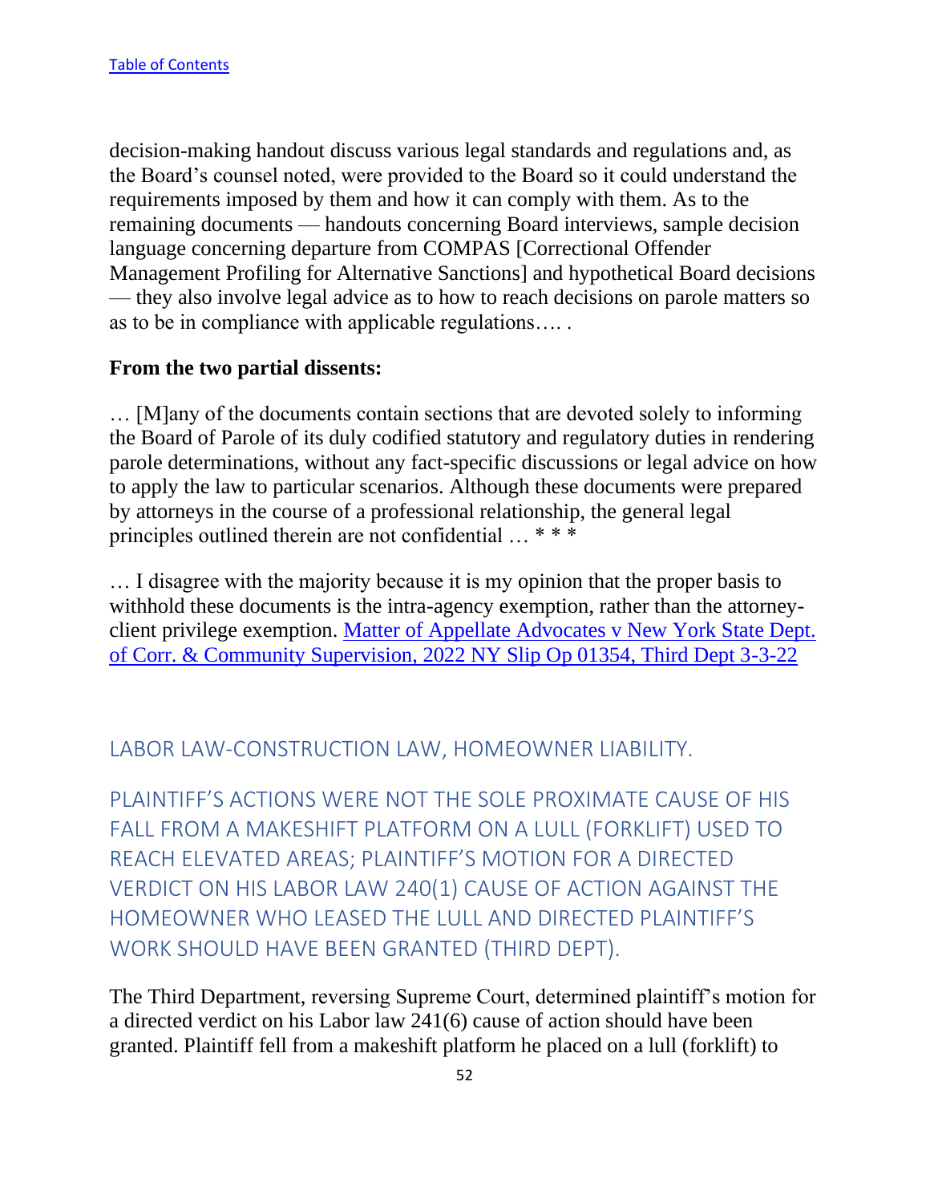decision-making handout discuss various legal standards and regulations and, as the Board's counsel noted, were provided to the Board so it could understand the requirements imposed by them and how it can comply with them. As to the remaining documents — handouts concerning Board interviews, sample decision language concerning departure from COMPAS [Correctional Offender Management Profiling for Alternative Sanctions] and hypothetical Board decisions — they also involve legal advice as to how to reach decisions on parole matters so as to be in compliance with applicable regulations…. .

**From the two partial dissents:**

… [M]any of the documents contain sections that are devoted solely to informing the Board of Parole of its duly codified statutory and regulatory duties in rendering parole determinations, without any fact-specific discussions or legal advice on how to apply the law to particular scenarios. Although these documents were prepared by attorneys in the course of a professional relationship, the general legal principles outlined therein are not confidential … * * *

… I disagree with the majority because it is my opinion that the proper basis to withhold these documents is the intra-agency exemption, rather than the attorney-client privilege exemption. Matter of Appellate Advocates v New York State Dept. of Corr. & Community Supervision, 2022 NY Slip Op 01354, Third Dept 3-3-22

## LABOR LAW-CONSTRUCTION LAW, HOMEOWNER LIABILITY.

## PLAINTIFF'S ACTIONS WERE NOT THE SOLE PROXIMATE CAUSE OF HIS FALL FROM A MAKESHIFT PLATFORM ON A LULL (FORKLIFT) USED TO REACH ELEVATED AREAS; PLAINTIFF'S MOTION FOR A DIRECTED VERDICT ON HIS LABOR LAW 240(1) CAUSE OF ACTION AGAINST THE HOMEOWNER WHO LEASED THE LULL AND DIRECTED PLAINTIFF'S WORK SHOULD HAVE BEEN GRANTED (THIRD DEPT).

The Third Department, reversing Supreme Court, determined plaintiff's motion for a directed verdict on his Labor law 241(6) cause of action should have been granted. Plaintiff fell from a makeshift platform he placed on a lull (forklift) to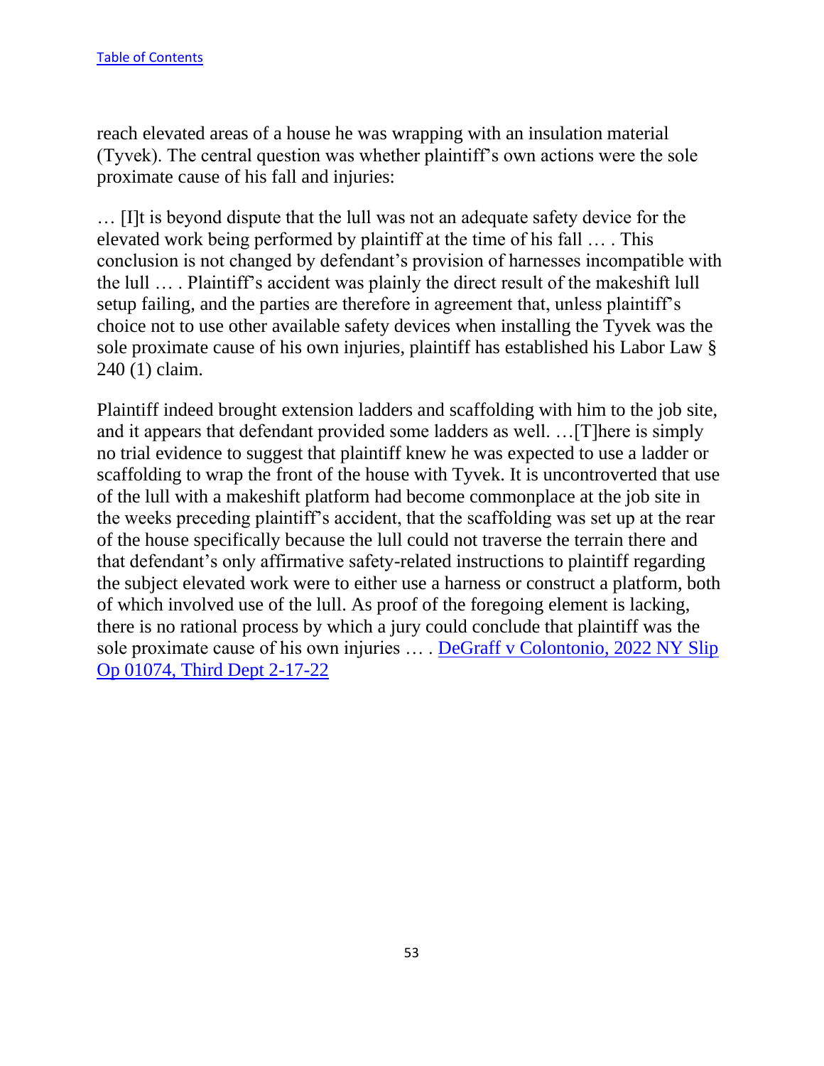reach elevated areas of a house he was wrapping with an insulation material (Tyvek). The central question was whether plaintiff's own actions were the sole proximate cause of his fall and injuries:

… [I]t is beyond dispute that the lull was not an adequate safety device for the elevated work being performed by plaintiff at the time of his fall … . This conclusion is not changed by defendant's provision of harnesses incompatible with the lull … . Plaintiff's accident was plainly the direct result of the makeshift lull setup failing, and the parties are therefore in agreement that, unless plaintiff's choice not to use other available safety devices when installing the Tyvek was the sole proximate cause of his own injuries, plaintiff has established his Labor Law § 240 (1) claim.

Plaintiff indeed brought extension ladders and scaffolding with him to the job site, and it appears that defendant provided some ladders as well. …[T]here is simply no trial evidence to suggest that plaintiff knew he was expected to use a ladder or scaffolding to wrap the front of the house with Tyvek. It is uncontroverted that use of the lull with a makeshift platform had become commonplace at the job site in the weeks preceding plaintiff's accident, that the scaffolding was set up at the rear of the house specifically because the lull could not traverse the terrain there and that defendant's only affirmative safety-related instructions to plaintiff regarding the subject elevated work were to either use a harness or construct a platform, both of which involved use of the lull. As proof of the foregoing element is lacking, there is no rational process by which a jury could conclude that plaintiff was the sole proximate cause of his own injuries … . DeGraff v Colontonio, 2022 NY Slip Op 01074, Third Dept 2-17-22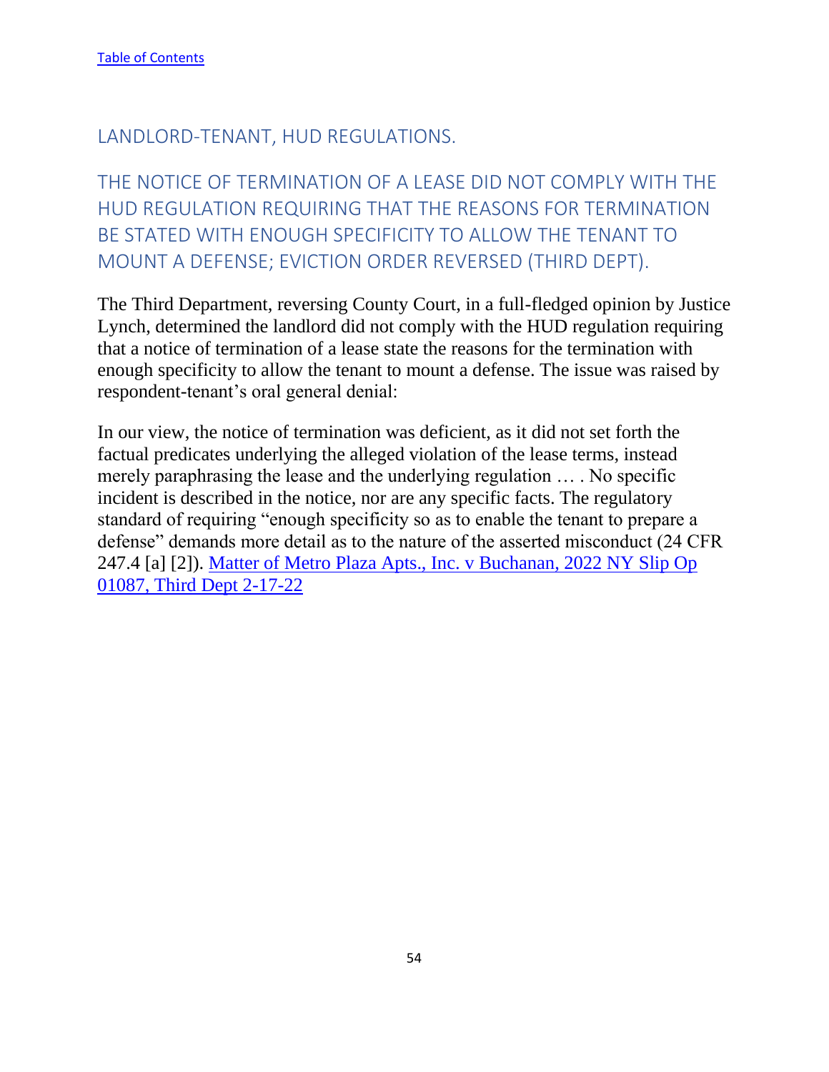[Table of Contents](#)

## LANDLORD-TENANT, HUD REGULATIONS.

## THE NOTICE OF TERMINATION OF A LEASE DID NOT COMPLY WITH THE HUD REGULATION REQUIRING THAT THE REASONS FOR TERMINATION BE STATED WITH ENOUGH SPECIFICITY TO ALLOW THE TENANT TO MOUNT A DEFENSE; EVICTION ORDER REVERSED (THIRD DEPT).

The Third Department, reversing County Court, in a full-fledged opinion by Justice Lynch, determined the landlord did not comply with the HUD regulation requiring that a notice of termination of a lease state the reasons for the termination with enough specificity to allow the tenant to mount a defense. The issue was raised by respondent-tenant's oral general denial:

In our view, the notice of termination was deficient, as it did not set forth the factual predicates underlying the alleged violation of the lease terms, instead merely paraphrasing the lease and the underlying regulation … . No specific incident is described in the notice, nor are any specific facts. The regulatory standard of requiring "enough specificity so as to enable the tenant to prepare a defense" demands more detail as to the nature of the asserted misconduct (24 CFR 247.4 [a] [2]). [Matter of Metro Plaza Apts., Inc. v Buchanan, 2022 NY Slip Op 01087, Third Dept 2-17-22](#)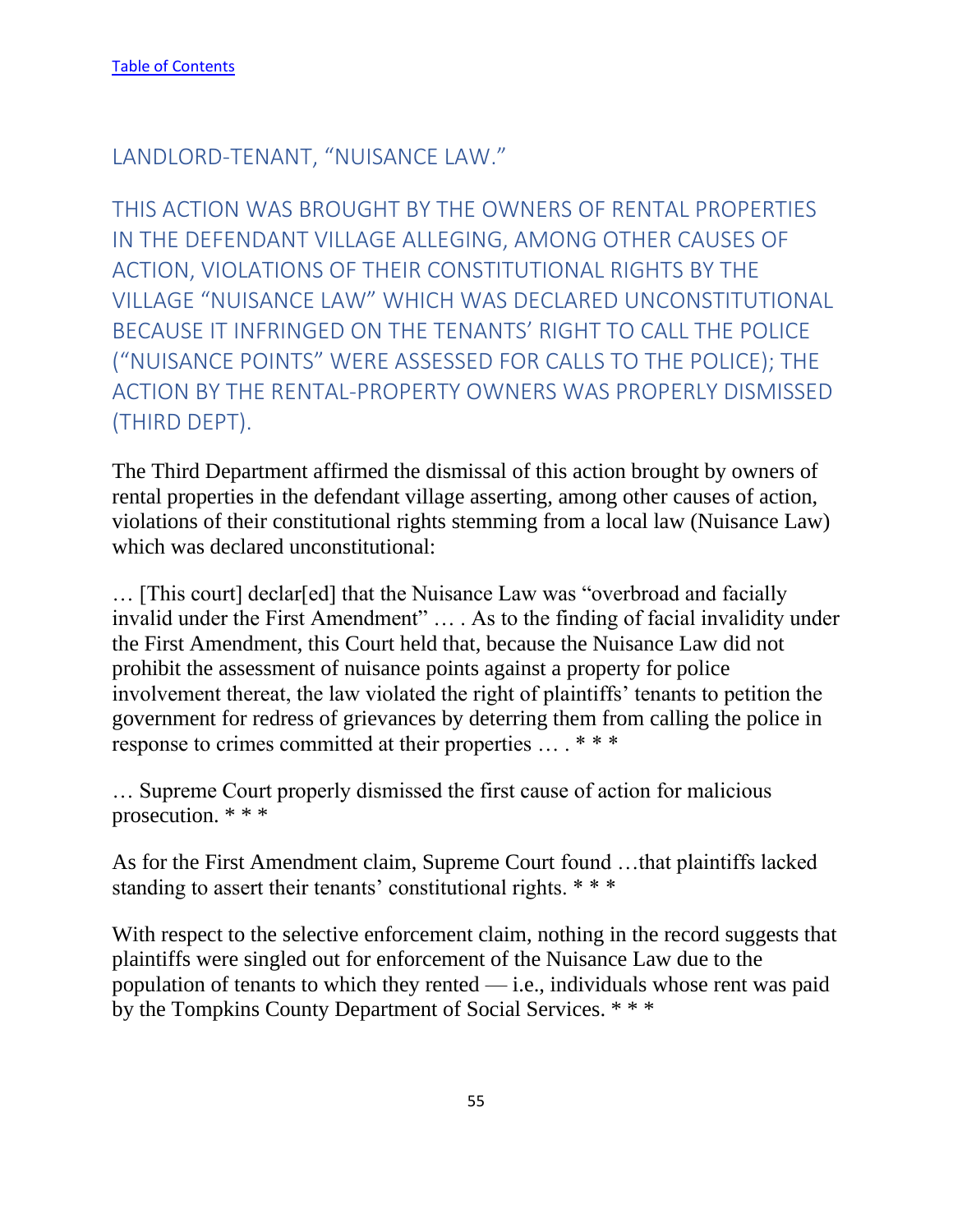[Table of Contents](#)

## LANDLORD-TENANT, "NUISANCE LAW."

### THIS ACTION WAS BROUGHT BY THE OWNERS OF RENTAL PROPERTIES IN THE DEFENDANT VILLAGE ALLEGING, AMONG OTHER CAUSES OF ACTION, VIOLATIONS OF THEIR CONSTITUTIONAL RIGHTS BY THE VILLAGE "NUISANCE LAW" WHICH WAS DECLARED UNCONSTITUTIONAL BECAUSE IT INFRINGED ON THE TENANTS' RIGHT TO CALL THE POLICE ("NUISANCE POINTS" WERE ASSESSED FOR CALLS TO THE POLICE); THE ACTION BY THE RENTAL-PROPERTY OWNERS WAS PROPERLY DISMISSED (THIRD DEPT).

The Third Department affirmed the dismissal of this action brought by owners of rental properties in the defendant village asserting, among other causes of action, violations of their constitutional rights stemming from a local law (Nuisance Law) which was declared unconstitutional:

… [This court] declar[ed] that the Nuisance Law was "overbroad and facially invalid under the First Amendment" … . As to the finding of facial invalidity under the First Amendment, this Court held that, because the Nuisance Law did not prohibit the assessment of nuisance points against a property for police involvement thereat, the law violated the right of plaintiffs' tenants to petition the government for redress of grievances by deterring them from calling the police in response to crimes committed at their properties … . * * *

… Supreme Court properly dismissed the first cause of action for malicious prosecution. * * *

As for the First Amendment claim, Supreme Court found …that plaintiffs lacked standing to assert their tenants' constitutional rights. * * *

With respect to the selective enforcement claim, nothing in the record suggests that plaintiffs were singled out for enforcement of the Nuisance Law due to the population of tenants to which they rented — i.e., individuals whose rent was paid by the Tompkins County Department of Social Services. * * *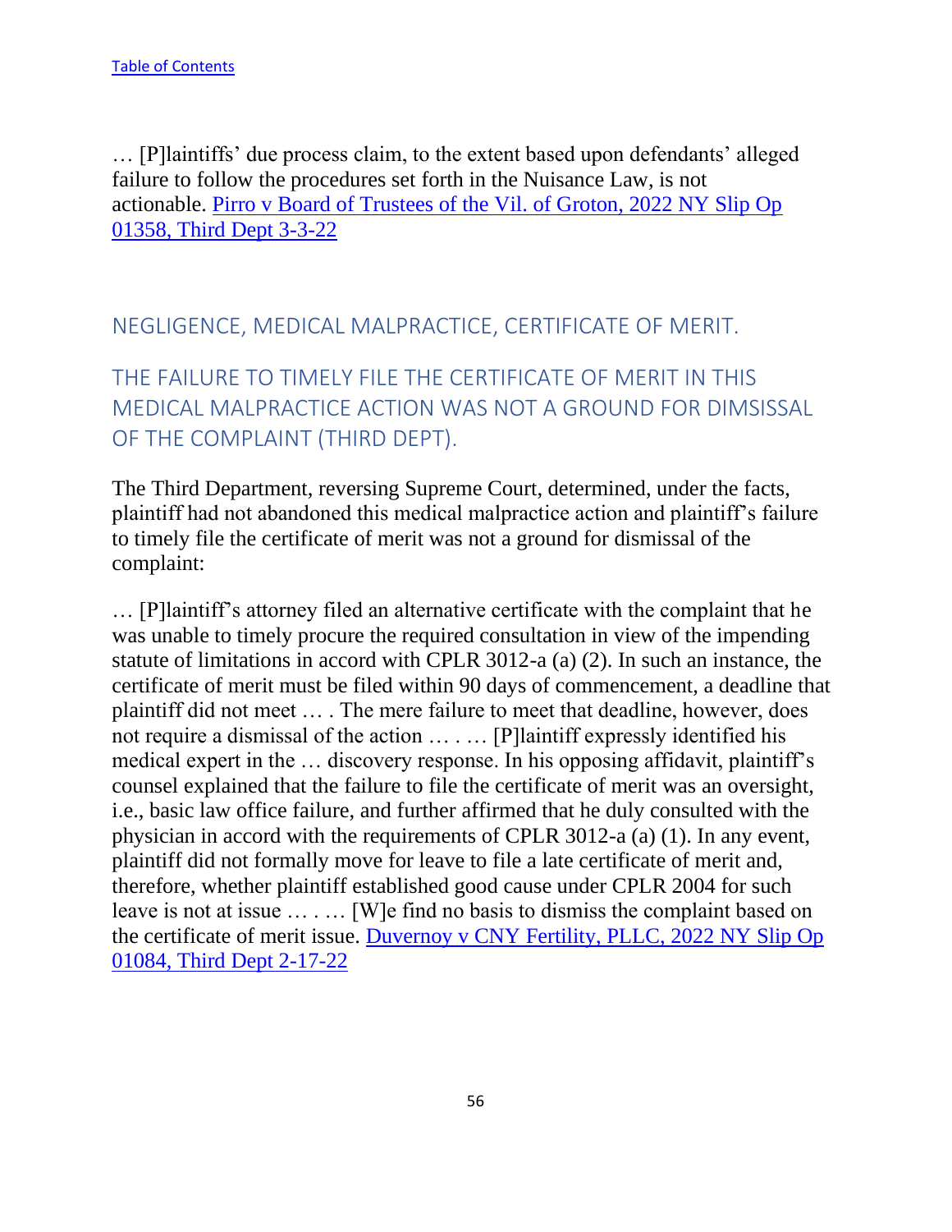[Table of Contents](#)

… [P]laintiffs' due process claim, to the extent based upon defendants' alleged failure to follow the procedures set forth in the Nuisance Law, is not actionable. [Pirro v Board of Trustees of the Vil. of Groton, 2022 NY Slip Op 01358, Third Dept 3-3-22](#)

## NEGLIGENCE, MEDICAL MALPRACTICE, CERTIFICATE OF MERIT.

## THE FAILURE TO TIMELY FILE THE CERTIFICATE OF MERIT IN THIS MEDICAL MALPRACTICE ACTION WAS NOT A GROUND FOR DIMSISSAL OF THE COMPLAINT (THIRD DEPT).

The Third Department, reversing Supreme Court, determined, under the facts, plaintiff had not abandoned this medical malpractice action and plaintiff's failure to timely file the certificate of merit was not a ground for dismissal of the complaint:

… [P]laintiff's attorney filed an alternative certificate with the complaint that he was unable to timely procure the required consultation in view of the impending statute of limitations in accord with CPLR 3012-a (a) (2). In such an instance, the certificate of merit must be filed within 90 days of commencement, a deadline that plaintiff did not meet … . The mere failure to meet that deadline, however, does not require a dismissal of the action … . … [P]laintiff expressly identified his medical expert in the … discovery response. In his opposing affidavit, plaintiff's counsel explained that the failure to file the certificate of merit was an oversight, i.e., basic law office failure, and further affirmed that he duly consulted with the physician in accord with the requirements of CPLR 3012-a (a) (1). In any event, plaintiff did not formally move for leave to file a late certificate of merit and, therefore, whether plaintiff established good cause under CPLR 2004 for such leave is not at issue … . … [W]e find no basis to dismiss the complaint based on the certificate of merit issue. [Duvernoy v CNY Fertility, PLLC, 2022 NY Slip Op 01084, Third Dept 2-17-22](#)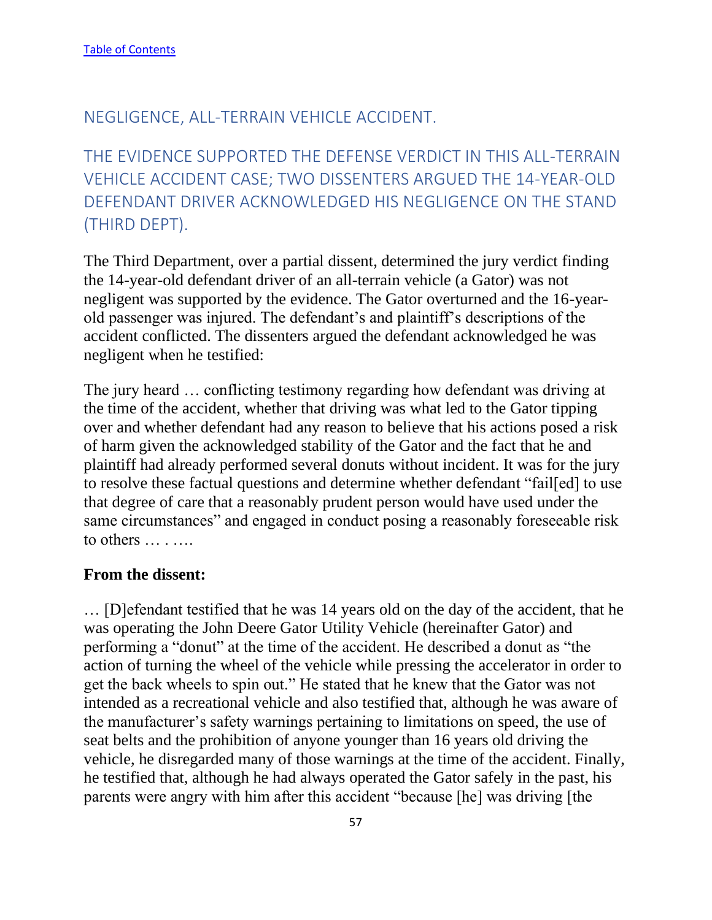[Table of Contents](#)

## NEGLIGENCE, ALL-TERRAIN VEHICLE ACCIDENT.

## THE EVIDENCE SUPPORTED THE DEFENSE VERDICT IN THIS ALL-TERRAIN VEHICLE ACCIDENT CASE; TWO DISSENTERS ARGUED THE 14-YEAR-OLD DEFENDANT DRIVER ACKNOWLEDGED HIS NEGLIGENCE ON THE STAND (THIRD DEPT).

The Third Department, over a partial dissent, determined the jury verdict finding the 14-year-old defendant driver of an all-terrain vehicle (a Gator) was not negligent was supported by the evidence. The Gator overturned and the 16-year-old passenger was injured. The defendant's and plaintiff's descriptions of the accident conflicted. The dissenters argued the defendant acknowledged he was negligent when he testified:

The jury heard … conflicting testimony regarding how defendant was driving at the time of the accident, whether that driving was what led to the Gator tipping over and whether defendant had any reason to believe that his actions posed a risk of harm given the acknowledged stability of the Gator and the fact that he and plaintiff had already performed several donuts without incident. It was for the jury to resolve these factual questions and determine whether defendant "fail[ed] to use that degree of care that a reasonably prudent person would have used under the same circumstances" and engaged in conduct posing a reasonably foreseeable risk to others … . ….

**From the dissent:**

… [D]efendant testified that he was 14 years old on the day of the accident, that he was operating the John Deere Gator Utility Vehicle (hereinafter Gator) and performing a "donut" at the time of the accident. He described a donut as "the action of turning the wheel of the vehicle while pressing the accelerator in order to get the back wheels to spin out." He stated that he knew that the Gator was not intended as a recreational vehicle and also testified that, although he was aware of the manufacturer's safety warnings pertaining to limitations on speed, the use of seat belts and the prohibition of anyone younger than 16 years old driving the vehicle, he disregarded many of those warnings at the time of the accident. Finally, he testified that, although he had always operated the Gator safely in the past, his parents were angry with him after this accident "because [he] was driving [the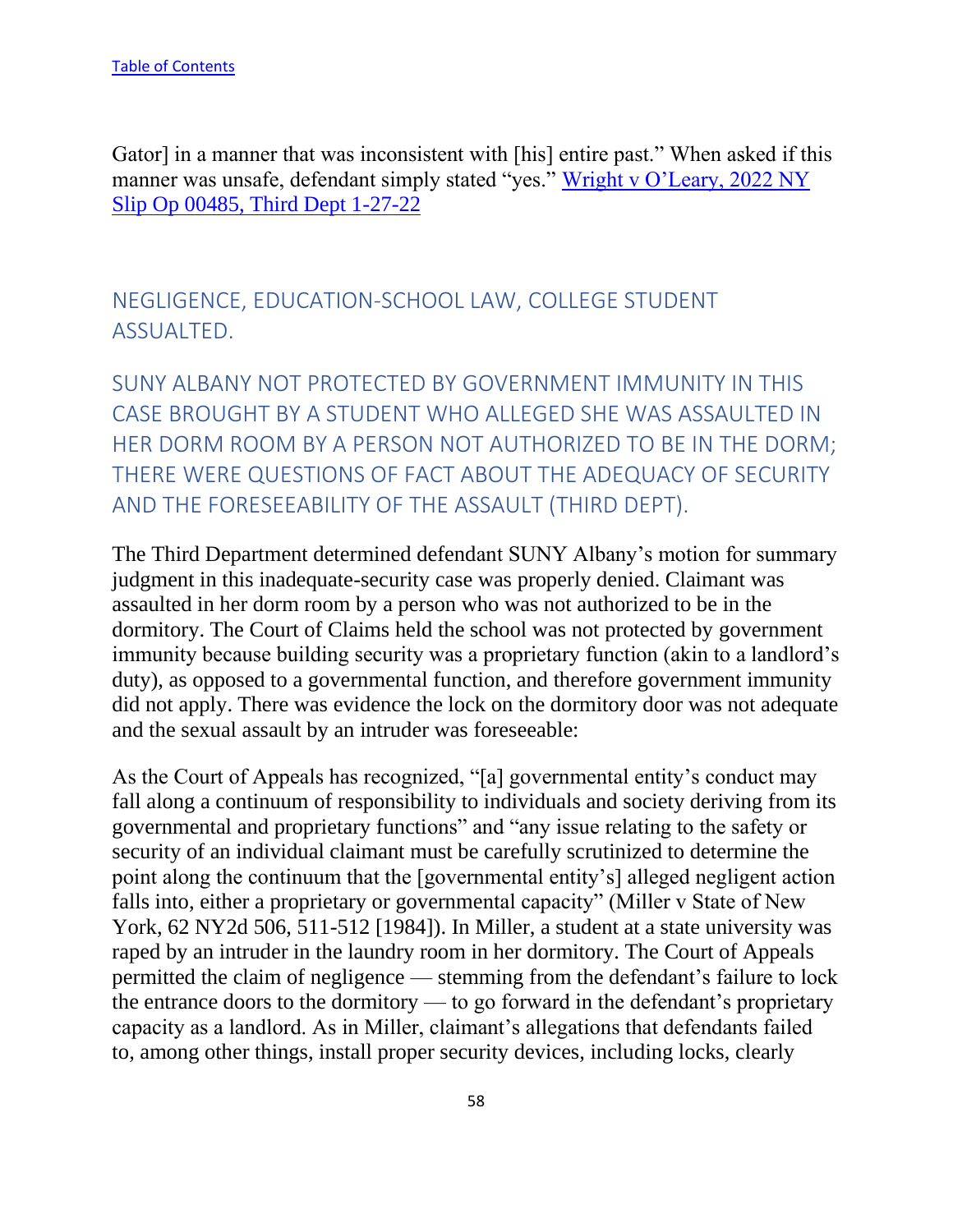Gator] in a manner that was inconsistent with [his] entire past." When asked if this manner was unsafe, defendant simply stated "yes." [Wright v O'Leary, 2022 NY Slip Op 00485, Third Dept 1-27-22](#)

## NEGLIGENCE, EDUCATION-SCHOOL LAW, COLLEGE STUDENT ASSUALTED.

## SUNY ALBANY NOT PROTECTED BY GOVERNMENT IMMUNITY IN THIS CASE BROUGHT BY A STUDENT WHO ALLEGED SHE WAS ASSAULTED IN HER DORM ROOM BY A PERSON NOT AUTHORIZED TO BE IN THE DORM; THERE WERE QUESTIONS OF FACT ABOUT THE ADEQUACY OF SECURITY AND THE FORESEEABILITY OF THE ASSAULT (THIRD DEPT).

The Third Department determined defendant SUNY Albany's motion for summary judgment in this inadequate-security case was properly denied. Claimant was assaulted in her dorm room by a person who was not authorized to be in the dormitory. The Court of Claims held the school was not protected by government immunity because building security was a proprietary function (akin to a landlord's duty), as opposed to a governmental function, and therefore government immunity did not apply. There was evidence the lock on the dormitory door was not adequate and the sexual assault by an intruder was foreseeable:

As the Court of Appeals has recognized, "[a] governmental entity's conduct may fall along a continuum of responsibility to individuals and society deriving from its governmental and proprietary functions" and "any issue relating to the safety or security of an individual claimant must be carefully scrutinized to determine the point along the continuum that the [governmental entity's] alleged negligent action falls into, either a proprietary or governmental capacity" (Miller v State of New York, 62 NY2d 506, 511-512 [1984]). In Miller, a student at a state university was raped by an intruder in the laundry room in her dormitory. The Court of Appeals permitted the claim of negligence — stemming from the defendant's failure to lock the entrance doors to the dormitory — to go forward in the defendant's proprietary capacity as a landlord. As in Miller, claimant's allegations that defendants failed to, among other things, install proper security devices, including locks, clearly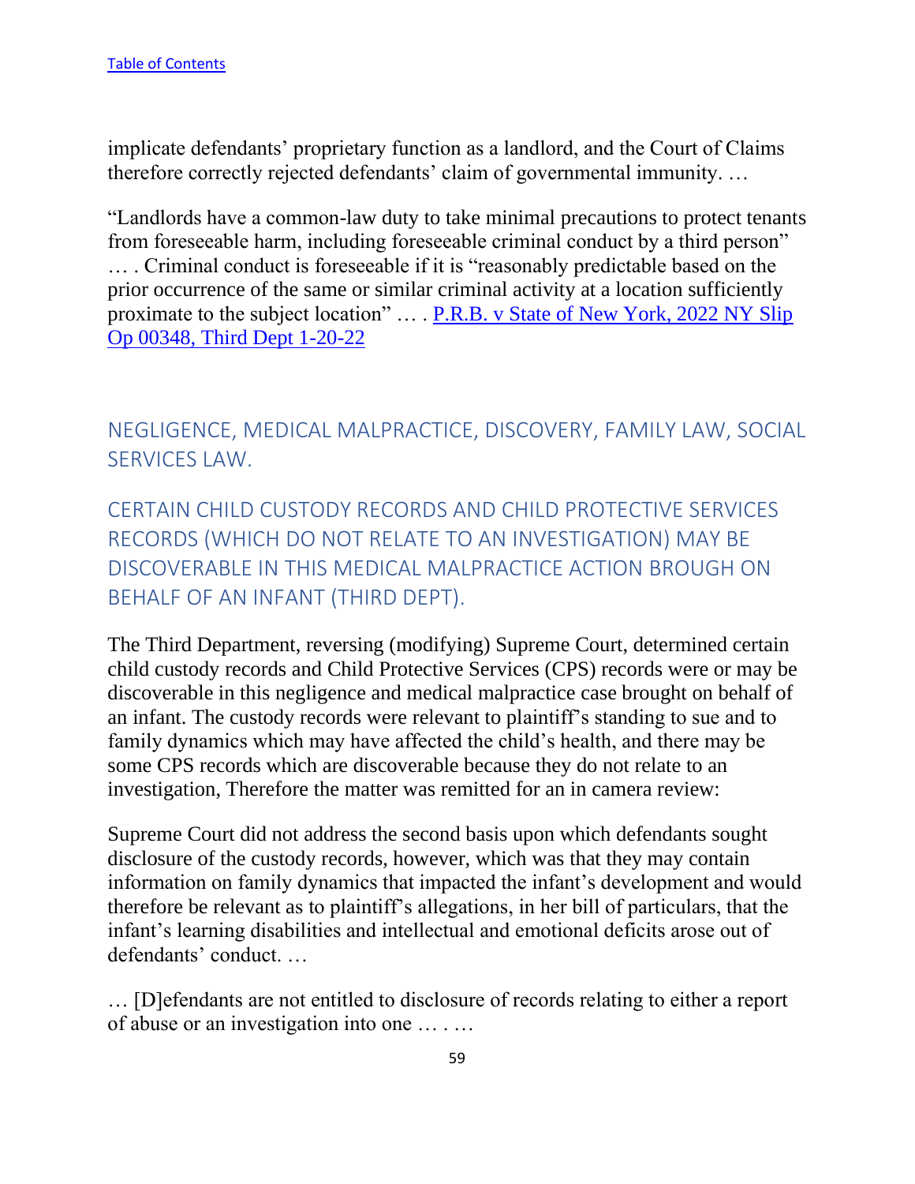implicate defendants' proprietary function as a landlord, and the Court of Claims therefore correctly rejected defendants' claim of governmental immunity. …

"Landlords have a common-law duty to take minimal precautions to protect tenants from foreseeable harm, including foreseeable criminal conduct by a third person" … . Criminal conduct is foreseeable if it is "reasonably predictable based on the prior occurrence of the same or similar criminal activity at a location sufficiently proximate to the subject location" … . P.R.B. v State of New York, 2022 NY Slip Op 00348, Third Dept 1-20-22

## NEGLIGENCE, MEDICAL MALPRACTICE, DISCOVERY, FAMILY LAW, SOCIAL SERVICES LAW.

## CERTAIN CHILD CUSTODY RECORDS AND CHILD PROTECTIVE SERVICES RECORDS (WHICH DO NOT RELATE TO AN INVESTIGATION) MAY BE DISCOVERABLE IN THIS MEDICAL MALPRACTICE ACTION BROUGH ON BEHALF OF AN INFANT (THIRD DEPT).

The Third Department, reversing (modifying) Supreme Court, determined certain child custody records and Child Protective Services (CPS) records were or may be discoverable in this negligence and medical malpractice case brought on behalf of an infant. The custody records were relevant to plaintiff's standing to sue and to family dynamics which may have affected the child's health, and there may be some CPS records which are discoverable because they do not relate to an investigation, Therefore the matter was remitted for an in camera review:

Supreme Court did not address the second basis upon which defendants sought disclosure of the custody records, however, which was that they may contain information on family dynamics that impacted the infant's development and would therefore be relevant as to plaintiff's allegations, in her bill of particulars, that the infant's learning disabilities and intellectual and emotional deficits arose out of defendants' conduct. …

… [D]efendants are not entitled to disclosure of records relating to either a report of abuse or an investigation into one … . …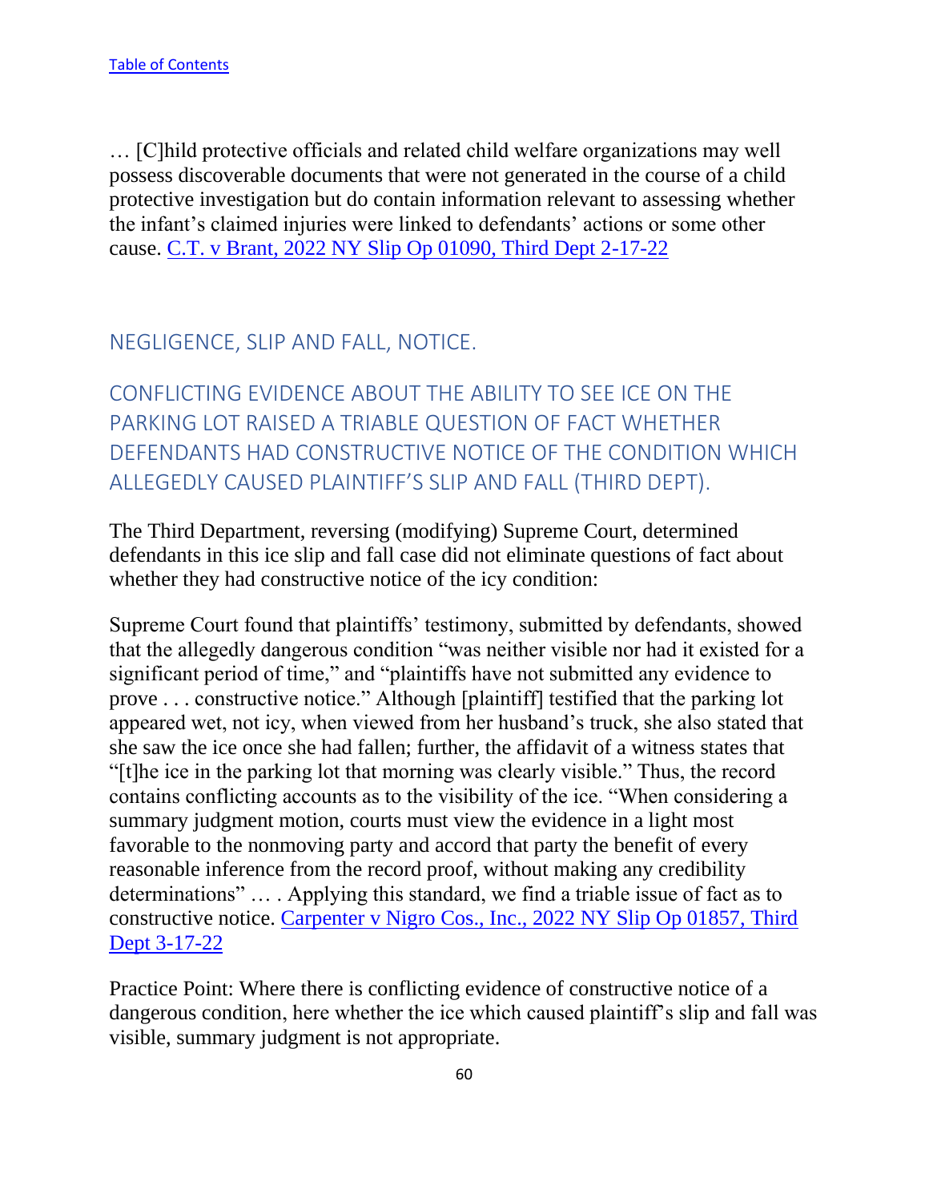… [C]hild protective officials and related child welfare organizations may well possess discoverable documents that were not generated in the course of a child protective investigation but do contain information relevant to assessing whether the infant's claimed injuries were linked to defendants' actions or some other cause. [C.T. v Brant, 2022 NY Slip Op 01090, Third Dept 2-17-22]

## NEGLIGENCE, SLIP AND FALL, NOTICE.

## CONFLICTING EVIDENCE ABOUT THE ABILITY TO SEE ICE ON THE PARKING LOT RAISED A TRIABLE QUESTION OF FACT WHETHER DEFENDANTS HAD CONSTRUCTIVE NOTICE OF THE CONDITION WHICH ALLEGEDLY CAUSED PLAINTIFF'S SLIP AND FALL (THIRD DEPT).

The Third Department, reversing (modifying) Supreme Court, determined defendants in this ice slip and fall case did not eliminate questions of fact about whether they had constructive notice of the icy condition:

Supreme Court found that plaintiffs' testimony, submitted by defendants, showed that the allegedly dangerous condition "was neither visible nor had it existed for a significant period of time," and "plaintiffs have not submitted any evidence to prove . . . constructive notice." Although [plaintiff] testified that the parking lot appeared wet, not icy, when viewed from her husband's truck, she also stated that she saw the ice once she had fallen; further, the affidavit of a witness states that "[t]he ice in the parking lot that morning was clearly visible." Thus, the record contains conflicting accounts as to the visibility of the ice. "When considering a summary judgment motion, courts must view the evidence in a light most favorable to the nonmoving party and accord that party the benefit of every reasonable inference from the record proof, without making any credibility determinations" … . Applying this standard, we find a triable issue of fact as to constructive notice. [Carpenter v Nigro Cos., Inc., 2022 NY Slip Op 01857, Third Dept 3-17-22]

Practice Point: Where there is conflicting evidence of constructive notice of a dangerous condition, here whether the ice which caused plaintiff's slip and fall was visible, summary judgment is not appropriate.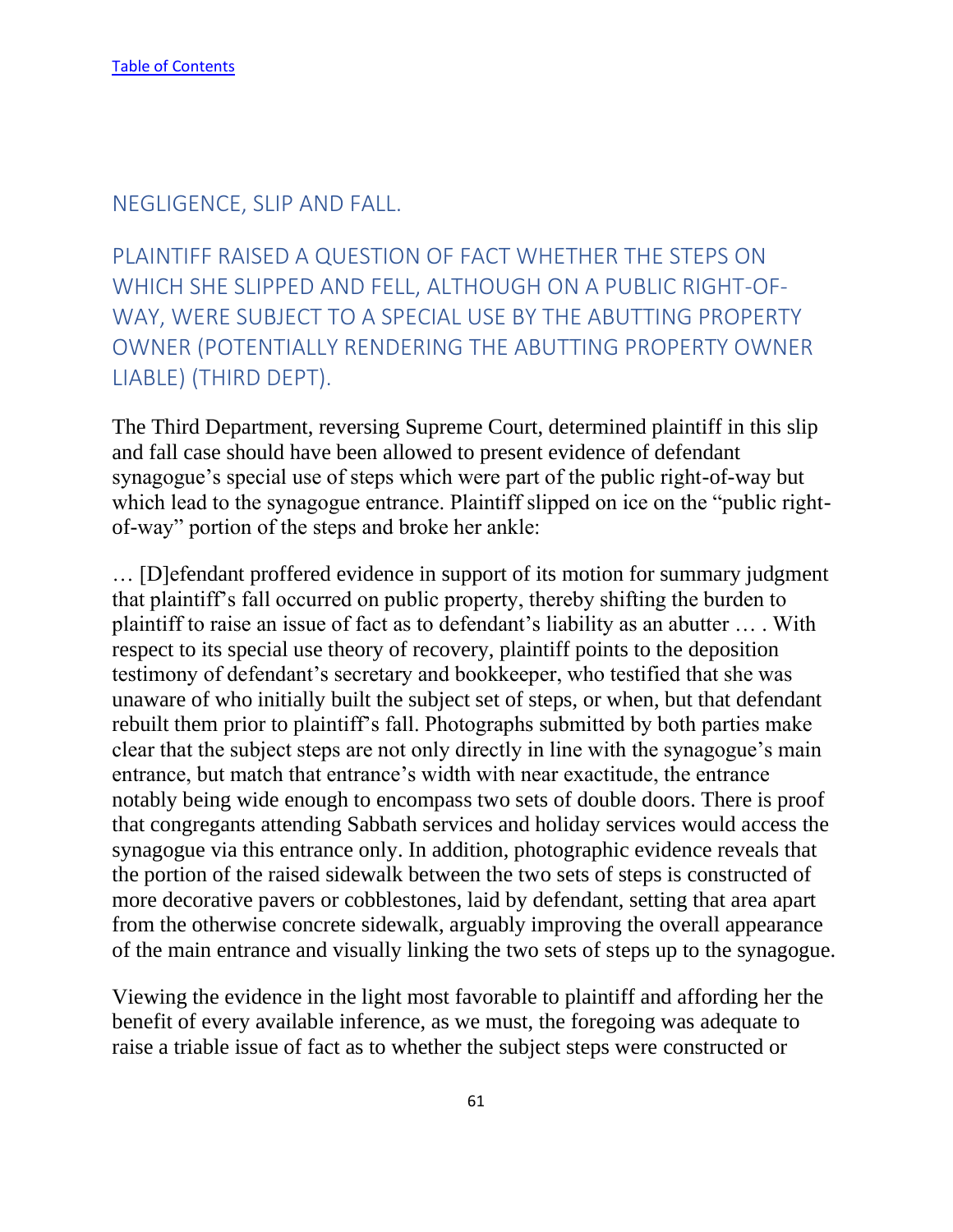[Table of Contents](#)

## NEGLIGENCE, SLIP AND FALL.

### PLAINTIFF RAISED A QUESTION OF FACT WHETHER THE STEPS ON WHICH SHE SLIPPED AND FELL, ALTHOUGH ON A PUBLIC RIGHT-OF-WAY, WERE SUBJECT TO A SPECIAL USE BY THE ABUTTING PROPERTY OWNER (POTENTIALLY RENDERING THE ABUTTING PROPERTY OWNER LIABLE) (THIRD DEPT).

The Third Department, reversing Supreme Court, determined plaintiff in this slip and fall case should have been allowed to present evidence of defendant synagogue's special use of steps which were part of the public right-of-way but which lead to the synagogue entrance. Plaintiff slipped on ice on the "public right-of-way" portion of the steps and broke her ankle:

… [D]efendant proffered evidence in support of its motion for summary judgment that plaintiff's fall occurred on public property, thereby shifting the burden to plaintiff to raise an issue of fact as to defendant's liability as an abutter … . With respect to its special use theory of recovery, plaintiff points to the deposition testimony of defendant's secretary and bookkeeper, who testified that she was unaware of who initially built the subject set of steps, or when, but that defendant rebuilt them prior to plaintiff's fall. Photographs submitted by both parties make clear that the subject steps are not only directly in line with the synagogue's main entrance, but match that entrance's width with near exactitude, the entrance notably being wide enough to encompass two sets of double doors. There is proof that congregants attending Sabbath services and holiday services would access the synagogue via this entrance only. In addition, photographic evidence reveals that the portion of the raised sidewalk between the two sets of steps is constructed of more decorative pavers or cobblestones, laid by defendant, setting that area apart from the otherwise concrete sidewalk, arguably improving the overall appearance of the main entrance and visually linking the two sets of steps up to the synagogue.

Viewing the evidence in the light most favorable to plaintiff and affording her the benefit of every available inference, as we must, the foregoing was adequate to raise a triable issue of fact as to whether the subject steps were constructed or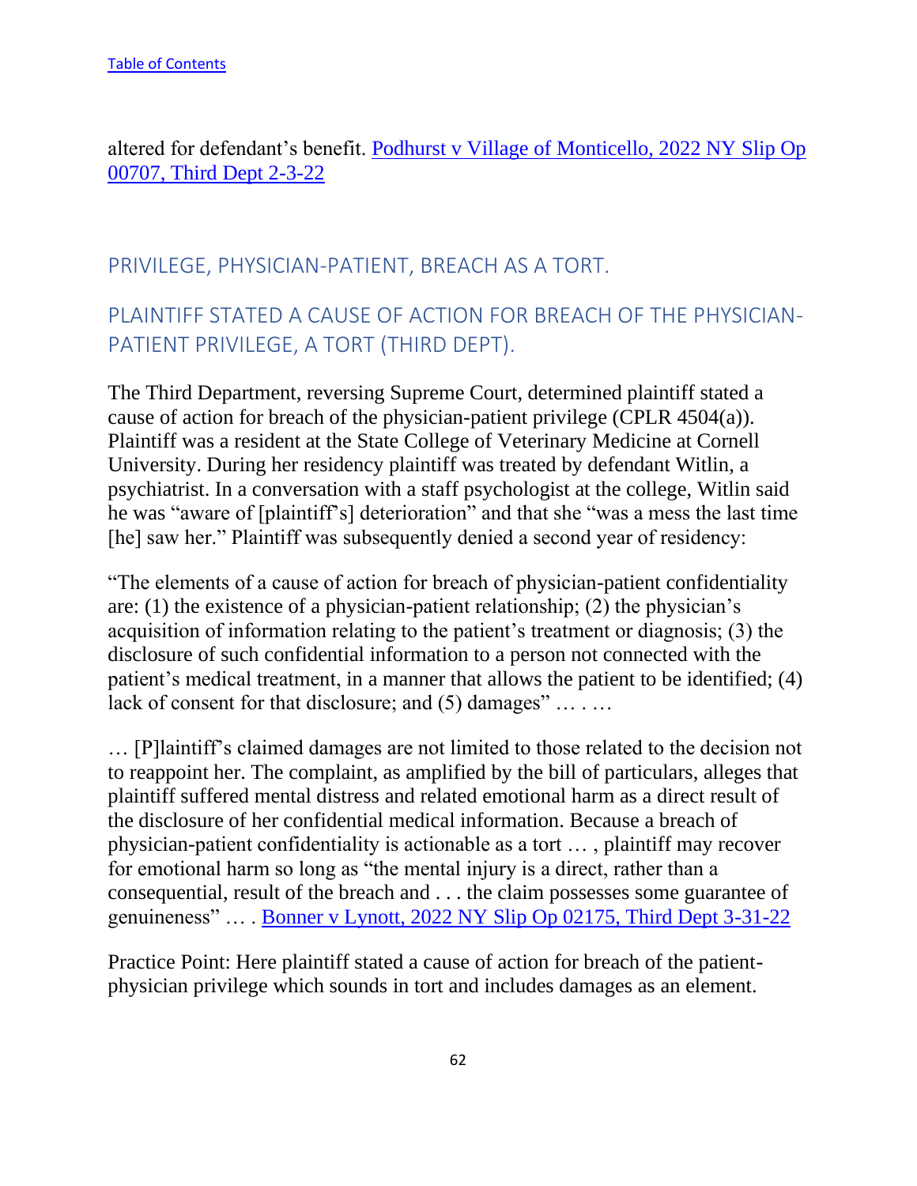altered for defendant's benefit. [Podhurst v Village of Monticello, 2022 NY Slip Op 00707, Third Dept 2-3-22]()

## PRIVILEGE, PHYSICIAN-PATIENT, BREACH AS A TORT.

## PLAINTIFF STATED A CAUSE OF ACTION FOR BREACH OF THE PHYSICIAN-PATIENT PRIVILEGE, A TORT (THIRD DEPT).

The Third Department, reversing Supreme Court, determined plaintiff stated a cause of action for breach of the physician-patient privilege (CPLR 4504(a)). Plaintiff was a resident at the State College of Veterinary Medicine at Cornell University. During her residency plaintiff was treated by defendant Witlin, a psychiatrist. In a conversation with a staff psychologist at the college, Witlin said he was "aware of [plaintiff's] deterioration" and that she "was a mess the last time [he] saw her." Plaintiff was subsequently denied a second year of residency:

"The elements of a cause of action for breach of physician-patient confidentiality are: (1) the existence of a physician-patient relationship; (2) the physician's acquisition of information relating to the patient's treatment or diagnosis; (3) the disclosure of such confidential information to a person not connected with the patient's medical treatment, in a manner that allows the patient to be identified; (4) lack of consent for that disclosure; and (5) damages" … . …

… [P]laintiff's claimed damages are not limited to those related to the decision not to reappoint her. The complaint, as amplified by the bill of particulars, alleges that plaintiff suffered mental distress and related emotional harm as a direct result of the disclosure of her confidential medical information. Because a breach of physician-patient confidentiality is actionable as a tort … , plaintiff may recover for emotional harm so long as "the mental injury is a direct, rather than a consequential, result of the breach and . . . the claim possesses some guarantee of genuineness" … . [Bonner v Lynott, 2022 NY Slip Op 02175, Third Dept 3-31-22]()

Practice Point: Here plaintiff stated a cause of action for breach of the patient-physician privilege which sounds in tort and includes damages as an element.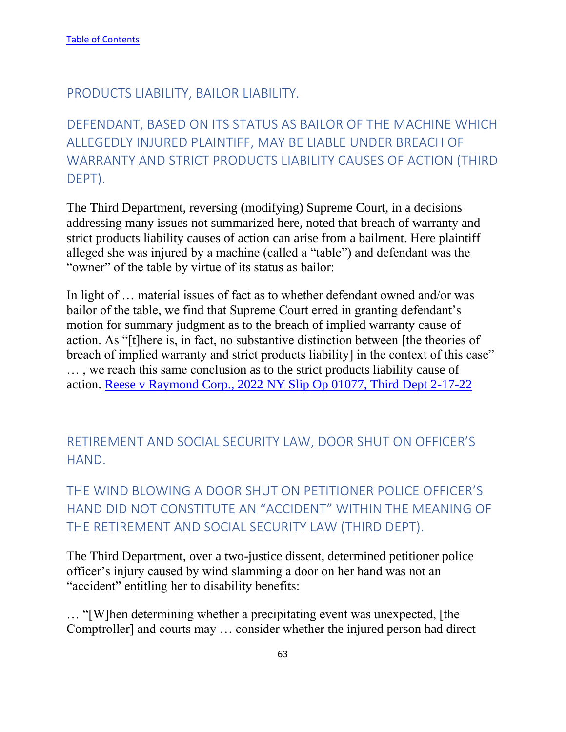[Table of Contents](#)

## PRODUCTS LIABILITY, BAILOR LIABILITY.

## DEFENDANT, BASED ON ITS STATUS AS BAILOR OF THE MACHINE WHICH ALLEGEDLY INJURED PLAINTIFF, MAY BE LIABLE UNDER BREACH OF WARRANTY AND STRICT PRODUCTS LIABILITY CAUSES OF ACTION (THIRD DEPT).

The Third Department, reversing (modifying) Supreme Court, in a decisions addressing many issues not summarized here, noted that breach of warranty and strict products liability causes of action can arise from a bailment. Here plaintiff alleged she was injured by a machine (called a "table") and defendant was the "owner" of the table by virtue of its status as bailor:

In light of … material issues of fact as to whether defendant owned and/or was bailor of the table, we find that Supreme Court erred in granting defendant's motion for summary judgment as to the breach of implied warranty cause of action. As "[t]here is, in fact, no substantive distinction between [the theories of breach of implied warranty and strict products liability] in the context of this case" … , we reach this same conclusion as to the strict products liability cause of action. [Reese v Raymond Corp., 2022 NY Slip Op 01077, Third Dept 2-17-22](#)

## RETIREMENT AND SOCIAL SECURITY LAW, DOOR SHUT ON OFFICER'S HAND.

## THE WIND BLOWING A DOOR SHUT ON PETITIONER POLICE OFFICER'S HAND DID NOT CONSTITUTE AN "ACCIDENT" WITHIN THE MEANING OF THE RETIREMENT AND SOCIAL SECURITY LAW (THIRD DEPT).

The Third Department, over a two-justice dissent, determined petitioner police officer's injury caused by wind slamming a door on her hand was not an "accident" entitling her to disability benefits:

… "[W]hen determining whether a precipitating event was unexpected, [the Comptroller] and courts may … consider whether the injured person had direct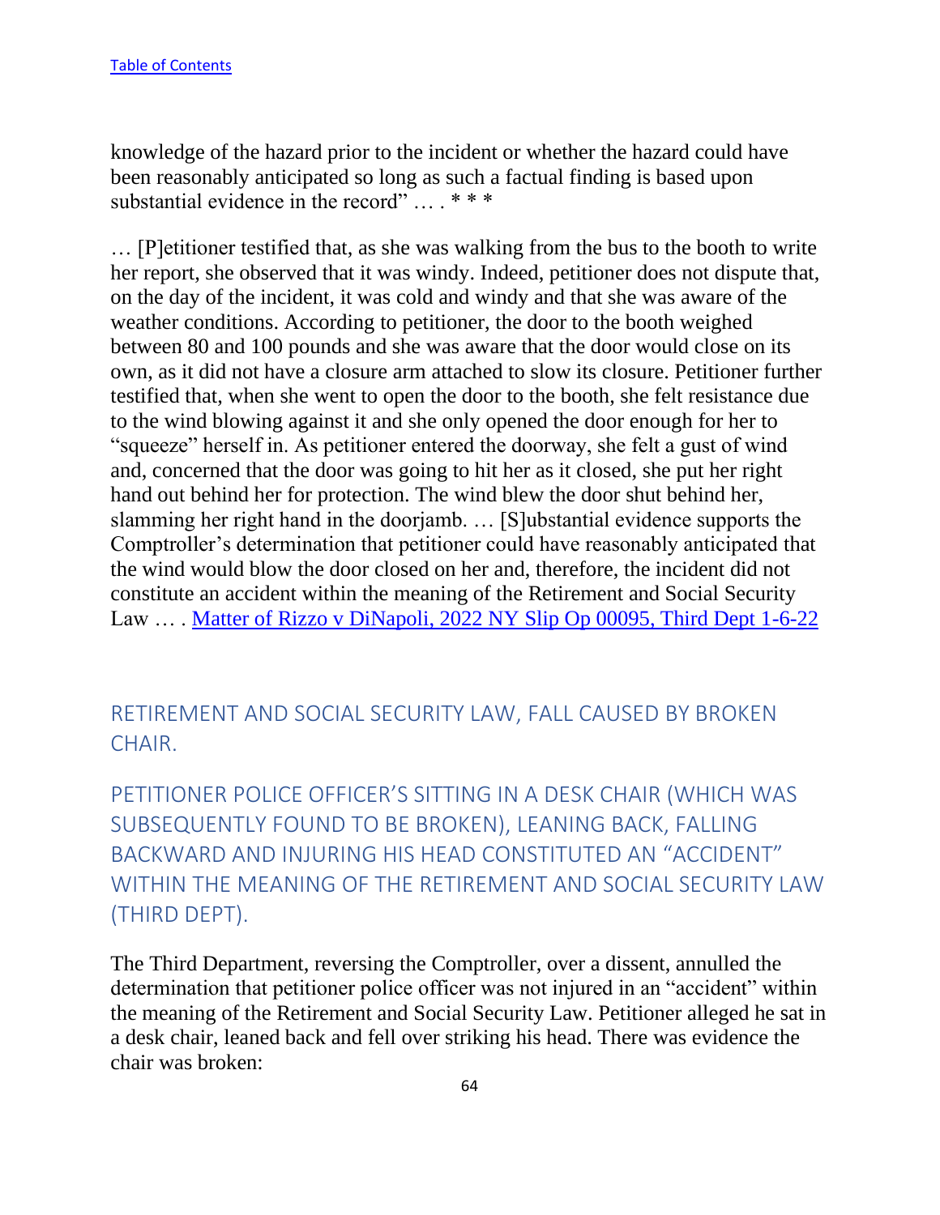[Table of Contents](#)

knowledge of the hazard prior to the incident or whether the hazard could have been reasonably anticipated so long as such a factual finding is based upon substantial evidence in the record" … . * * *

… [P]etitioner testified that, as she was walking from the bus to the booth to write her report, she observed that it was windy. Indeed, petitioner does not dispute that, on the day of the incident, it was cold and windy and that she was aware of the weather conditions. According to petitioner, the door to the booth weighed between 80 and 100 pounds and she was aware that the door would close on its own, as it did not have a closure arm attached to slow its closure. Petitioner further testified that, when she went to open the door to the booth, she felt resistance due to the wind blowing against it and she only opened the door enough for her to "squeeze" herself in. As petitioner entered the doorway, she felt a gust of wind and, concerned that the door was going to hit her as it closed, she put her right hand out behind her for protection. The wind blew the door shut behind her, slamming her right hand in the doorjamb. … [S]ubstantial evidence supports the Comptroller's determination that petitioner could have reasonably anticipated that the wind would blow the door closed on her and, therefore, the incident did not constitute an accident within the meaning of the Retirement and Social Security Law … . [Matter of Rizzo v DiNapoli, 2022 NY Slip Op 00095, Third Dept 1-6-22](#)

## RETIREMENT AND SOCIAL SECURITY LAW, FALL CAUSED BY BROKEN CHAIR.

## PETITIONER POLICE OFFICER'S SITTING IN A DESK CHAIR (WHICH WAS SUBSEQUENTLY FOUND TO BE BROKEN), LEANING BACK, FALLING BACKWARD AND INJURING HIS HEAD CONSTITUTED AN "ACCIDENT" WITHIN THE MEANING OF THE RETIREMENT AND SOCIAL SECURITY LAW (THIRD DEPT).

The Third Department, reversing the Comptroller, over a dissent, annulled the determination that petitioner police officer was not injured in an "accident" within the meaning of the Retirement and Social Security Law. Petitioner alleged he sat in a desk chair, leaned back and fell over striking his head. There was evidence the chair was broken: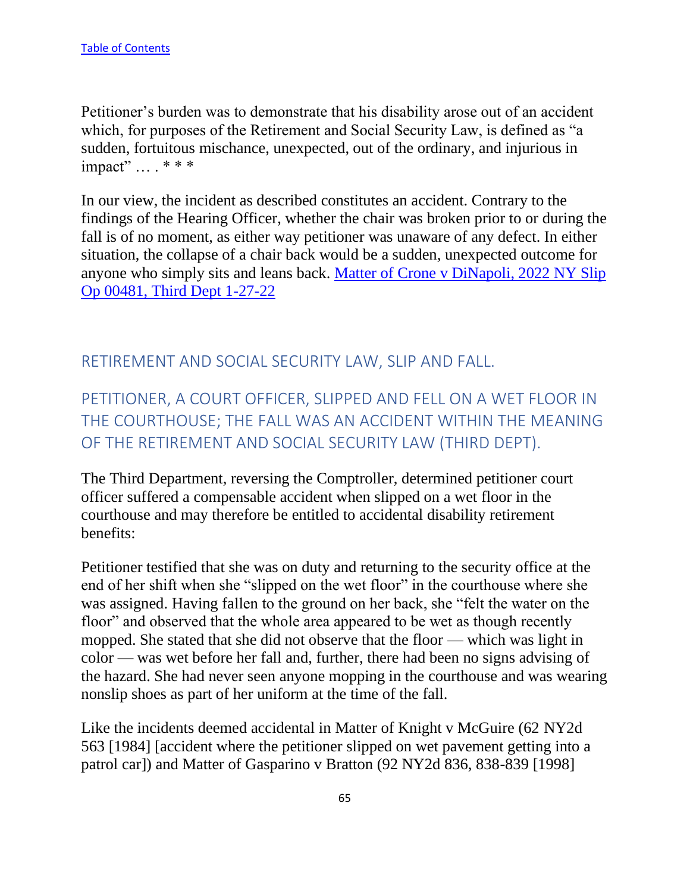[Table of Contents](#)

Petitioner's burden was to demonstrate that his disability arose out of an accident which, for purposes of the Retirement and Social Security Law, is defined as "a sudden, fortuitous mischance, unexpected, out of the ordinary, and injurious in impact" … . * * *

In our view, the incident as described constitutes an accident. Contrary to the findings of the Hearing Officer, whether the chair was broken prior to or during the fall is of no moment, as either way petitioner was unaware of any defect. In either situation, the collapse of a chair back would be a sudden, unexpected outcome for anyone who simply sits and leans back. [Matter of Crone v DiNapoli, 2022 NY Slip Op 00481, Third Dept 1-27-22](#)

## RETIREMENT AND SOCIAL SECURITY LAW, SLIP AND FALL.

## PETITIONER, A COURT OFFICER, SLIPPED AND FELL ON A WET FLOOR IN THE COURTHOUSE; THE FALL WAS AN ACCIDENT WITHIN THE MEANING OF THE RETIREMENT AND SOCIAL SECURITY LAW (THIRD DEPT).

The Third Department, reversing the Comptroller, determined petitioner court officer suffered a compensable accident when slipped on a wet floor in the courthouse and may therefore be entitled to accidental disability retirement benefits:

Petitioner testified that she was on duty and returning to the security office at the end of her shift when she "slipped on the wet floor" in the courthouse where she was assigned. Having fallen to the ground on her back, she "felt the water on the floor" and observed that the whole area appeared to be wet as though recently mopped. She stated that she did not observe that the floor — which was light in color — was wet before her fall and, further, there had been no signs advising of the hazard. She had never seen anyone mopping in the courthouse and was wearing nonslip shoes as part of her uniform at the time of the fall.

Like the incidents deemed accidental in Matter of Knight v McGuire (62 NY2d 563 [1984] [accident where the petitioner slipped on wet pavement getting into a patrol car]) and Matter of Gasparino v Bratton (92 NY2d 836, 838-839 [1998]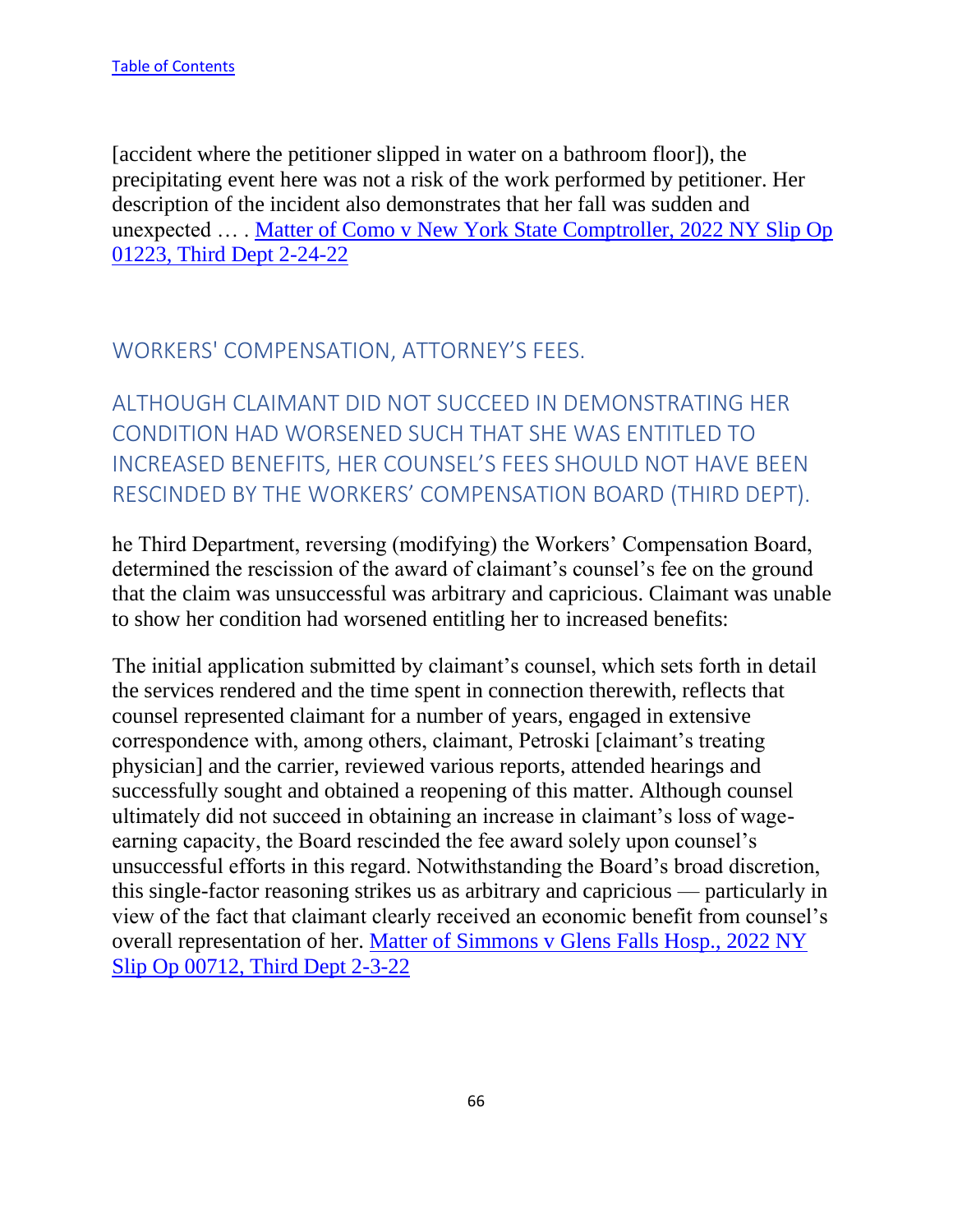[accident where the petitioner slipped in water on a bathroom floor]), the precipitating event here was not a risk of the work performed by petitioner. Her description of the incident also demonstrates that her fall was sudden and unexpected … . [Matter of Como v New York State Comptroller, 2022 NY Slip Op 01223, Third Dept 2-24-22]

## WORKERS' COMPENSATION, ATTORNEY'S FEES.

## ALTHOUGH CLAIMANT DID NOT SUCCEED IN DEMONSTRATING HER CONDITION HAD WORSENED SUCH THAT SHE WAS ENTITLED TO INCREASED BENEFITS, HER COUNSEL'S FEES SHOULD NOT HAVE BEEN RESCINDED BY THE WORKERS' COMPENSATION BOARD (THIRD DEPT).

he Third Department, reversing (modifying) the Workers' Compensation Board, determined the rescission of the award of claimant's counsel's fee on the ground that the claim was unsuccessful was arbitrary and capricious. Claimant was unable to show her condition had worsened entitling her to increased benefits:

The initial application submitted by claimant's counsel, which sets forth in detail the services rendered and the time spent in connection therewith, reflects that counsel represented claimant for a number of years, engaged in extensive correspondence with, among others, claimant, Petroski [claimant's treating physician] and the carrier, reviewed various reports, attended hearings and successfully sought and obtained a reopening of this matter. Although counsel ultimately did not succeed in obtaining an increase in claimant's loss of wage-earning capacity, the Board rescinded the fee award solely upon counsel's unsuccessful efforts in this regard. Notwithstanding the Board's broad discretion, this single-factor reasoning strikes us as arbitrary and capricious — particularly in view of the fact that claimant clearly received an economic benefit from counsel's overall representation of her. [Matter of Simmons v Glens Falls Hosp., 2022 NY Slip Op 00712, Third Dept 2-3-22]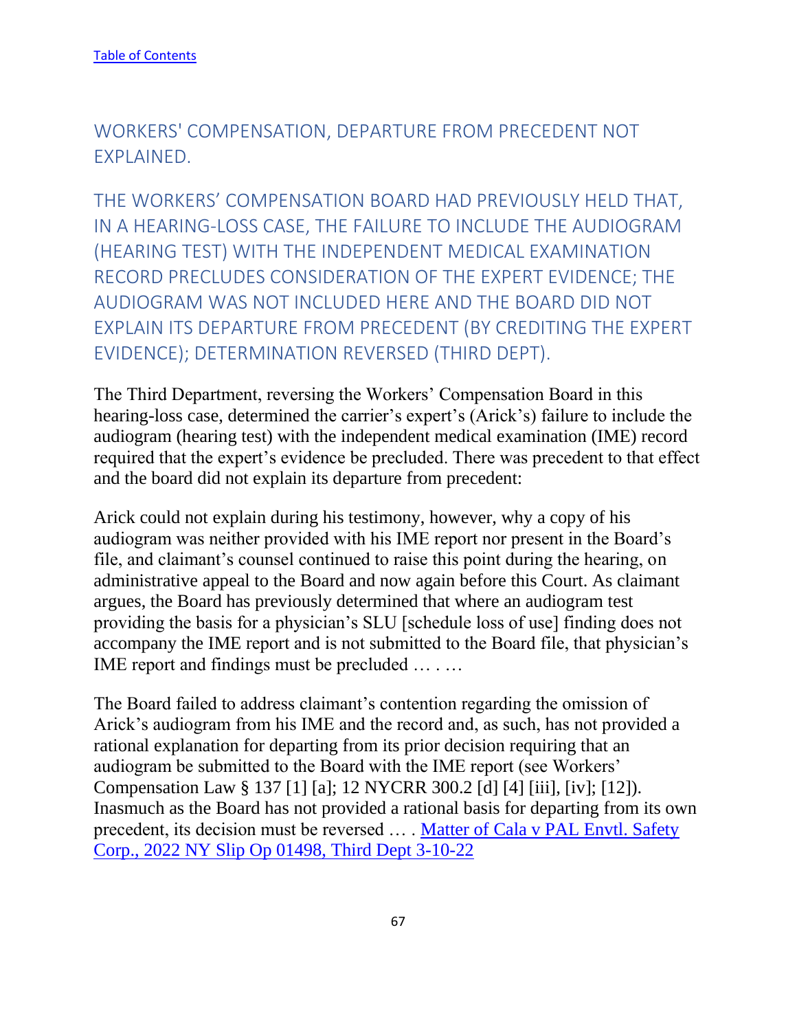[Table of Contents](#)

## WORKERS' COMPENSATION, DEPARTURE FROM PRECEDENT NOT EXPLAINED.

## THE WORKERS' COMPENSATION BOARD HAD PREVIOUSLY HELD THAT, IN A HEARING-LOSS CASE, THE FAILURE TO INCLUDE THE AUDIOGRAM (HEARING TEST) WITH THE INDEPENDENT MEDICAL EXAMINATION RECORD PRECLUDES CONSIDERATION OF THE EXPERT EVIDENCE; THE AUDIOGRAM WAS NOT INCLUDED HERE AND THE BOARD DID NOT EXPLAIN ITS DEPARTURE FROM PRECEDENT (BY CREDITING THE EXPERT EVIDENCE); DETERMINATION REVERSED (THIRD DEPT).

The Third Department, reversing the Workers' Compensation Board in this hearing-loss case, determined the carrier's expert's (Arick's) failure to include the audiogram (hearing test) with the independent medical examination (IME) record required that the expert's evidence be precluded. There was precedent to that effect and the board did not explain its departure from precedent:

Arick could not explain during his testimony, however, why a copy of his audiogram was neither provided with his IME report nor present in the Board's file, and claimant's counsel continued to raise this point during the hearing, on administrative appeal to the Board and now again before this Court. As claimant argues, the Board has previously determined that where an audiogram test providing the basis for a physician's SLU [schedule loss of use] finding does not accompany the IME report and is not submitted to the Board file, that physician's IME report and findings must be precluded … . …

The Board failed to address claimant's contention regarding the omission of Arick's audiogram from his IME and the record and, as such, has not provided a rational explanation for departing from its prior decision requiring that an audiogram be submitted to the Board with the IME report (see Workers' Compensation Law § 137 [1] [a]; 12 NYCRR 300.2 [d] [4] [iii], [iv]; [12]). Inasmuch as the Board has not provided a rational basis for departing from its own precedent, its decision must be reversed … . [Matter of Cala v PAL Envtl. Safety Corp., 2022 NY Slip Op 01498, Third Dept 3-10-22](#)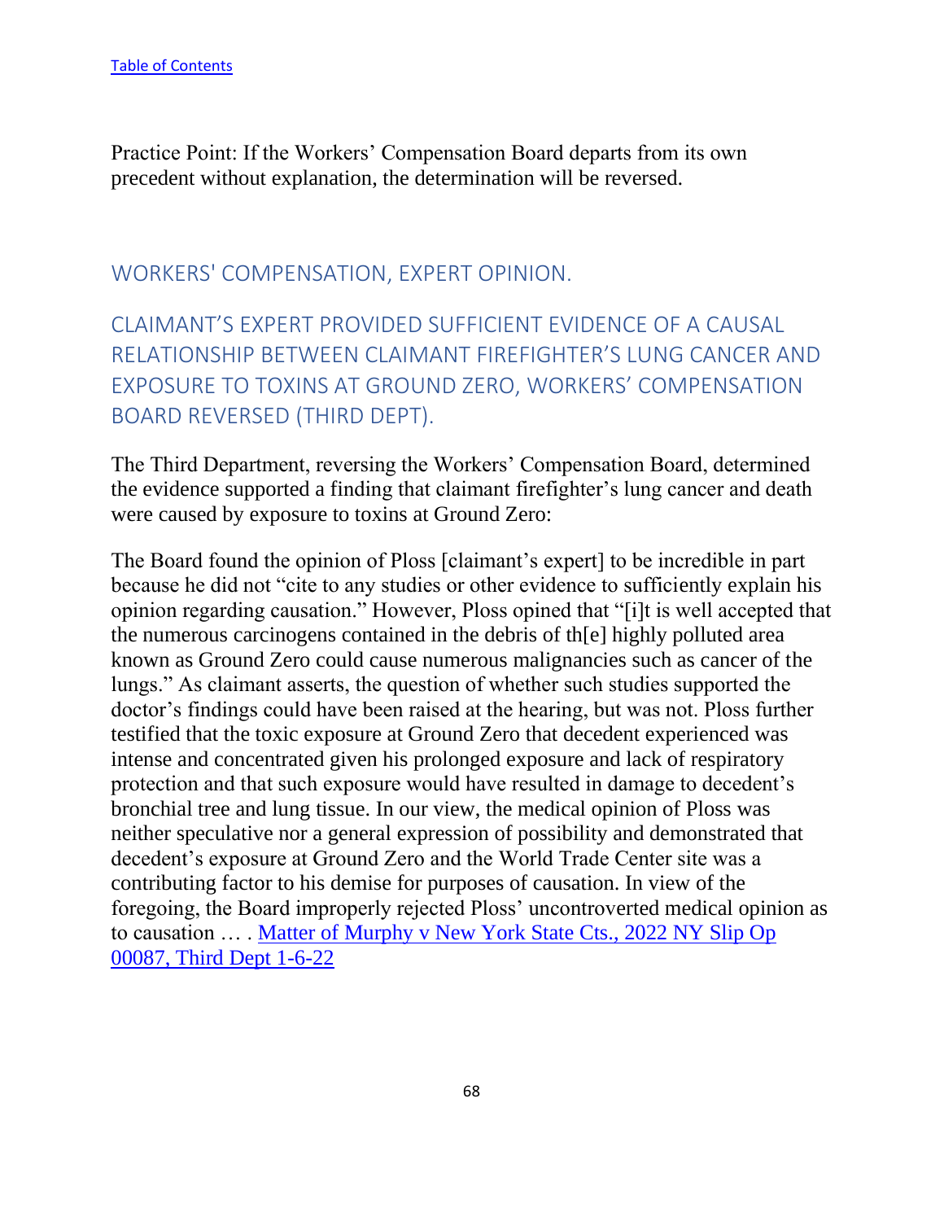[Table of Contents](#)

Practice Point: If the Workers' Compensation Board departs from its own precedent without explanation, the determination will be reversed.

## WORKERS' COMPENSATION, EXPERT OPINION.

## CLAIMANT'S EXPERT PROVIDED SUFFICIENT EVIDENCE OF A CAUSAL RELATIONSHIP BETWEEN CLAIMANT FIREFIGHTER'S LUNG CANCER AND EXPOSURE TO TOXINS AT GROUND ZERO, WORKERS' COMPENSATION BOARD REVERSED (THIRD DEPT).

The Third Department, reversing the Workers' Compensation Board, determined the evidence supported a finding that claimant firefighter's lung cancer and death were caused by exposure to toxins at Ground Zero:

The Board found the opinion of Ploss [claimant's expert] to be incredible in part because he did not "cite to any studies or other evidence to sufficiently explain his opinion regarding causation." However, Ploss opined that "[i]t is well accepted that the numerous carcinogens contained in the debris of th[e] highly polluted area known as Ground Zero could cause numerous malignancies such as cancer of the lungs." As claimant asserts, the question of whether such studies supported the doctor's findings could have been raised at the hearing, but was not. Ploss further testified that the toxic exposure at Ground Zero that decedent experienced was intense and concentrated given his prolonged exposure and lack of respiratory protection and that such exposure would have resulted in damage to decedent's bronchial tree and lung tissue. In our view, the medical opinion of Ploss was neither speculative nor a general expression of possibility and demonstrated that decedent's exposure at Ground Zero and the World Trade Center site was a contributing factor to his demise for purposes of causation. In view of the foregoing, the Board improperly rejected Ploss' uncontroverted medical opinion as to causation … . [Matter of Murphy v New York State Cts., 2022 NY Slip Op 00087, Third Dept 1-6-22](#)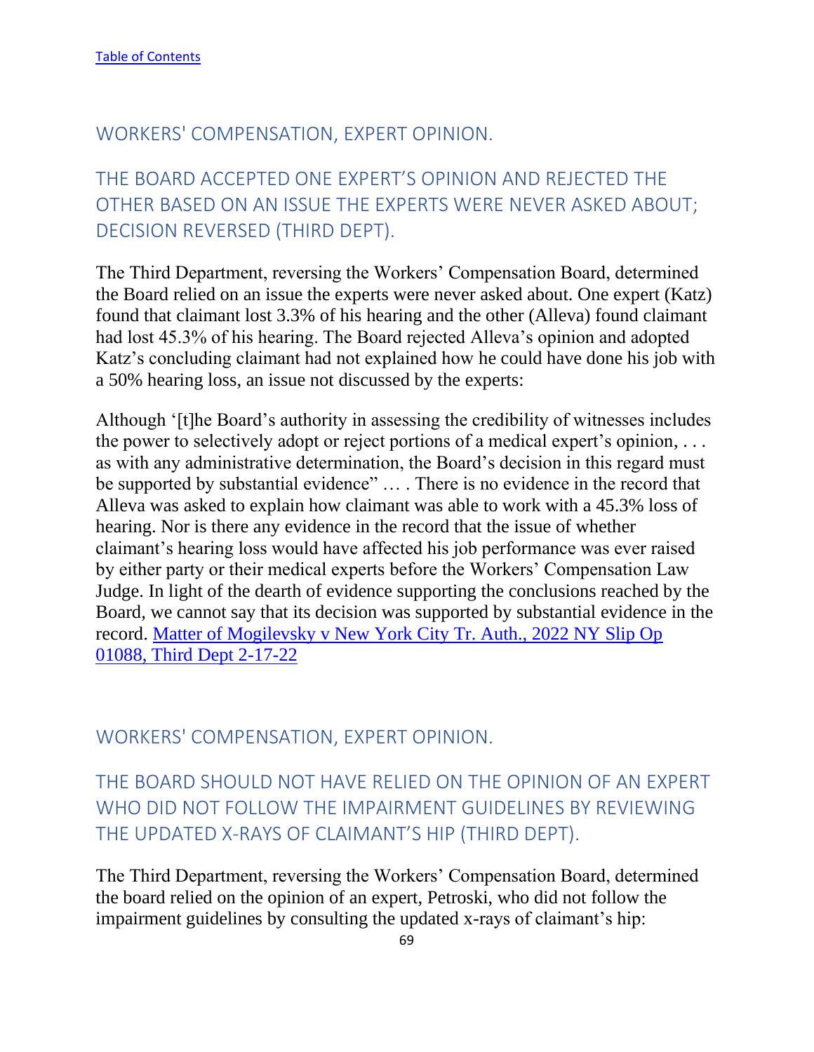[Table of Contents](#)

## WORKERS' COMPENSATION, EXPERT OPINION.

## THE BOARD ACCEPTED ONE EXPERT'S OPINION AND REJECTED THE OTHER BASED ON AN ISSUE THE EXPERTS WERE NEVER ASKED ABOUT; DECISION REVERSED (THIRD DEPT).

The Third Department, reversing the Workers' Compensation Board, determined the Board relied on an issue the experts were never asked about. One expert (Katz) found that claimant lost 3.3% of his hearing and the other (Alleva) found claimant had lost 45.3% of his hearing. The Board rejected Alleva's opinion and adopted Katz's concluding claimant had not explained how he could have done his job with a 50% hearing loss, an issue not discussed by the experts:

Although '[t]he Board's authority in assessing the credibility of witnesses includes the power to selectively adopt or reject portions of a medical expert's opinion, . . . as with any administrative determination, the Board's decision in this regard must be supported by substantial evidence" … . There is no evidence in the record that Alleva was asked to explain how claimant was able to work with a 45.3% loss of hearing. Nor is there any evidence in the record that the issue of whether claimant's hearing loss would have affected his job performance was ever raised by either party or their medical experts before the Workers' Compensation Law Judge. In light of the dearth of evidence supporting the conclusions reached by the Board, we cannot say that its decision was supported by substantial evidence in the record. [Matter of Mogilevsky v New York City Tr. Auth., 2022 NY Slip Op 01088, Third Dept 2-17-22](#)

## WORKERS' COMPENSATION, EXPERT OPINION.

## THE BOARD SHOULD NOT HAVE RELIED ON THE OPINION OF AN EXPERT WHO DID NOT FOLLOW THE IMPAIRMENT GUIDELINES BY REVIEWING THE UPDATED X-RAYS OF CLAIMANT'S HIP (THIRD DEPT).

The Third Department, reversing the Workers' Compensation Board, determined the board relied on the opinion of an expert, Petroski, who did not follow the impairment guidelines by consulting the updated x-rays of claimant's hip: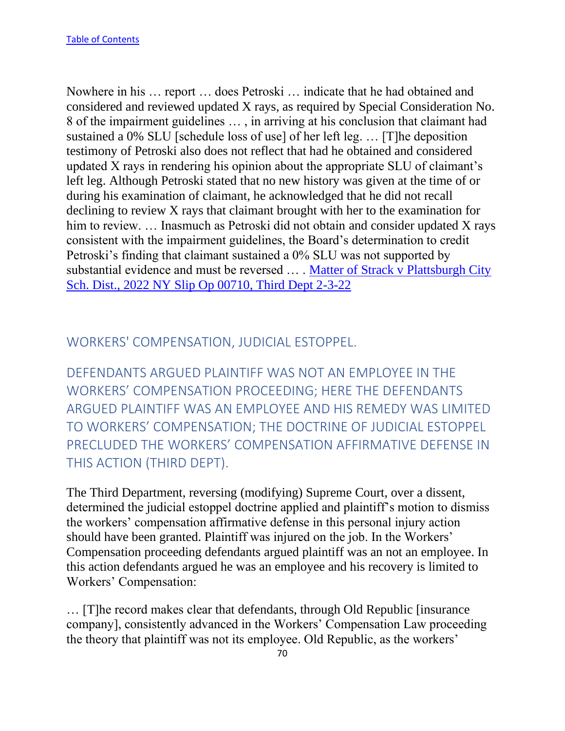Nowhere in his … report … does Petroski … indicate that he had obtained and considered and reviewed updated X rays, as required by Special Consideration No. 8 of the impairment guidelines … , in arriving at his conclusion that claimant had sustained a 0% SLU [schedule loss of use] of her left leg. … [T]he deposition testimony of Petroski also does not reflect that had he obtained and considered updated X rays in rendering his opinion about the appropriate SLU of claimant's left leg. Although Petroski stated that no new history was given at the time of or during his examination of claimant, he acknowledged that he did not recall declining to review X rays that claimant brought with her to the examination for him to review. … Inasmuch as Petroski did not obtain and consider updated X rays consistent with the impairment guidelines, the Board's determination to credit Petroski's finding that claimant sustained a 0% SLU was not supported by substantial evidence and must be reversed … . Matter of Strack v Plattsburgh City Sch. Dist., 2022 NY Slip Op 00710, Third Dept 2-3-22

## WORKERS' COMPENSATION, JUDICIAL ESTOPPEL.

## DEFENDANTS ARGUED PLAINTIFF WAS NOT AN EMPLOYEE IN THE WORKERS' COMPENSATION PROCEEDING; HERE THE DEFENDANTS ARGUED PLAINTIFF WAS AN EMPLOYEE AND HIS REMEDY WAS LIMITED TO WORKERS' COMPENSATION; THE DOCTRINE OF JUDICIAL ESTOPPEL PRECLUDED THE WORKERS' COMPENSATION AFFIRMATIVE DEFENSE IN THIS ACTION (THIRD DEPT).

The Third Department, reversing (modifying) Supreme Court, over a dissent, determined the judicial estoppel doctrine applied and plaintiff's motion to dismiss the workers' compensation affirmative defense in this personal injury action should have been granted. Plaintiff was injured on the job. In the Workers' Compensation proceeding defendants argued plaintiff was an not an employee. In this action defendants argued he was an employee and his recovery is limited to Workers' Compensation:

… [T]he record makes clear that defendants, through Old Republic [insurance company], consistently advanced in the Workers' Compensation Law proceeding the theory that plaintiff was not its employee. Old Republic, as the workers'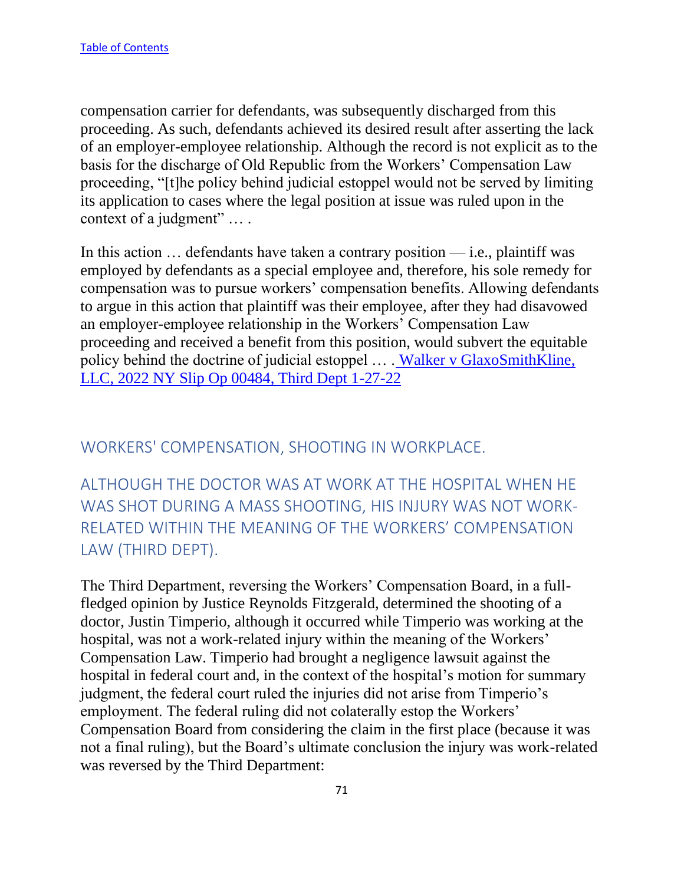compensation carrier for defendants, was subsequently discharged from this proceeding. As such, defendants achieved its desired result after asserting the lack of an employer-employee relationship. Although the record is not explicit as to the basis for the discharge of Old Republic from the Workers' Compensation Law proceeding, "[t]he policy behind judicial estoppel would not be served by limiting its application to cases where the legal position at issue was ruled upon in the context of a judgment" … .

In this action … defendants have taken a contrary position — i.e., plaintiff was employed by defendants as a special employee and, therefore, his sole remedy for compensation was to pursue workers' compensation benefits. Allowing defendants to argue in this action that plaintiff was their employee, after they had disavowed an employer-employee relationship in the Workers' Compensation Law proceeding and received a benefit from this position, would subvert the equitable policy behind the doctrine of judicial estoppel … . Walker v GlaxoSmithKline, LLC, 2022 NY Slip Op 00484, Third Dept 1-27-22

## WORKERS' COMPENSATION, SHOOTING IN WORKPLACE.

## ALTHOUGH THE DOCTOR WAS AT WORK AT THE HOSPITAL WHEN HE WAS SHOT DURING A MASS SHOOTING, HIS INJURY WAS NOT WORK-RELATED WITHIN THE MEANING OF THE WORKERS' COMPENSATION LAW (THIRD DEPT).

The Third Department, reversing the Workers' Compensation Board, in a full-fledged opinion by Justice Reynolds Fitzgerald, determined the shooting of a doctor, Justin Timperio, although it occurred while Timperio was working at the hospital, was not a work-related injury within the meaning of the Workers' Compensation Law. Timperio had brought a negligence lawsuit against the hospital in federal court and, in the context of the hospital's motion for summary judgment, the federal court ruled the injuries did not arise from Timperio's employment. The federal ruling did not colaterally estop the Workers' Compensation Board from considering the claim in the first place (because it was not a final ruling), but the Board's ultimate conclusion the injury was work-related was reversed by the Third Department: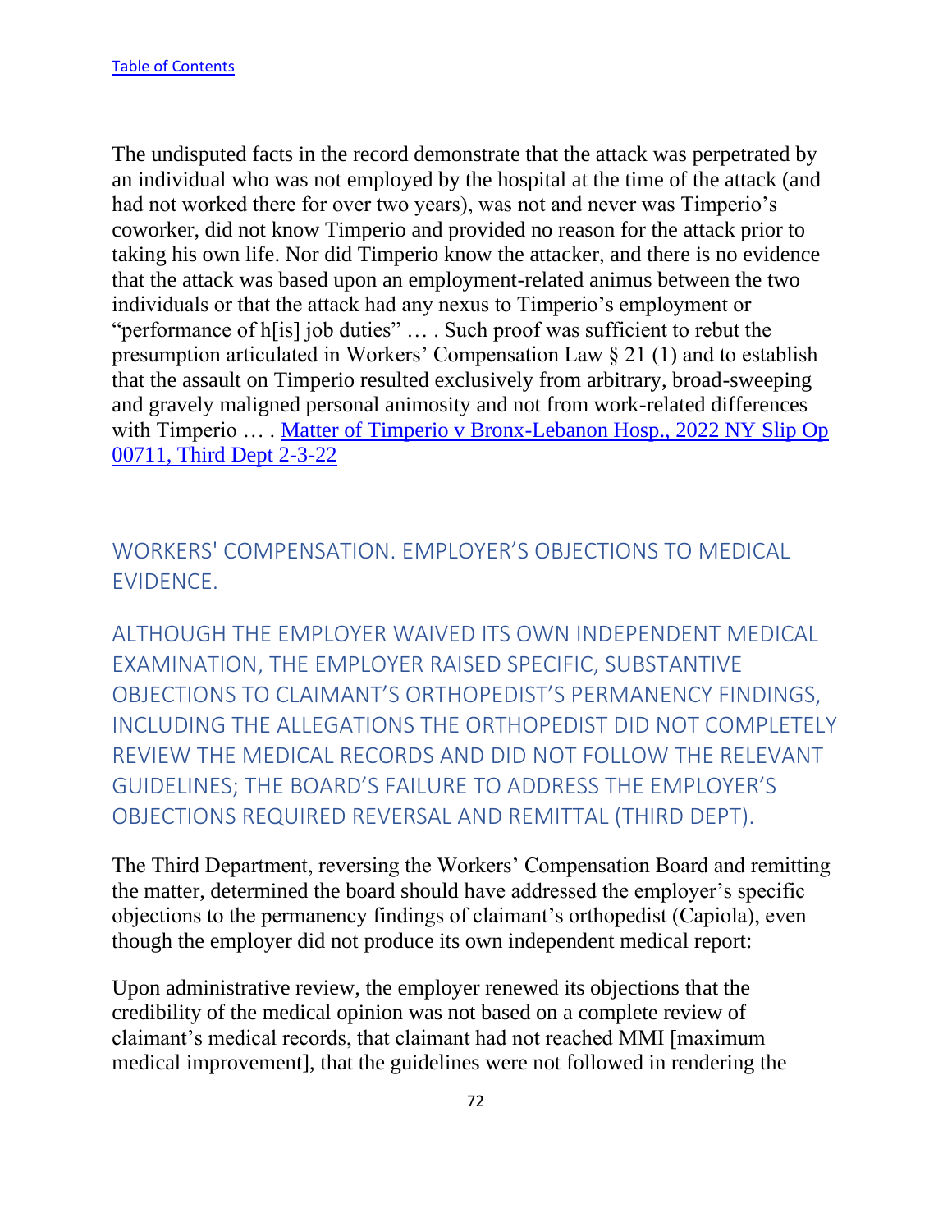The undisputed facts in the record demonstrate that the attack was perpetrated by an individual who was not employed by the hospital at the time of the attack (and had not worked there for over two years), was not and never was Timperio's coworker, did not know Timperio and provided no reason for the attack prior to taking his own life. Nor did Timperio know the attacker, and there is no evidence that the attack was based upon an employment-related animus between the two individuals or that the attack had any nexus to Timperio's employment or "performance of h[is] job duties" … . Such proof was sufficient to rebut the presumption articulated in Workers' Compensation Law § 21 (1) and to establish that the assault on Timperio resulted exclusively from arbitrary, broad-sweeping and gravely maligned personal animosity and not from work-related differences with Timperio … . [Matter of Timperio v Bronx-Lebanon Hosp., 2022 NY Slip Op 00711, Third Dept 2-3-22]

## WORKERS' COMPENSATION. EMPLOYER'S OBJECTIONS TO MEDICAL EVIDENCE.

### ALTHOUGH THE EMPLOYER WAIVED ITS OWN INDEPENDENT MEDICAL EXAMINATION, THE EMPLOYER RAISED SPECIFIC, SUBSTANTIVE OBJECTIONS TO CLAIMANT'S ORTHOPEDIST'S PERMANENCY FINDINGS, INCLUDING THE ALLEGATIONS THE ORTHOPEDIST DID NOT COMPLETELY REVIEW THE MEDICAL RECORDS AND DID NOT FOLLOW THE RELEVANT GUIDELINES; THE BOARD'S FAILURE TO ADDRESS THE EMPLOYER'S OBJECTIONS REQUIRED REVERSAL AND REMITTAL (THIRD DEPT).

The Third Department, reversing the Workers' Compensation Board and remitting the matter, determined the board should have addressed the employer's specific objections to the permanency findings of claimant's orthopedist (Capiola), even though the employer did not produce its own independent medical report:

Upon administrative review, the employer renewed its objections that the credibility of the medical opinion was not based on a complete review of claimant's medical records, that claimant had not reached MMI [maximum medical improvement], that the guidelines were not followed in rendering the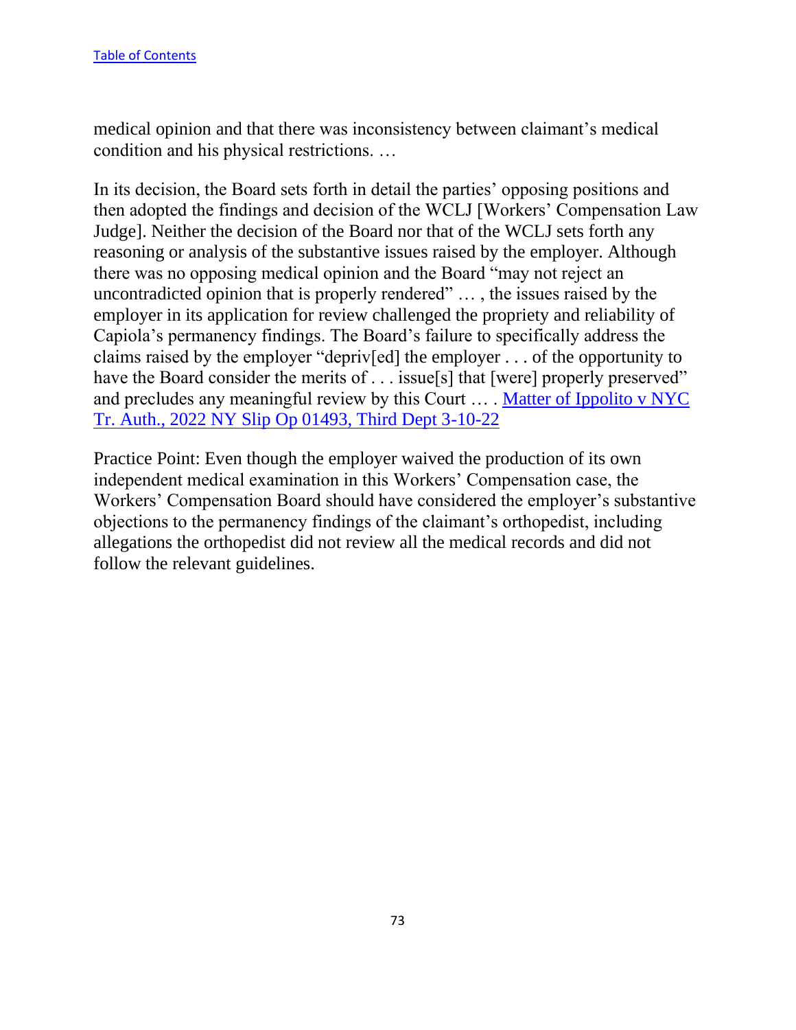[Table of Contents](#)

medical opinion and that there was inconsistency between claimant's medical condition and his physical restrictions. …

In its decision, the Board sets forth in detail the parties' opposing positions and then adopted the findings and decision of the WCLJ [Workers' Compensation Law Judge]. Neither the decision of the Board nor that of the WCLJ sets forth any reasoning or analysis of the substantive issues raised by the employer. Although there was no opposing medical opinion and the Board "may not reject an uncontradicted opinion that is properly rendered" … , the issues raised by the employer in its application for review challenged the propriety and reliability of Capiola's permanency findings. The Board's failure to specifically address the claims raised by the employer "depriv[ed] the employer . . . of the opportunity to have the Board consider the merits of . . . issue[s] that [were] properly preserved" and precludes any meaningful review by this Court … . [Matter of Ippolito v NYC Tr. Auth., 2022 NY Slip Op 01493, Third Dept 3-10-22](#)

Practice Point: Even though the employer waived the production of its own independent medical examination in this Workers' Compensation case, the Workers' Compensation Board should have considered the employer's substantive objections to the permanency findings of the claimant's orthopedist, including allegations the orthopedist did not review all the medical records and did not follow the relevant guidelines.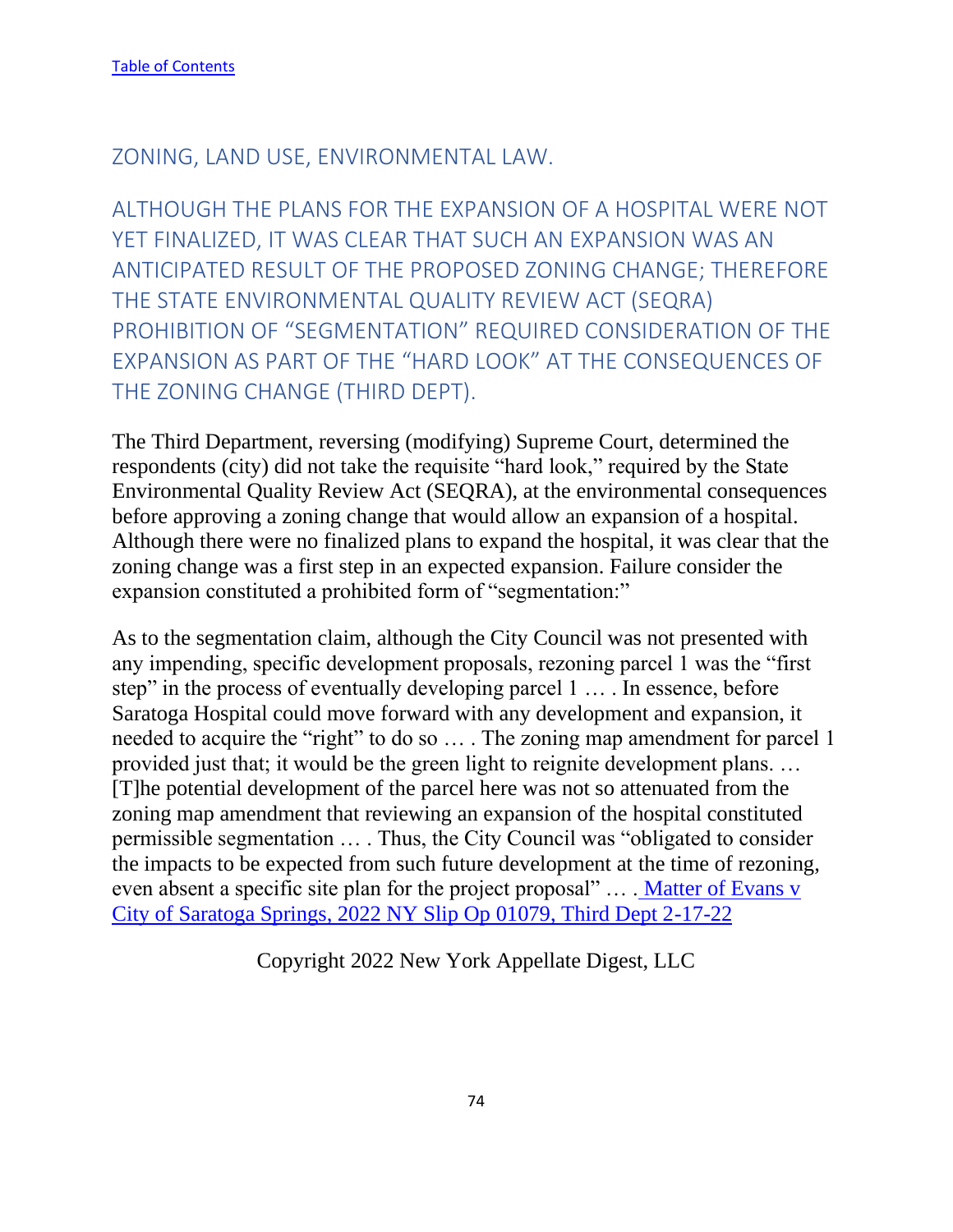[Table of Contents](#)

## ZONING, LAND USE, ENVIRONMENTAL LAW.

## ALTHOUGH THE PLANS FOR THE EXPANSION OF A HOSPITAL WERE NOT YET FINALIZED, IT WAS CLEAR THAT SUCH AN EXPANSION WAS AN ANTICIPATED RESULT OF THE PROPOSED ZONING CHANGE; THEREFORE THE STATE ENVIRONMENTAL QUALITY REVIEW ACT (SEQRA) PROHIBITION OF "SEGMENTATION" REQUIRED CONSIDERATION OF THE EXPANSION AS PART OF THE "HARD LOOK" AT THE CONSEQUENCES OF THE ZONING CHANGE (THIRD DEPT).

The Third Department, reversing (modifying) Supreme Court, determined the respondents (city) did not take the requisite "hard look," required by the State Environmental Quality Review Act (SEQRA), at the environmental consequences before approving a zoning change that would allow an expansion of a hospital. Although there were no finalized plans to expand the hospital, it was clear that the zoning change was a first step in an expected expansion. Failure consider the expansion constituted a prohibited form of "segmentation:"

As to the segmentation claim, although the City Council was not presented with any impending, specific development proposals, rezoning parcel 1 was the "first step" in the process of eventually developing parcel 1 … . In essence, before Saratoga Hospital could move forward with any development and expansion, it needed to acquire the "right" to do so … . The zoning map amendment for parcel 1 provided just that; it would be the green light to reignite development plans. … [T]he potential development of the parcel here was not so attenuated from the zoning map amendment that reviewing an expansion of the hospital constituted permissible segmentation … . Thus, the City Council was "obligated to consider the impacts to be expected from such future development at the time of rezoning, even absent a specific site plan for the project proposal" … . [Matter of Evans v City of Saratoga Springs, 2022 NY Slip Op 01079, Third Dept 2-17-22](#)

Copyright 2022 New York Appellate Digest, LLC